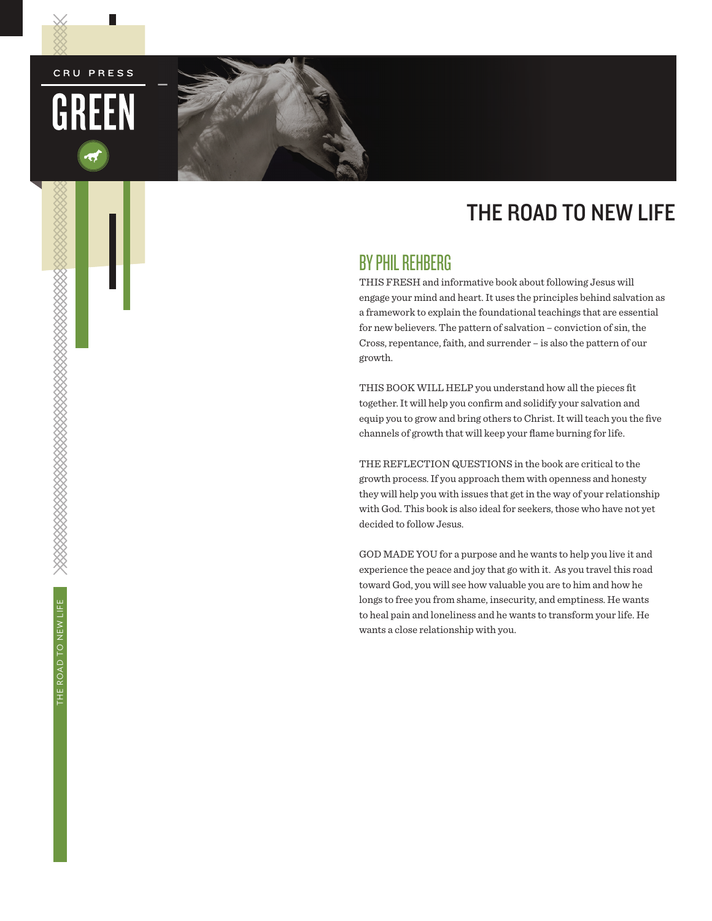CRU PRESS

GREEN

# THE ROAD TO NEW LIFE

## BY PHIL REHBERG

THIS FRESH and informative book about following Jesus will engage your mind and heart. It uses the principles behind salvation as a framework to explain the foundational teachings that are essential for new believers. The pattern of salvation – conviction of sin, the Cross, repentance, faith, and surrender – is also the pattern of our growth.

THIS BOOK WILL HELP you understand how all the pieces fit together. It will help you confirm and solidify your salvation and equip you to grow and bring others to Christ. It will teach you the five channels of growth that will keep your flame burning for life.

THE REFLECTION QUESTIONS in the book are critical to the growth process. If you approach them with openness and honesty they will help you with issues that get in the way of your relationship with God. This book is also ideal for seekers, those who have not yet decided to follow Jesus.

GOD MADE YOU for a purpose and he wants to help you live it and experience the peace and joy that go with it. As you travel this road toward God, you will see how valuable you are to him and how he longs to free you from shame, insecurity, and emptiness. He wants to heal pain and loneliness and he wants to transform your life. He wants a close relationship with you.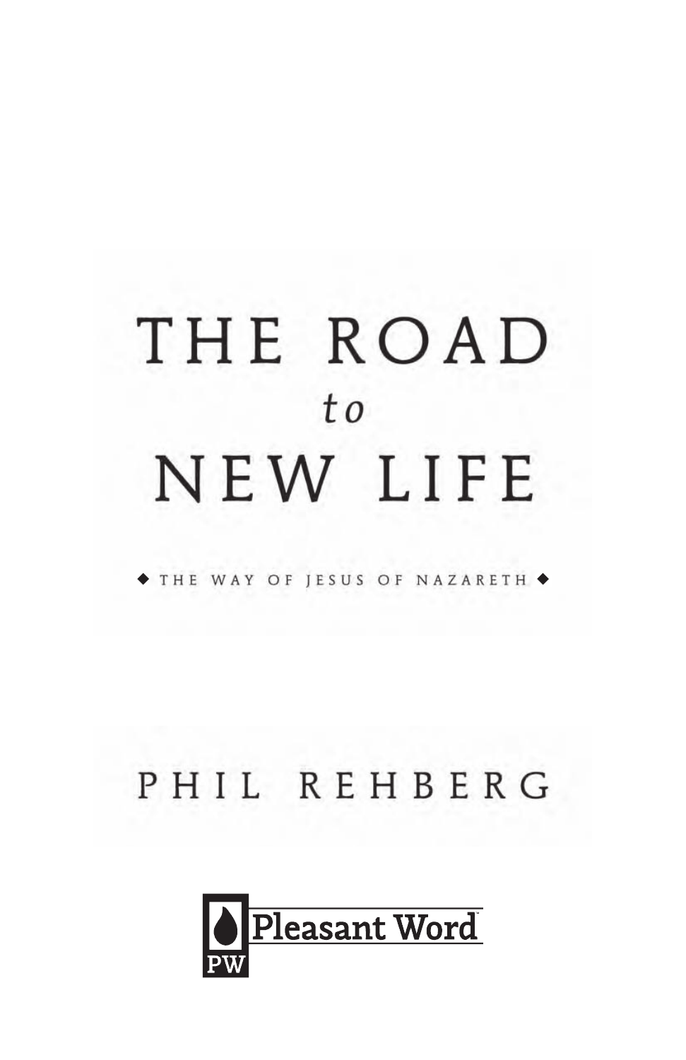# THE ROAD *to* NEW LIFE

◆ THE WAY OF JESUS OF NAZARETH ◆

PHIL REHBERG

Pleasant Word

PW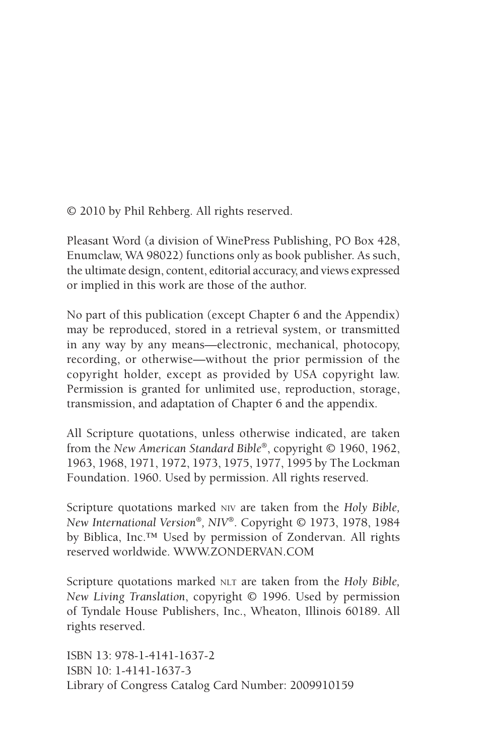© 2010 by Phil Rehberg. All rights reserved.

Pleasant Word (a division of WinePress Publishing, PO Box 428, Enumclaw, WA 98022) functions only as book publisher. As such, the ultimate design, content, editorial accuracy, and views expressed or implied in this work are those of the author.

No part of this publication (except Chapter 6 and the Appendix) may be reproduced, stored in a retrieval system, or transmitted in any way by any means—electronic, mechanical, photocopy, recording, or otherwise—without the prior permission of the copyright holder, except as provided by USA copyright law. Permission is granted for unlimited use, reproduction, storage, transmission, and adaptation of Chapter 6 and the appendix.

All Scripture quotations, unless otherwise indicated, are taken from the *New American Standard Bible*®, copyright © 1960, 1962, 1963, 1968, 1971, 1972, 1973, 1975, 1977, 1995 by The Lockman Foundation. 1960. Used by permission. All rights reserved.

Scripture quotations marked NIV are taken from the *Holy Bible, New International Version*®*, NIV*®. Copyright © 1973, 1978, 1984 by Biblica, Inc.™ Used by permission of Zondervan. All rights reserved worldwide. WWW.ZONDERVAN.COM

Scripture quotations marked NLT are taken from the *Holy Bible, New Living Translation*, copyright © 1996. Used by permission of Tyndale House Publishers, Inc., Wheaton, Illinois 60189. All rights reserved.

ISBN 13: 978-1-4141-1637-2
ISBN 10: 1-4141-1637-3
Library of Congress Catalog Card Number: 2009910159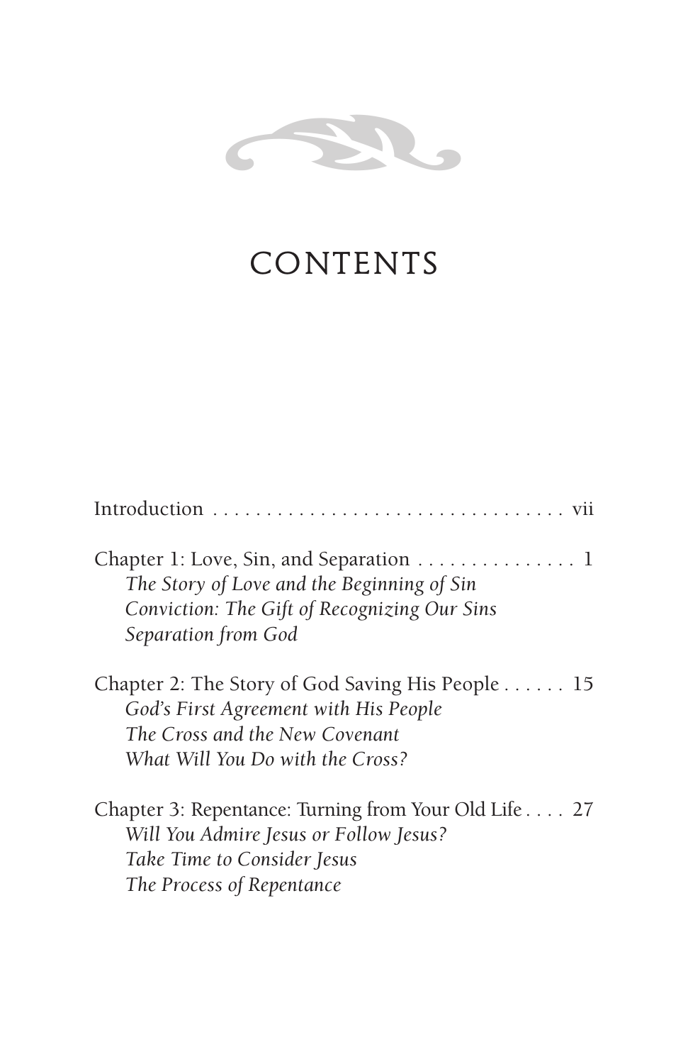# CONTENTS

Introduction . . . . . . . . . . . . . . . . . . . . . . . . . . . . . . . . . vii

Chapter 1: Love, Sin, and Separation . . . . . . . . . . . . . . . 1
*The Story of Love and the Beginning of Sin*
*Conviction: The Gift of Recognizing Our Sins*
*Separation from God*

Chapter 2: The Story of God Saving His People . . . . . . 15
*God's First Agreement with His People*
*The Cross and the New Covenant*
*What Will You Do with the Cross?*

Chapter 3: Repentance: Turning from Your Old Life . . . . 27
*Will You Admire Jesus or Follow Jesus?*
*Take Time to Consider Jesus*
*The Process of Repentance*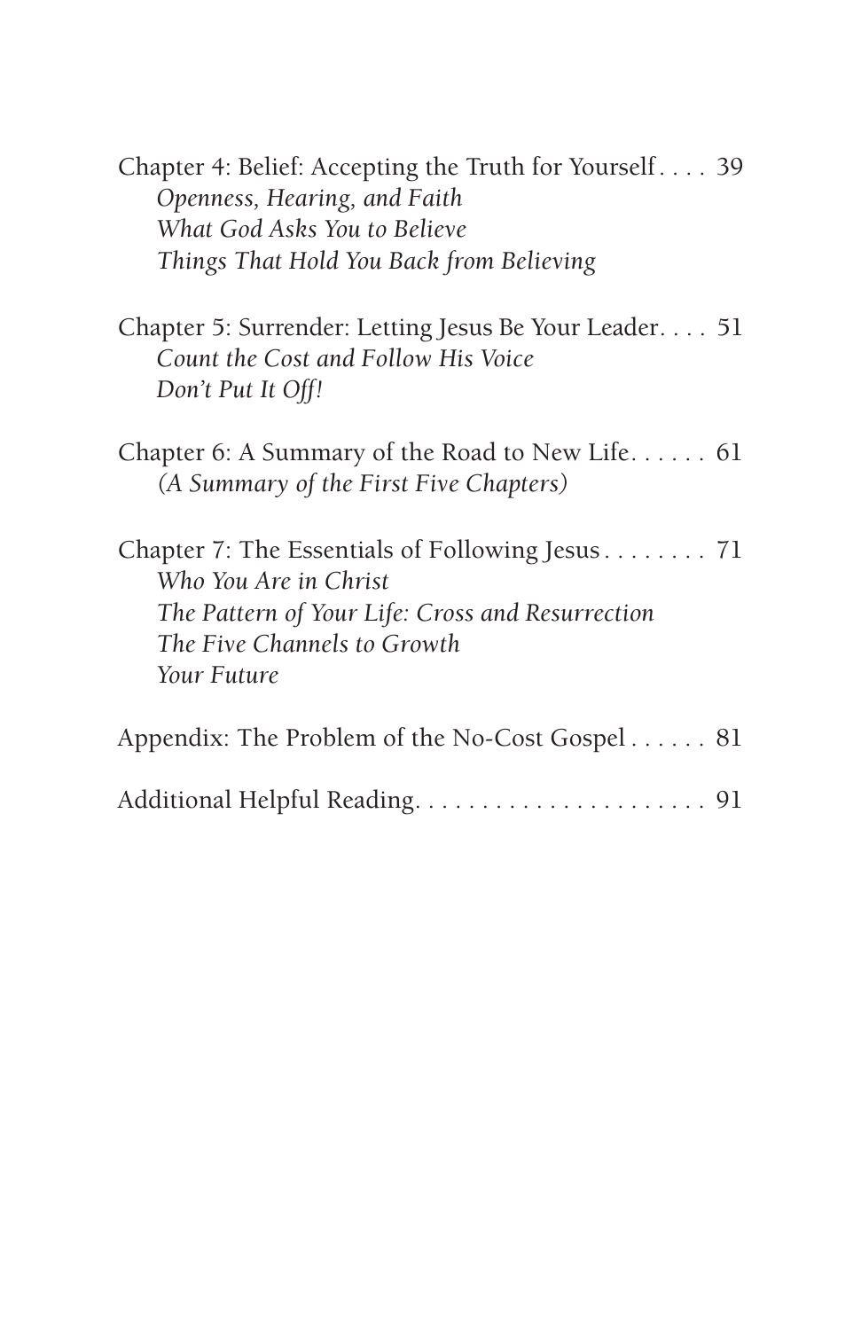Chapter 4: Belief: Accepting the Truth for Yourself . . . . 39
*Openness, Hearing, and Faith*
*What God Asks You to Believe*
*Things That Hold You Back from Believing*

Chapter 5: Surrender: Letting Jesus Be Your Leader . . . . 51
*Count the Cost and Follow His Voice*
*Don't Put It Off!*

Chapter 6: A Summary of the Road to New Life . . . . . . 61
*(A Summary of the First Five Chapters)*

Chapter 7: The Essentials of Following Jesus . . . . . . . . 71
*Who You Are in Christ*
*The Pattern of Your Life: Cross and Resurrection*
*The Five Channels to Growth*
*Your Future*

Appendix: The Problem of the No-Cost Gospel . . . . . . 81

Additional Helpful Reading . . . . . . . . . . . . . . . . . . . . . . . 91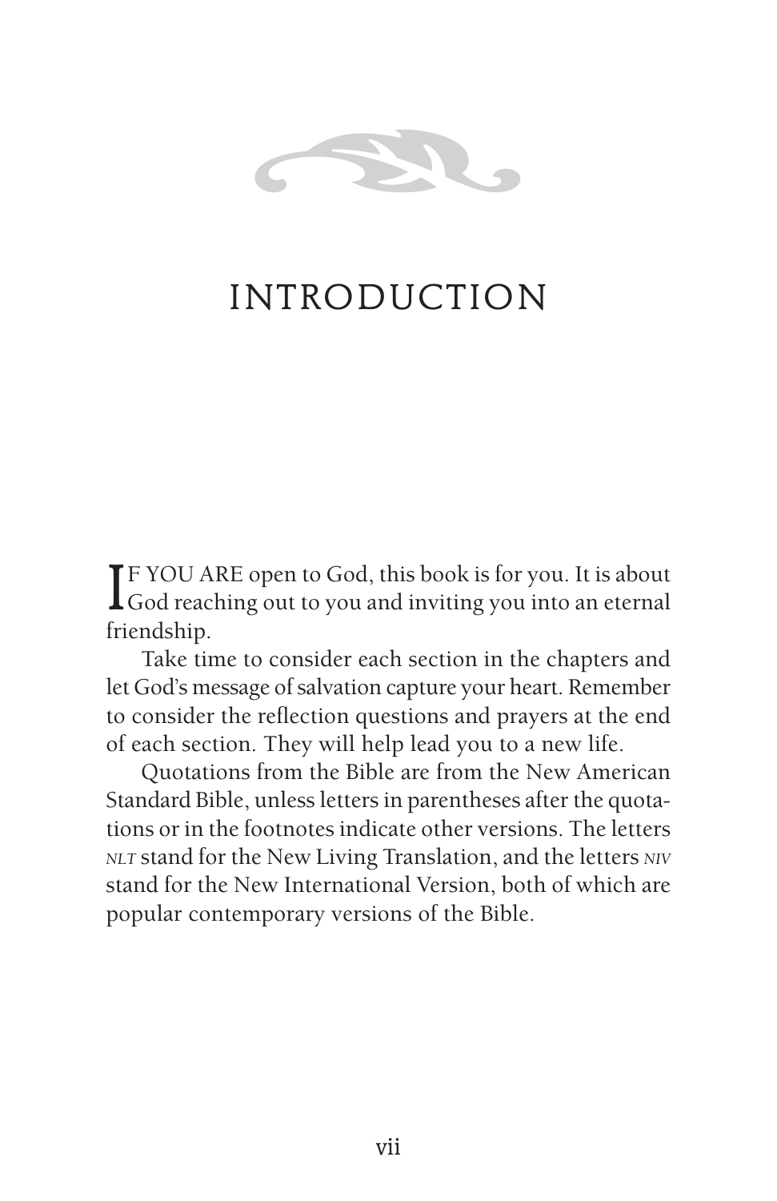# INTRODUCTION

IF YOU ARE open to God, this book is for you. It is about God reaching out to you and inviting you into an eternal friendship.

Take time to consider each section in the chapters and let God's message of salvation capture your heart. Remember to consider the reflection questions and prayers at the end of each section. They will help lead you to a new life.

Quotations from the Bible are from the New American Standard Bible, unless letters in parentheses after the quotations or in the footnotes indicate other versions. The letters *NLT* stand for the New Living Translation, and the letters *NIV* stand for the New International Version, both of which are popular contemporary versions of the Bible.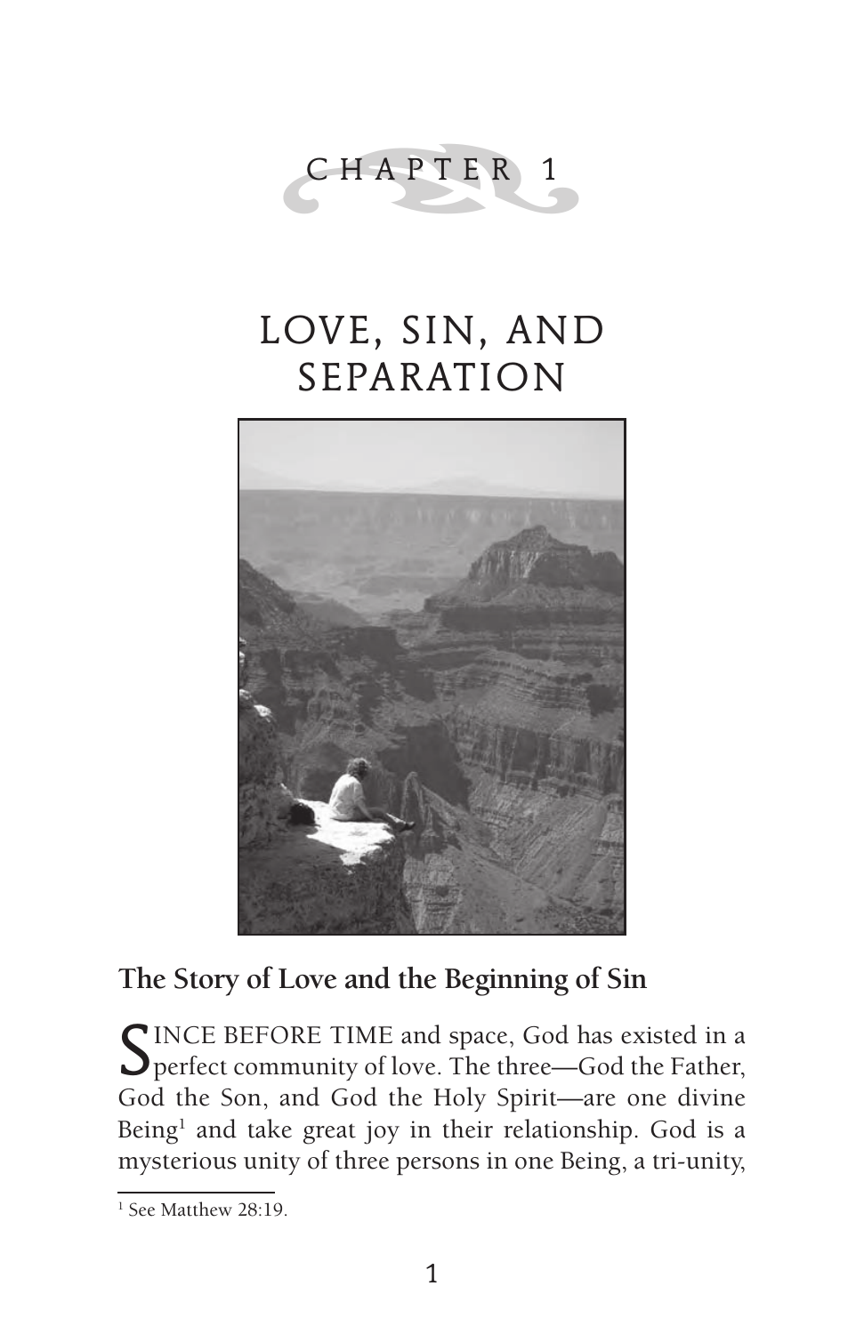# CHAPTER 1

# LOVE, SIN, AND SEPARATION

## The Story of Love and the Beginning of Sin

SINCE BEFORE TIME and space, God has existed in a perfect community of love. The three—God the Father, God the Son, and God the Holy Spirit—are one divine Being[1] and take great joy in their relationship. God is a mysterious unity of three persons in one Being, a tri-unity,

[1] See Matthew 28:19.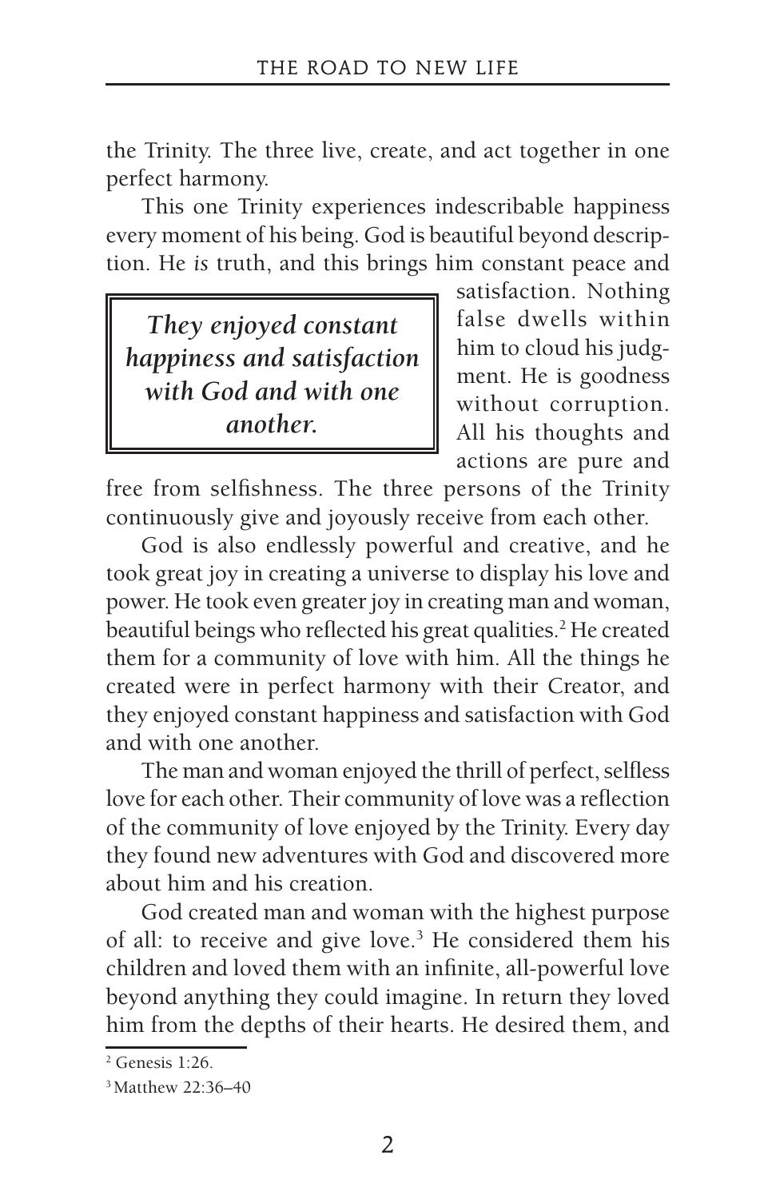the Trinity. The three live, create, and act together in one perfect harmony.

This one Trinity experiences indescribable happiness every moment of his being. God is beautiful beyond description. He *is* truth, and this brings him constant peace and satisfaction. Nothing false dwells within him to cloud his judgment. He is goodness without corruption. All his thoughts and actions are pure and free from selfishness. The three persons of the Trinity continuously give and joyously receive from each other.

> ***They enjoyed constant happiness and satisfaction with God and with one another.***

God is also endlessly powerful and creative, and he took great joy in creating a universe to display his love and power. He took even greater joy in creating man and woman, beautiful beings who reflected his great qualities.[2] He created them for a community of love with him. All the things he created were in perfect harmony with their Creator, and they enjoyed constant happiness and satisfaction with God and with one another.

The man and woman enjoyed the thrill of perfect, selfless love for each other. Their community of love was a reflection of the community of love enjoyed by the Trinity. Every day they found new adventures with God and discovered more about him and his creation.

God created man and woman with the highest purpose of all: to receive and give love.[3] He considered them his children and loved them with an infinite, all-powerful love beyond anything they could imagine. In return they loved him from the depths of their hearts. He desired them, and

---

[2] Genesis 1:26.

[3] Matthew 22:36–40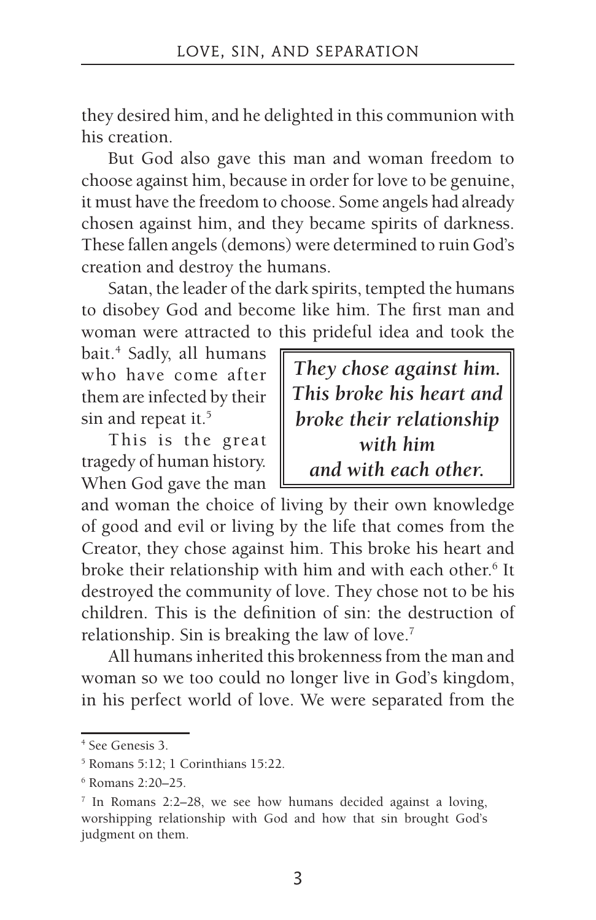they desired him, and he delighted in this communion with his creation.

But God also gave this man and woman freedom to choose against him, because in order for love to be genuine, it must have the freedom to choose. Some angels had already chosen against him, and they became spirits of darkness. These fallen angels (demons) were determined to ruin God's creation and destroy the humans.

Satan, the leader of the dark spirits, tempted the humans to disobey God and become like him. The first man and woman were attracted to this prideful idea and took the bait.[4] Sadly, all humans who have come after them are infected by their sin and repeat it.[5]

> ***They chose against him. This broke his heart and broke their relationship with him and with each other.***

This is the great tragedy of human history. When God gave the man and woman the choice of living by their own knowledge of good and evil or living by the life that comes from the Creator, they chose against him. This broke his heart and broke their relationship with him and with each other.[6] It destroyed the community of love. They chose not to be his children. This is the definition of sin: the destruction of relationship. Sin is breaking the law of love.[7]

All humans inherited this brokenness from the man and woman so we too could no longer live in God's kingdom, in his perfect world of love. We were separated from the

---

[4] See Genesis 3.

[5] Romans 5:12; 1 Corinthians 15:22.

[6] Romans 2:20–25.

[7] In Romans 2:2–28, we see how humans decided against a loving, worshipping relationship with God and how that sin brought God's judgment on them.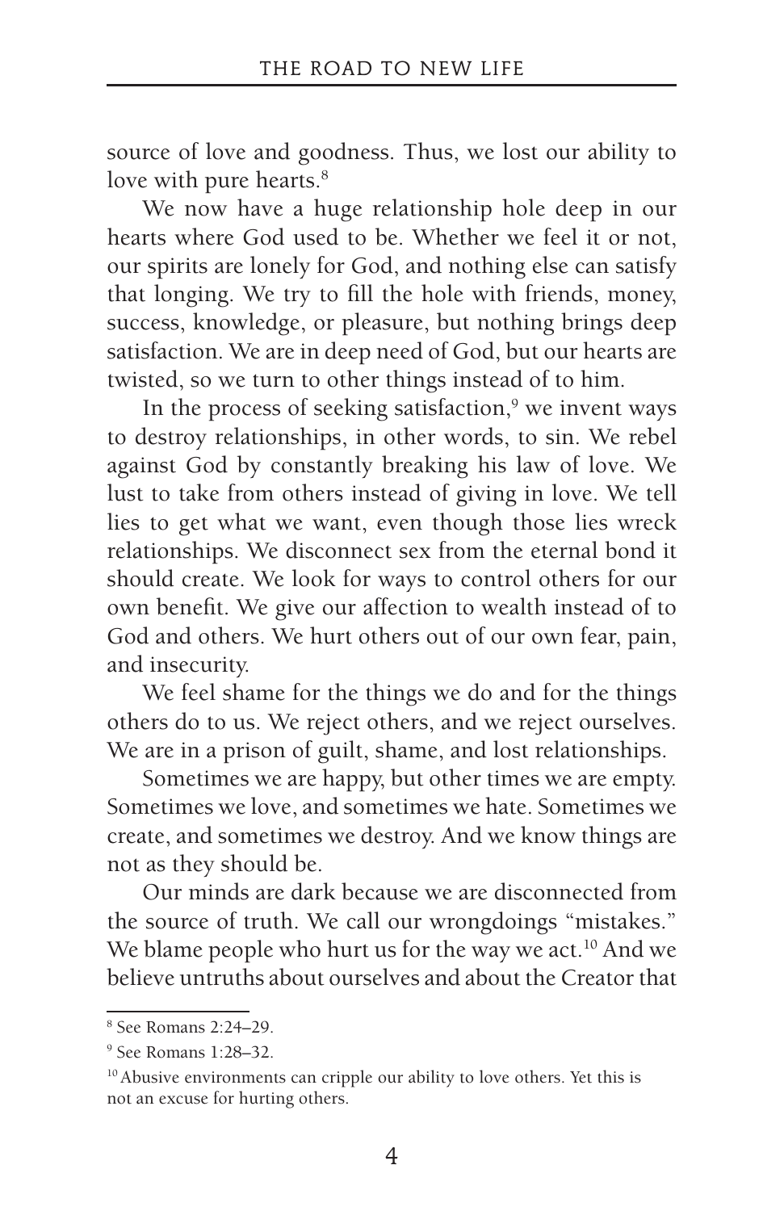source of love and goodness. Thus, we lost our ability to love with pure hearts.[8]

We now have a huge relationship hole deep in our hearts where God used to be. Whether we feel it or not, our spirits are lonely for God, and nothing else can satisfy that longing. We try to fill the hole with friends, money, success, knowledge, or pleasure, but nothing brings deep satisfaction. We are in deep need of God, but our hearts are twisted, so we turn to other things instead of to him.

In the process of seeking satisfaction,[9] we invent ways to destroy relationships, in other words, to sin. We rebel against God by constantly breaking his law of love. We lust to take from others instead of giving in love. We tell lies to get what we want, even though those lies wreck relationships. We disconnect sex from the eternal bond it should create. We look for ways to control others for our own benefit. We give our affection to wealth instead of to God and others. We hurt others out of our own fear, pain, and insecurity.

We feel shame for the things we do and for the things others do to us. We reject others, and we reject ourselves. We are in a prison of guilt, shame, and lost relationships.

Sometimes we are happy, but other times we are empty. Sometimes we love, and sometimes we hate. Sometimes we create, and sometimes we destroy. And we know things are not as they should be.

Our minds are dark because we are disconnected from the source of truth. We call our wrongdoings "mistakes." We blame people who hurt us for the way we act.[10] And we believe untruths about ourselves and about the Creator that

---

[8] See Romans 2:24–29.

[9] See Romans 1:28–32.

[10] Abusive environments can cripple our ability to love others. Yet this is not an excuse for hurting others.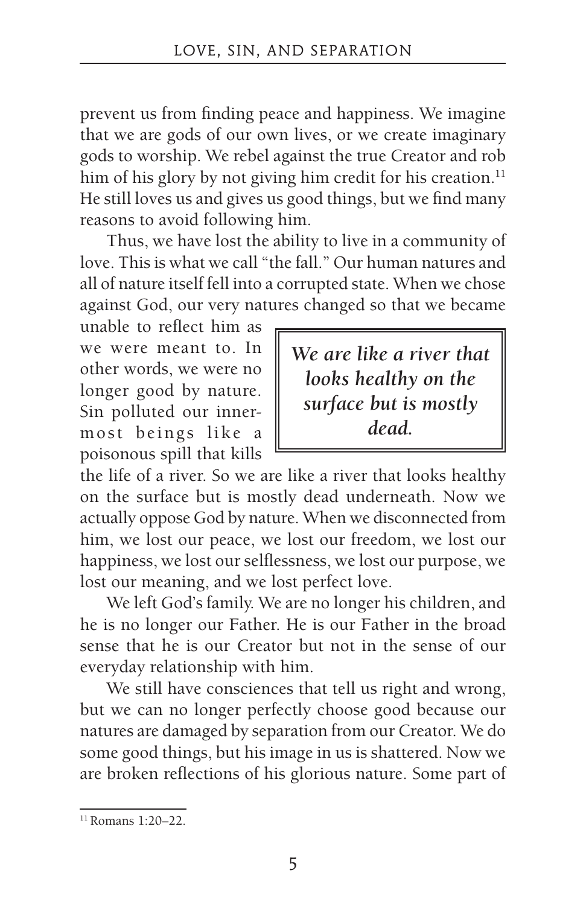prevent us from finding peace and happiness. We imagine that we are gods of our own lives, or we create imaginary gods to worship. We rebel against the true Creator and rob him of his glory by not giving him credit for his creation.[11] He still loves us and gives us good things, but we find many reasons to avoid following him.

Thus, we have lost the ability to live in a community of love. This is what we call "the fall." Our human natures and all of nature itself fell into a corrupted state. When we chose against God, our very natures changed so that we became unable to reflect him as we were meant to. In other words, we were no longer good by nature. Sin polluted our innermost beings like a poisonous spill that kills the life of a river. So we are like a river that looks healthy on the surface but is mostly dead underneath. Now we actually oppose God by nature. When we disconnected from him, we lost our peace, we lost our freedom, we lost our happiness, we lost our selflessness, we lost our purpose, we lost our meaning, and we lost perfect love.

> ***We are like a river that looks healthy on the surface but is mostly dead.***

We left God's family. We are no longer his children, and he is no longer our Father. He is our Father in the broad sense that he is our Creator but not in the sense of our everyday relationship with him.

We still have consciences that tell us right and wrong, but we can no longer perfectly choose good because our natures are damaged by separation from our Creator. We do some good things, but his image in us is shattered. Now we are broken reflections of his glorious nature. Some part of

[11] Romans 1:20–22.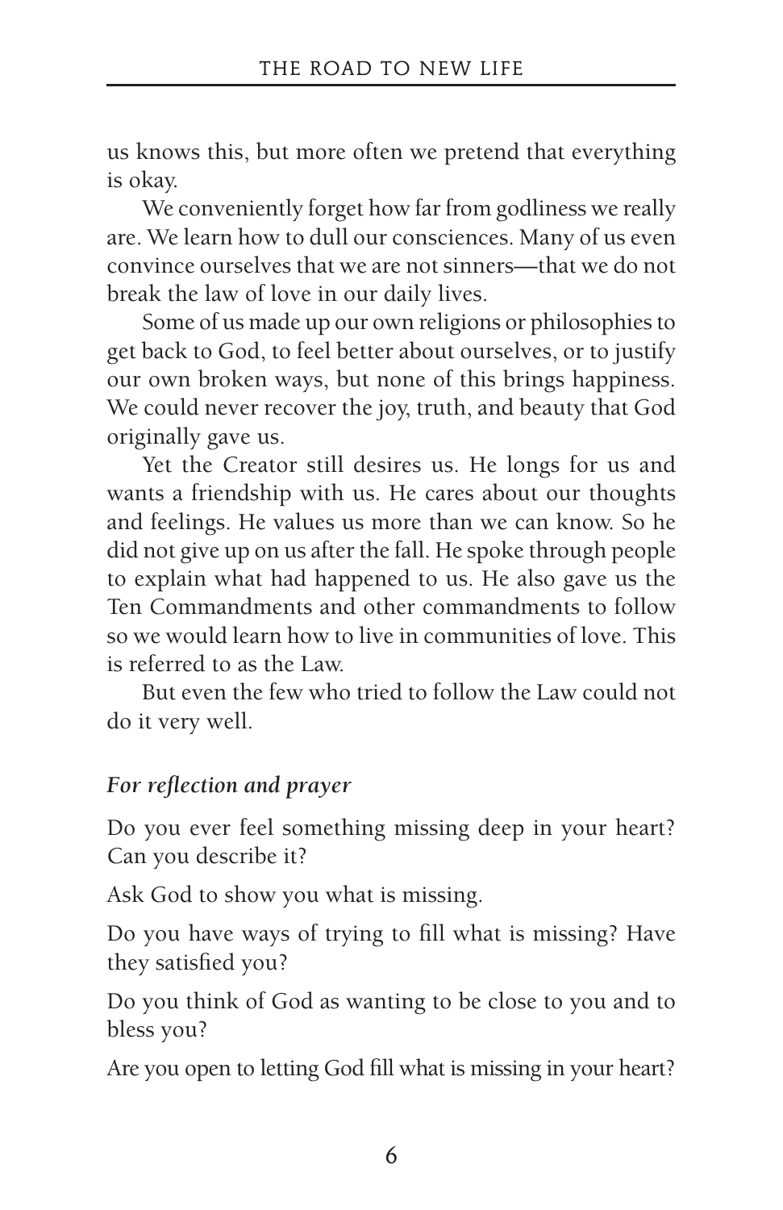us knows this, but more often we pretend that everything is okay.

We conveniently forget how far from godliness we really are. We learn how to dull our consciences. Many of us even convince ourselves that we are not sinners—that we do not break the law of love in our daily lives.

Some of us made up our own religions or philosophies to get back to God, to feel better about ourselves, or to justify our own broken ways, but none of this brings happiness. We could never recover the joy, truth, and beauty that God originally gave us.

Yet the Creator still desires us. He longs for us and wants a friendship with us. He cares about our thoughts and feelings. He values us more than we can know. So he did not give up on us after the fall. He spoke through people to explain what had happened to us. He also gave us the Ten Commandments and other commandments to follow so we would learn how to live in communities of love. This is referred to as the Law.

But even the few who tried to follow the Law could not do it very well.

### *For reflection and prayer*

Do you ever feel something missing deep in your heart? Can you describe it?

Ask God to show you what is missing.

Do you have ways of trying to fill what is missing? Have they satisfied you?

Do you think of God as wanting to be close to you and to bless you?

Are you open to letting God fill what is missing in your heart?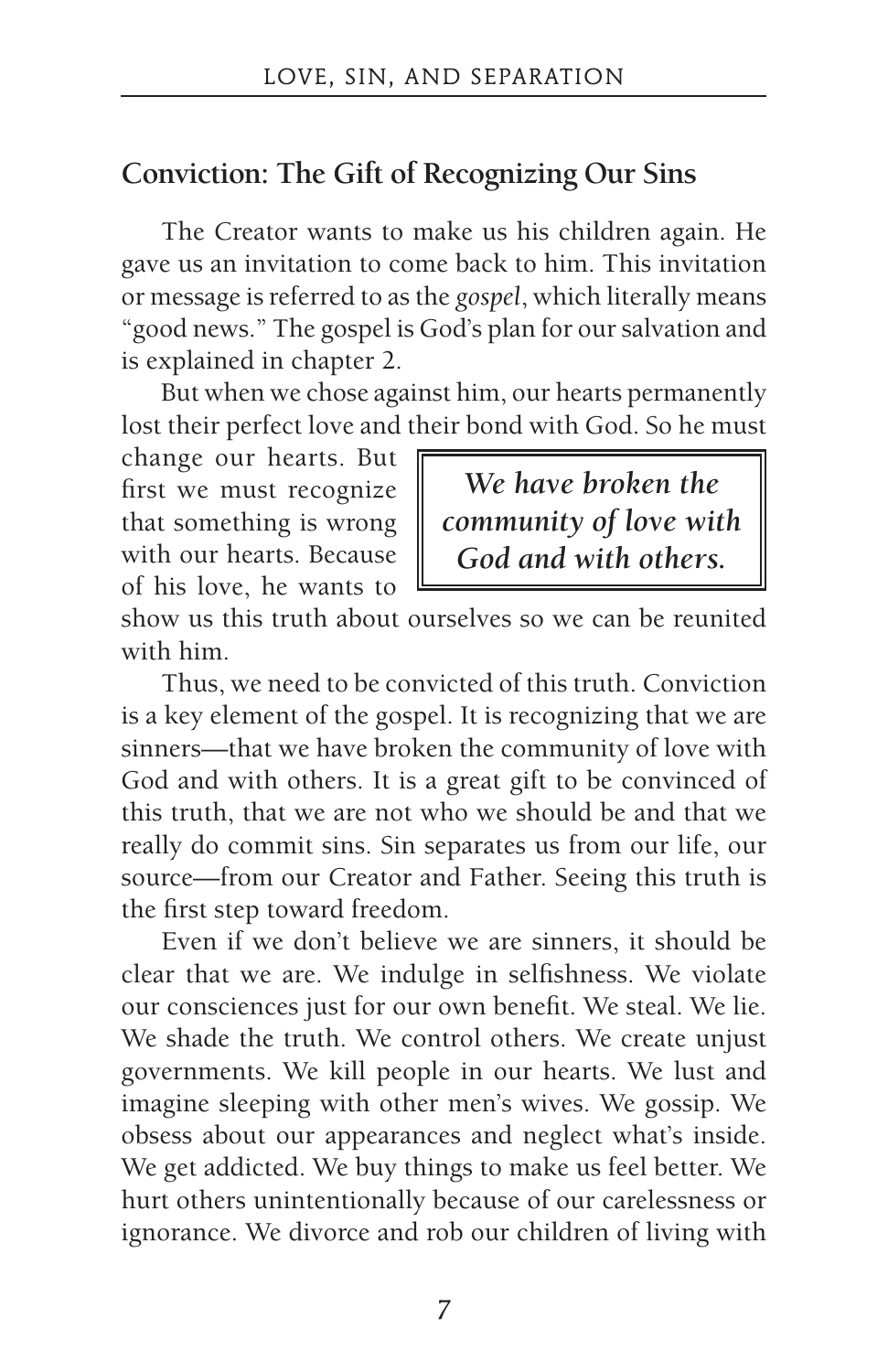## Conviction: The Gift of Recognizing Our Sins

The Creator wants to make us his children again. He gave us an invitation to come back to him. This invitation or message is referred to as the *gospel*, which literally means "good news." The gospel is God's plan for our salvation and is explained in chapter 2.

But when we chose against him, our hearts permanently lost their perfect love and their bond with God. So he must change our hearts. But first we must recognize that something is wrong with our hearts. Because of his love, he wants to show us this truth about ourselves so we can be reunited with him.

> ***We have broken the community of love with God and with others.***

Thus, we need to be convicted of this truth. Conviction is a key element of the gospel. It is recognizing that we are sinners—that we have broken the community of love with God and with others. It is a great gift to be convinced of this truth, that we are not who we should be and that we really do commit sins. Sin separates us from our life, our source—from our Creator and Father. Seeing this truth is the first step toward freedom.

Even if we don't believe we are sinners, it should be clear that we are. We indulge in selfishness. We violate our consciences just for our own benefit. We steal. We lie. We shade the truth. We control others. We create unjust governments. We kill people in our hearts. We lust and imagine sleeping with other men's wives. We gossip. We obsess about our appearances and neglect what's inside. We get addicted. We buy things to make us feel better. We hurt others unintentionally because of our carelessness or ignorance. We divorce and rob our children of living with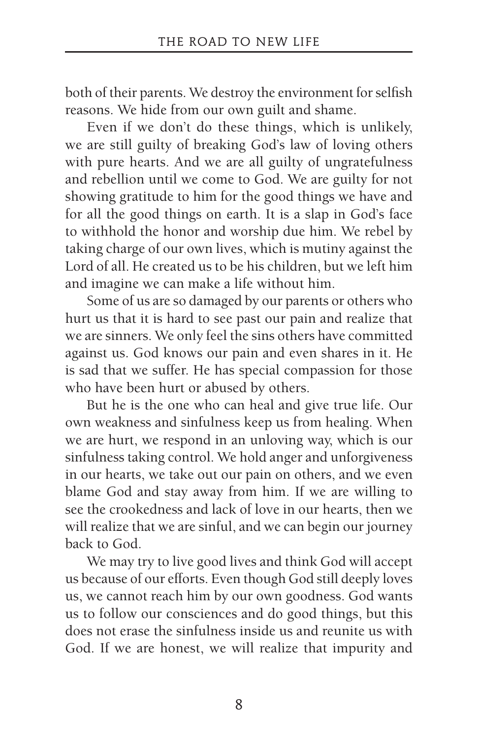both of their parents. We destroy the environment for selfish reasons. We hide from our own guilt and shame.

Even if we don't do these things, which is unlikely, we are still guilty of breaking God's law of loving others with pure hearts. And we are all guilty of ungratefulness and rebellion until we come to God. We are guilty for not showing gratitude to him for the good things we have and for all the good things on earth. It is a slap in God's face to withhold the honor and worship due him. We rebel by taking charge of our own lives, which is mutiny against the Lord of all. He created us to be his children, but we left him and imagine we can make a life without him.

Some of us are so damaged by our parents or others who hurt us that it is hard to see past our pain and realize that we are sinners. We only feel the sins others have committed against us. God knows our pain and even shares in it. He is sad that we suffer. He has special compassion for those who have been hurt or abused by others.

But he is the one who can heal and give true life. Our own weakness and sinfulness keep us from healing. When we are hurt, we respond in an unloving way, which is our sinfulness taking control. We hold anger and unforgiveness in our hearts, we take out our pain on others, and we even blame God and stay away from him. If we are willing to see the crookedness and lack of love in our hearts, then we will realize that we are sinful, and we can begin our journey back to God.

We may try to live good lives and think God will accept us because of our efforts. Even though God still deeply loves us, we cannot reach him by our own goodness. God wants us to follow our consciences and do good things, but this does not erase the sinfulness inside us and reunite us with God. If we are honest, we will realize that impurity and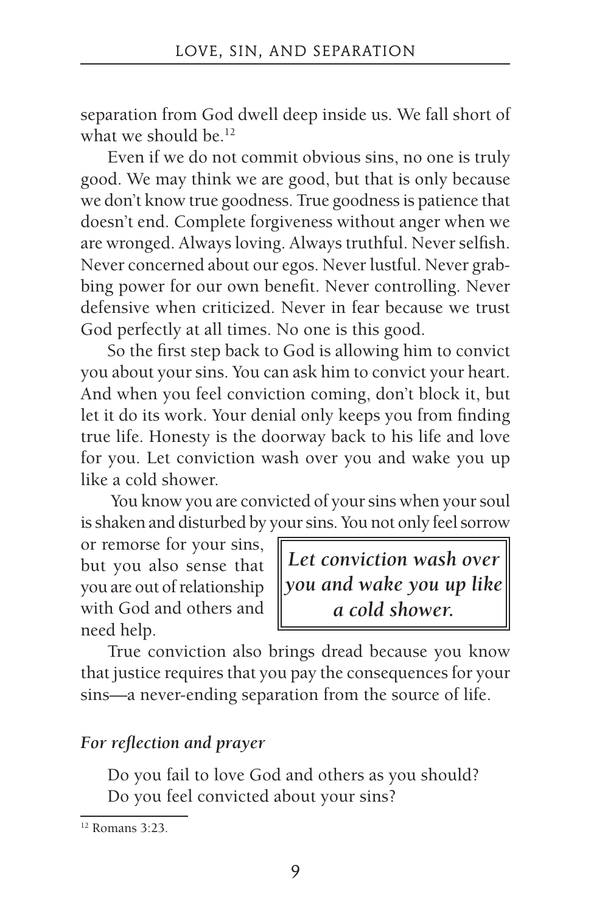separation from God dwell deep inside us. We fall short of what we should be.[12]

Even if we do not commit obvious sins, no one is truly good. We may think we are good, but that is only because we don't know true goodness. True goodness is patience that doesn't end. Complete forgiveness without anger when we are wronged. Always loving. Always truthful. Never selfish. Never concerned about our egos. Never lustful. Never grabbing power for our own benefit. Never controlling. Never defensive when criticized. Never in fear because we trust God perfectly at all times. No one is this good.

So the first step back to God is allowing him to convict you about your sins. You can ask him to convict your heart. And when you feel conviction coming, don't block it, but let it do its work. Your denial only keeps you from finding true life. Honesty is the doorway back to his life and love for you. Let conviction wash over you and wake you up like a cold shower.

You know you are convicted of your sins when your soul is shaken and disturbed by your sins. You not only feel sorrow or remorse for your sins, but you also sense that you are out of relationship with God and others and need help.

> ***Let conviction wash over you and wake you up like a cold shower.***

True conviction also brings dread because you know that justice requires that you pay the consequences for your sins—a never-ending separation from the source of life.

***For reflection and prayer***

Do you fail to love God and others as you should?
Do you feel convicted about your sins?

---

[12] Romans 3:23.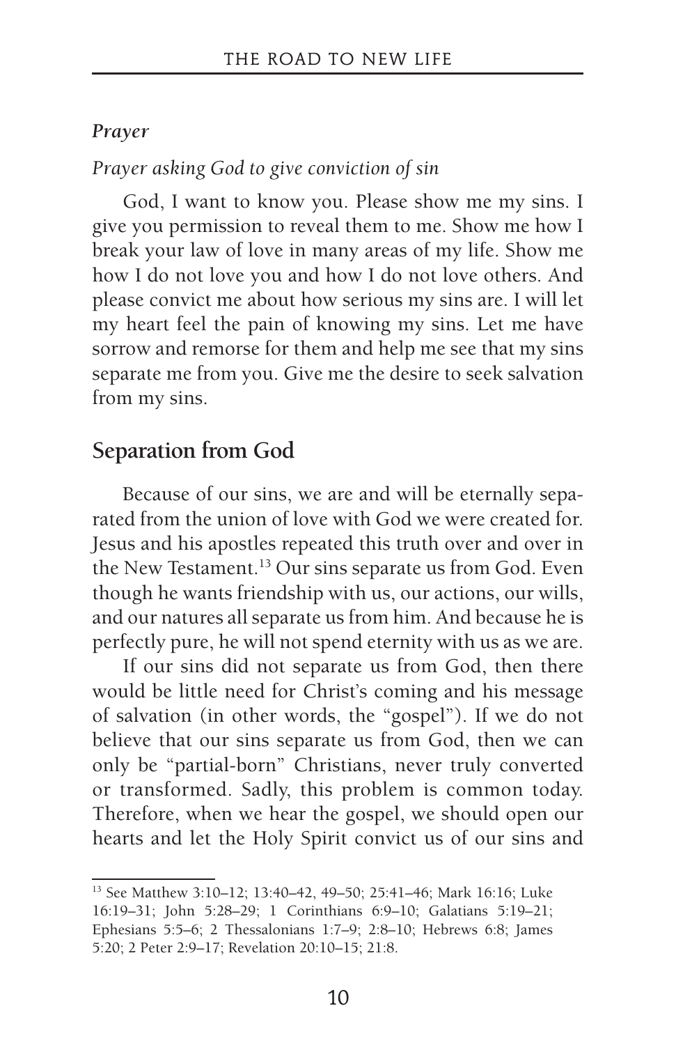*Prayer*

*Prayer asking God to give conviction of sin*

God, I want to know you. Please show me my sins. I give you permission to reveal them to me. Show me how I break your law of love in many areas of my life. Show me how I do not love you and how I do not love others. And please convict me about how serious my sins are. I will let my heart feel the pain of knowing my sins. Let me have sorrow and remorse for them and help me see that my sins separate me from you. Give me the desire to seek salvation from my sins.

## Separation from God

Because of our sins, we are and will be eternally separated from the union of love with God we were created for. Jesus and his apostles repeated this truth over and over in the New Testament.[13] Our sins separate us from God. Even though he wants friendship with us, our actions, our wills, and our natures all separate us from him. And because he is perfectly pure, he will not spend eternity with us as we are.

If our sins did not separate us from God, then there would be little need for Christ's coming and his message of salvation (in other words, the "gospel"). If we do not believe that our sins separate us from God, then we can only be "partial-born" Christians, never truly converted or transformed. Sadly, this problem is common today. Therefore, when we hear the gospel, we should open our hearts and let the Holy Spirit convict us of our sins and

[13] See Matthew 3:10–12; 13:40–42, 49–50; 25:41–46; Mark 16:16; Luke 16:19–31; John 5:28–29; 1 Corinthians 6:9–10; Galatians 5:19–21; Ephesians 5:5–6; 2 Thessalonians 1:7–9; 2:8–10; Hebrews 6:8; James 5:20; 2 Peter 2:9–17; Revelation 20:10–15; 21:8.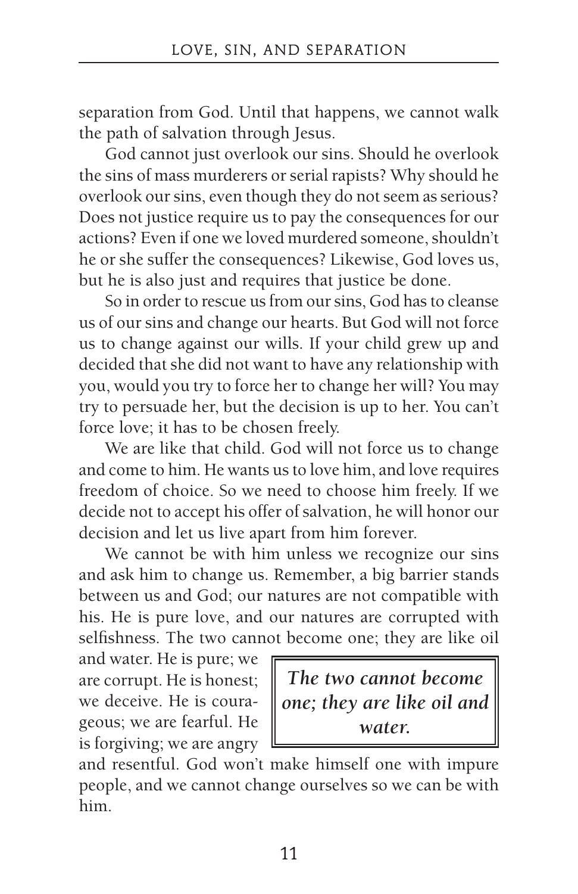separation from God. Until that happens, we cannot walk the path of salvation through Jesus.

God cannot just overlook our sins. Should he overlook the sins of mass murderers or serial rapists? Why should he overlook our sins, even though they do not seem as serious? Does not justice require us to pay the consequences for our actions? Even if one we loved murdered someone, shouldn't he or she suffer the consequences? Likewise, God loves us, but he is also just and requires that justice be done.

So in order to rescue us from our sins, God has to cleanse us of our sins and change our hearts. But God will not force us to change against our wills. If your child grew up and decided that she did not want to have any relationship with you, would you try to force her to change her will? You may try to persuade her, but the decision is up to her. You can't force love; it has to be chosen freely.

We are like that child. God will not force us to change and come to him. He wants us to love him, and love requires freedom of choice. So we need to choose him freely. If we decide not to accept his offer of salvation, he will honor our decision and let us live apart from him forever.

We cannot be with him unless we recognize our sins and ask him to change us. Remember, a big barrier stands between us and God; our natures are not compatible with his. He is pure love, and our natures are corrupted with selfishness. The two cannot become one; they are like oil and water. He is pure; we are corrupt. He is honest; we deceive. He is courageous; we are fearful. He is forgiving; we are angry and resentful. God won't make himself one with impure people, and we cannot change ourselves so we can be with him.

> ***The two cannot become one; they are like oil and water.***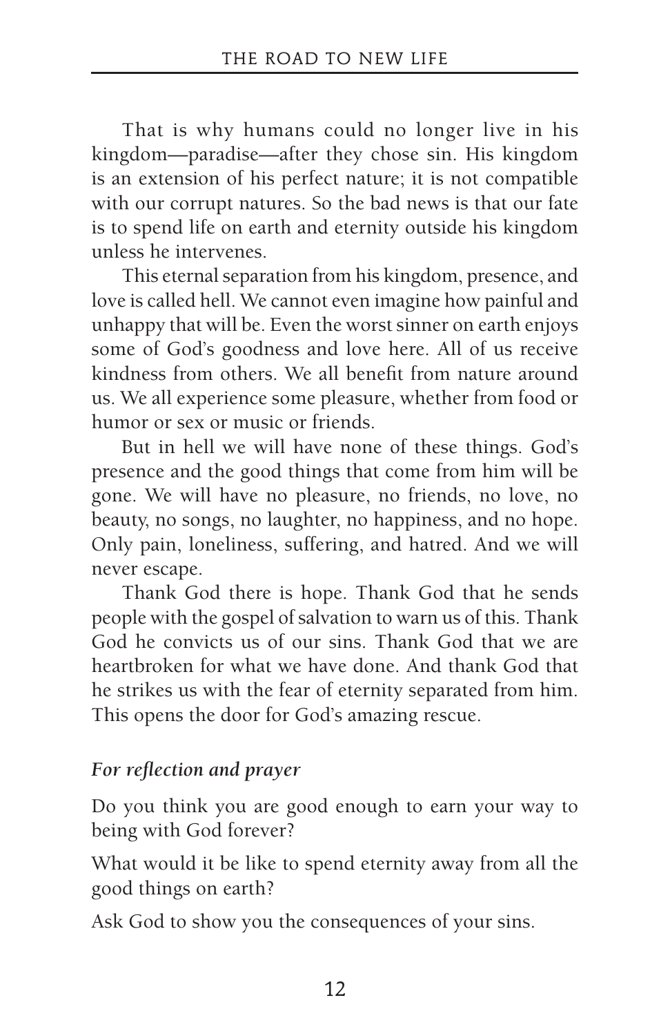That is why humans could no longer live in his kingdom—paradise—after they chose sin. His kingdom is an extension of his perfect nature; it is not compatible with our corrupt natures. So the bad news is that our fate is to spend life on earth and eternity outside his kingdom unless he intervenes.

This eternal separation from his kingdom, presence, and love is called hell. We cannot even imagine how painful and unhappy that will be. Even the worst sinner on earth enjoys some of God's goodness and love here. All of us receive kindness from others. We all benefit from nature around us. We all experience some pleasure, whether from food or humor or sex or music or friends.

But in hell we will have none of these things. God's presence and the good things that come from him will be gone. We will have no pleasure, no friends, no love, no beauty, no songs, no laughter, no happiness, and no hope. Only pain, loneliness, suffering, and hatred. And we will never escape.

Thank God there is hope. Thank God that he sends people with the gospel of salvation to warn us of this. Thank God he convicts us of our sins. Thank God that we are heartbroken for what we have done. And thank God that he strikes us with the fear of eternity separated from him. This opens the door for God's amazing rescue.

***For reflection and prayer***

Do you think you are good enough to earn your way to being with God forever?

What would it be like to spend eternity away from all the good things on earth?

Ask God to show you the consequences of your sins.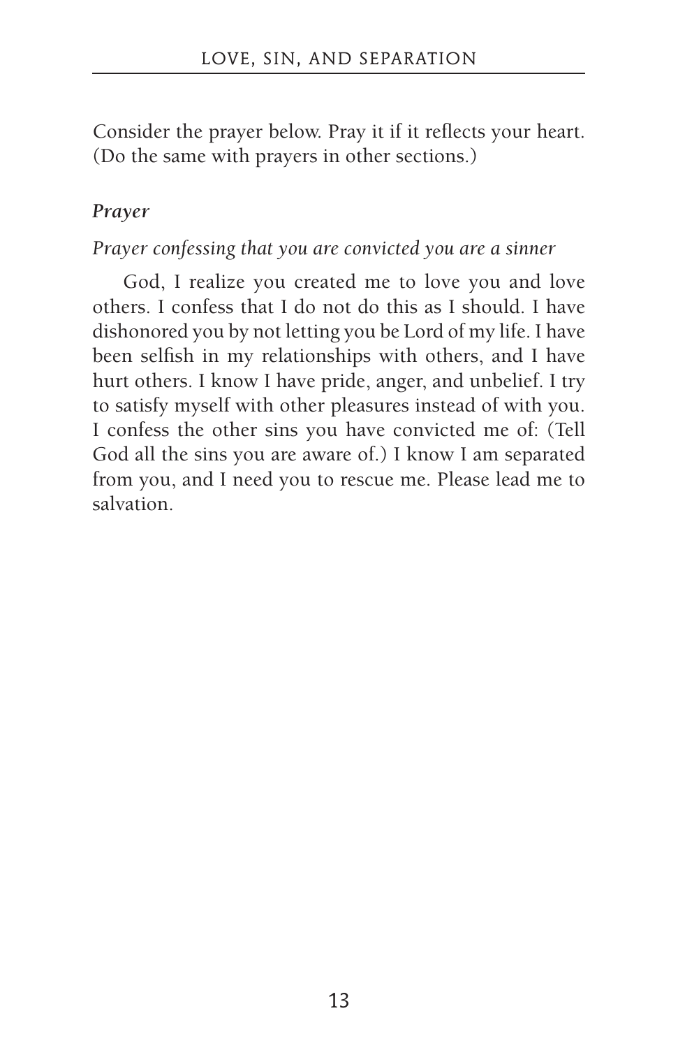Consider the prayer below. Pray it if it reflects your heart. (Do the same with prayers in other sections.)

***Prayer***

*Prayer confessing that you are convicted you are a sinner*

God, I realize you created me to love you and love others. I confess that I do not do this as I should. I have dishonored you by not letting you be Lord of my life. I have been selfish in my relationships with others, and I have hurt others. I know I have pride, anger, and unbelief. I try to satisfy myself with other pleasures instead of with you. I confess the other sins you have convicted me of: (Tell God all the sins you are aware of.) I know I am separated from you, and I need you to rescue me. Please lead me to salvation.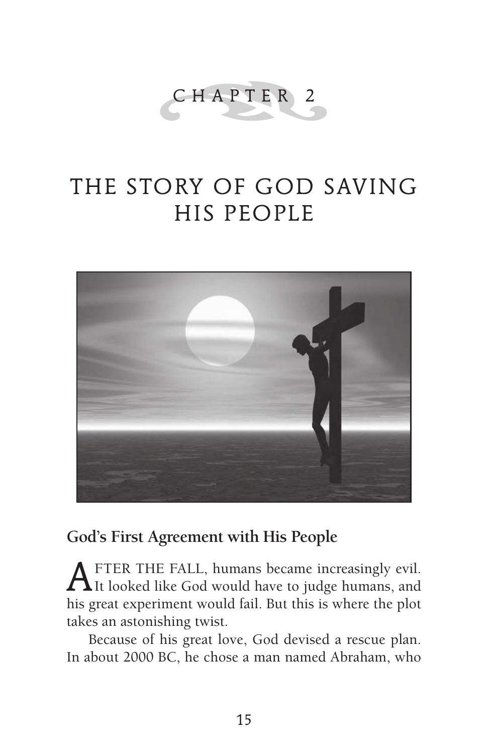# CHAPTER 2

# THE STORY OF GOD SAVING HIS PEOPLE

## God's First Agreement with His People

AFTER THE FALL, humans became increasingly evil. It looked like God would have to judge humans, and his great experiment would fail. But this is where the plot takes an astonishing twist.

Because of his great love, God devised a rescue plan. In about 2000 BC, he chose a man named Abraham, who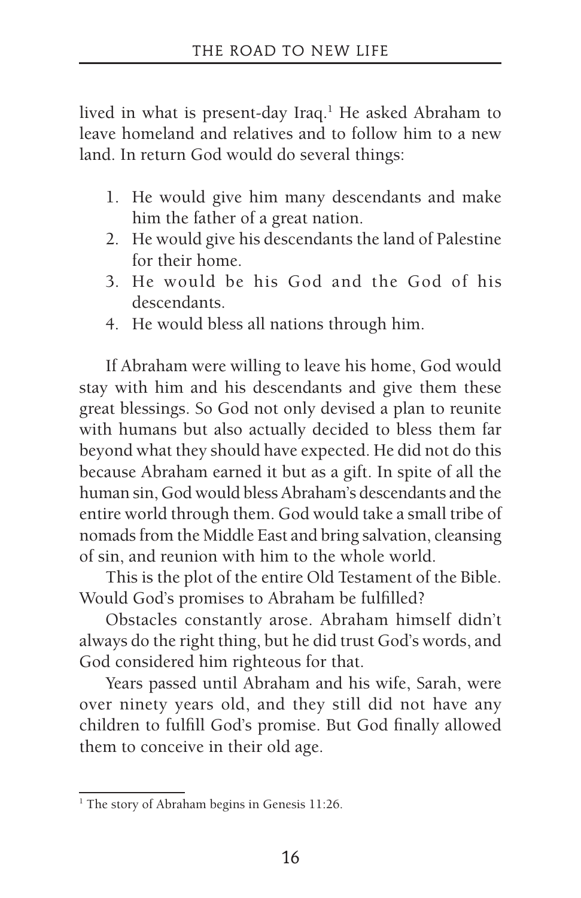lived in what is present-day Iraq.[1] He asked Abraham to leave homeland and relatives and to follow him to a new land. In return God would do several things:

1. He would give him many descendants and make him the father of a great nation.
2. He would give his descendants the land of Palestine for their home.
3. He would be his God and the God of his descendants.
4. He would bless all nations through him.

If Abraham were willing to leave his home, God would stay with him and his descendants and give them these great blessings. So God not only devised a plan to reunite with humans but also actually decided to bless them far beyond what they should have expected. He did not do this because Abraham earned it but as a gift. In spite of all the human sin, God would bless Abraham's descendants and the entire world through them. God would take a small tribe of nomads from the Middle East and bring salvation, cleansing of sin, and reunion with him to the whole world.

This is the plot of the entire Old Testament of the Bible. Would God's promises to Abraham be fulfilled?

Obstacles constantly arose. Abraham himself didn't always do the right thing, but he did trust God's words, and God considered him righteous for that.

Years passed until Abraham and his wife, Sarah, were over ninety years old, and they still did not have any children to fulfill God's promise. But God finally allowed them to conceive in their old age.

---

[1] The story of Abraham begins in Genesis 11:26.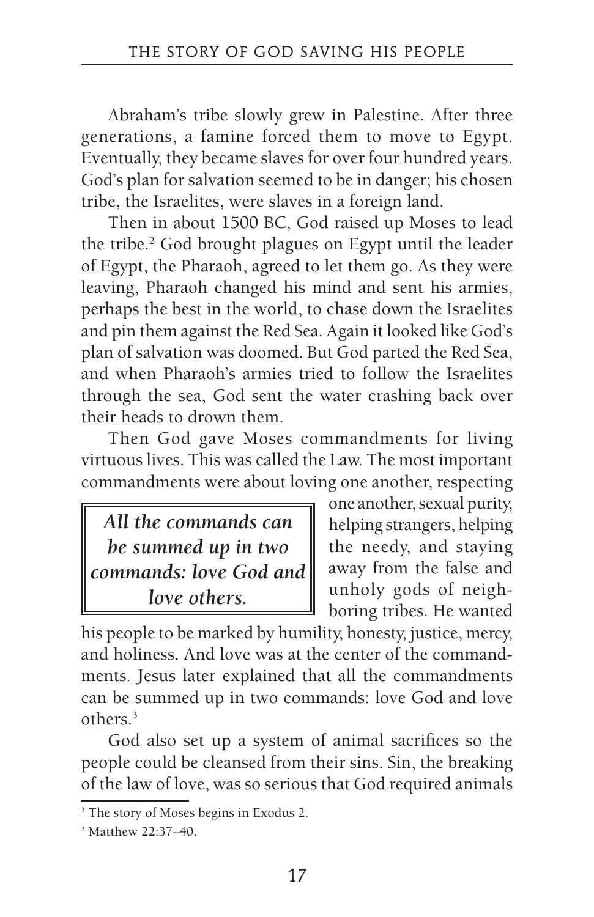Abraham's tribe slowly grew in Palestine. After three generations, a famine forced them to move to Egypt. Eventually, they became slaves for over four hundred years. God's plan for salvation seemed to be in danger; his chosen tribe, the Israelites, were slaves in a foreign land.

Then in about 1500 BC, God raised up Moses to lead the tribe.[2] God brought plagues on Egypt until the leader of Egypt, the Pharaoh, agreed to let them go. As they were leaving, Pharaoh changed his mind and sent his armies, perhaps the best in the world, to chase down the Israelites and pin them against the Red Sea. Again it looked like God's plan of salvation was doomed. But God parted the Red Sea, and when Pharaoh's armies tried to follow the Israelites through the sea, God sent the water crashing back over their heads to drown them.

Then God gave Moses commandments for living virtuous lives. This was called the Law. The most important commandments were about loving one another, respecting one another, sexual purity, helping strangers, helping the needy, and staying away from the false and unholy gods of neighboring tribes. He wanted his people to be marked by humility, honesty, justice, mercy, and holiness. And love was at the center of the commandments. Jesus later explained that all the commandments can be summed up in two commands: love God and love others.[3]

> ***All the commands can be summed up in two commands: love God and love others.***

God also set up a system of animal sacrifices so the people could be cleansed from their sins. Sin, the breaking of the law of love, was so serious that God required animals

[2] The story of Moses begins in Exodus 2.

[3] Matthew 22:37–40.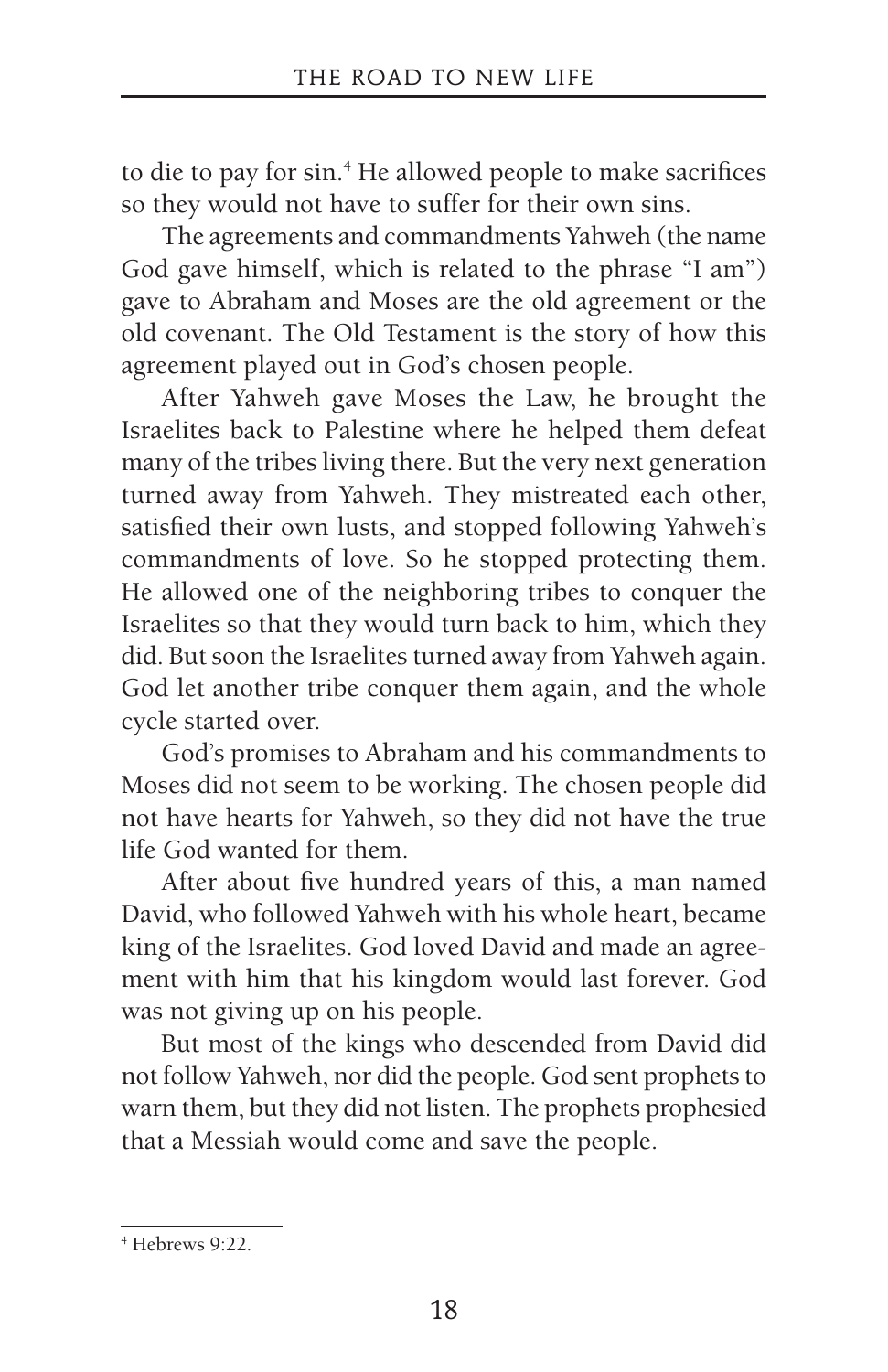to die to pay for sin.[4] He allowed people to make sacrifices so they would not have to suffer for their own sins.

The agreements and commandments Yahweh (the name God gave himself, which is related to the phrase "I am") gave to Abraham and Moses are the old agreement or the old covenant. The Old Testament is the story of how this agreement played out in God's chosen people.

After Yahweh gave Moses the Law, he brought the Israelites back to Palestine where he helped them defeat many of the tribes living there. But the very next generation turned away from Yahweh. They mistreated each other, satisfied their own lusts, and stopped following Yahweh's commandments of love. So he stopped protecting them. He allowed one of the neighboring tribes to conquer the Israelites so that they would turn back to him, which they did. But soon the Israelites turned away from Yahweh again. God let another tribe conquer them again, and the whole cycle started over.

God's promises to Abraham and his commandments to Moses did not seem to be working. The chosen people did not have hearts for Yahweh, so they did not have the true life God wanted for them.

After about five hundred years of this, a man named David, who followed Yahweh with his whole heart, became king of the Israelites. God loved David and made an agreement with him that his kingdom would last forever. God was not giving up on his people.

But most of the kings who descended from David did not follow Yahweh, nor did the people. God sent prophets to warn them, but they did not listen. The prophets prophesied that a Messiah would come and save the people.

---

[4] Hebrews 9:22.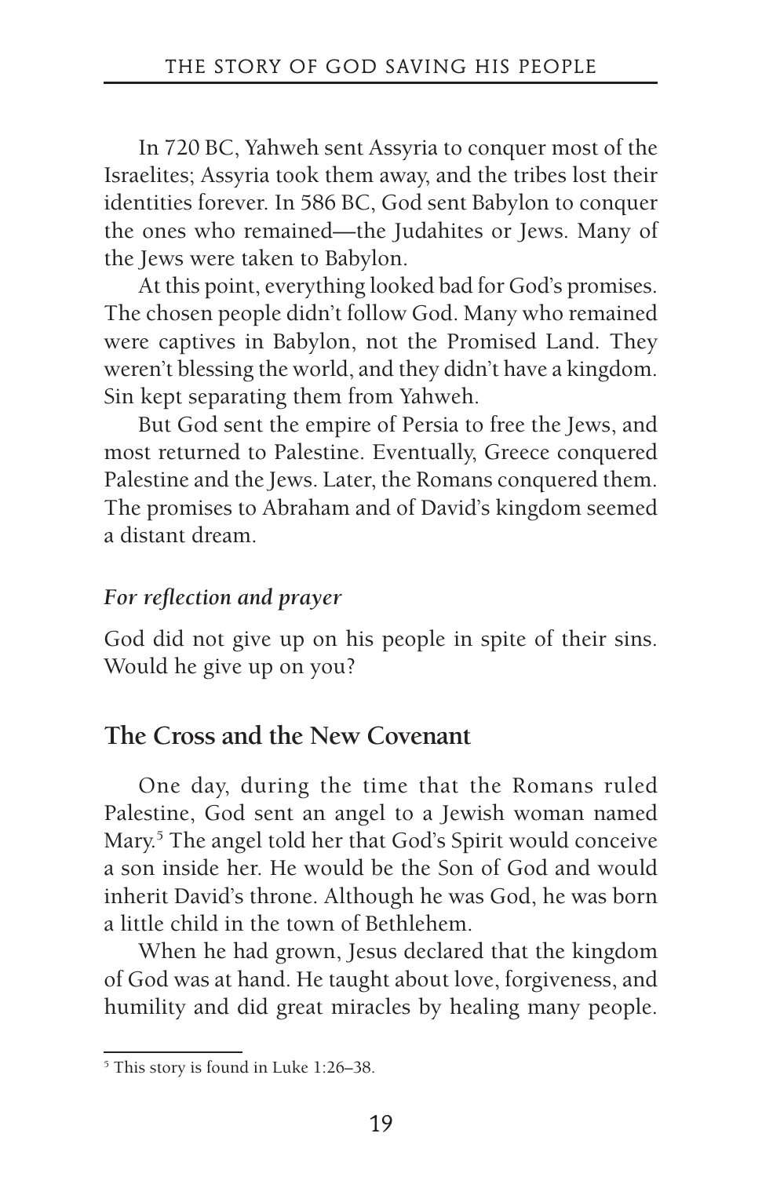In 720 BC, Yahweh sent Assyria to conquer most of the Israelites; Assyria took them away, and the tribes lost their identities forever. In 586 BC, God sent Babylon to conquer the ones who remained—the Judahites or Jews. Many of the Jews were taken to Babylon.

At this point, everything looked bad for God's promises. The chosen people didn't follow God. Many who remained were captives in Babylon, not the Promised Land. They weren't blessing the world, and they didn't have a kingdom. Sin kept separating them from Yahweh.

But God sent the empire of Persia to free the Jews, and most returned to Palestine. Eventually, Greece conquered Palestine and the Jews. Later, the Romans conquered them. The promises to Abraham and of David's kingdom seemed a distant dream.

***For reflection and prayer***

God did not give up on his people in spite of their sins. Would he give up on you?

## The Cross and the New Covenant

One day, during the time that the Romans ruled Palestine, God sent an angel to a Jewish woman named Mary.[5] The angel told her that God's Spirit would conceive a son inside her. He would be the Son of God and would inherit David's throne. Although he was God, he was born a little child in the town of Bethlehem.

When he had grown, Jesus declared that the kingdom of God was at hand. He taught about love, forgiveness, and humility and did great miracles by healing many people.

[5] This story is found in Luke 1:26–38.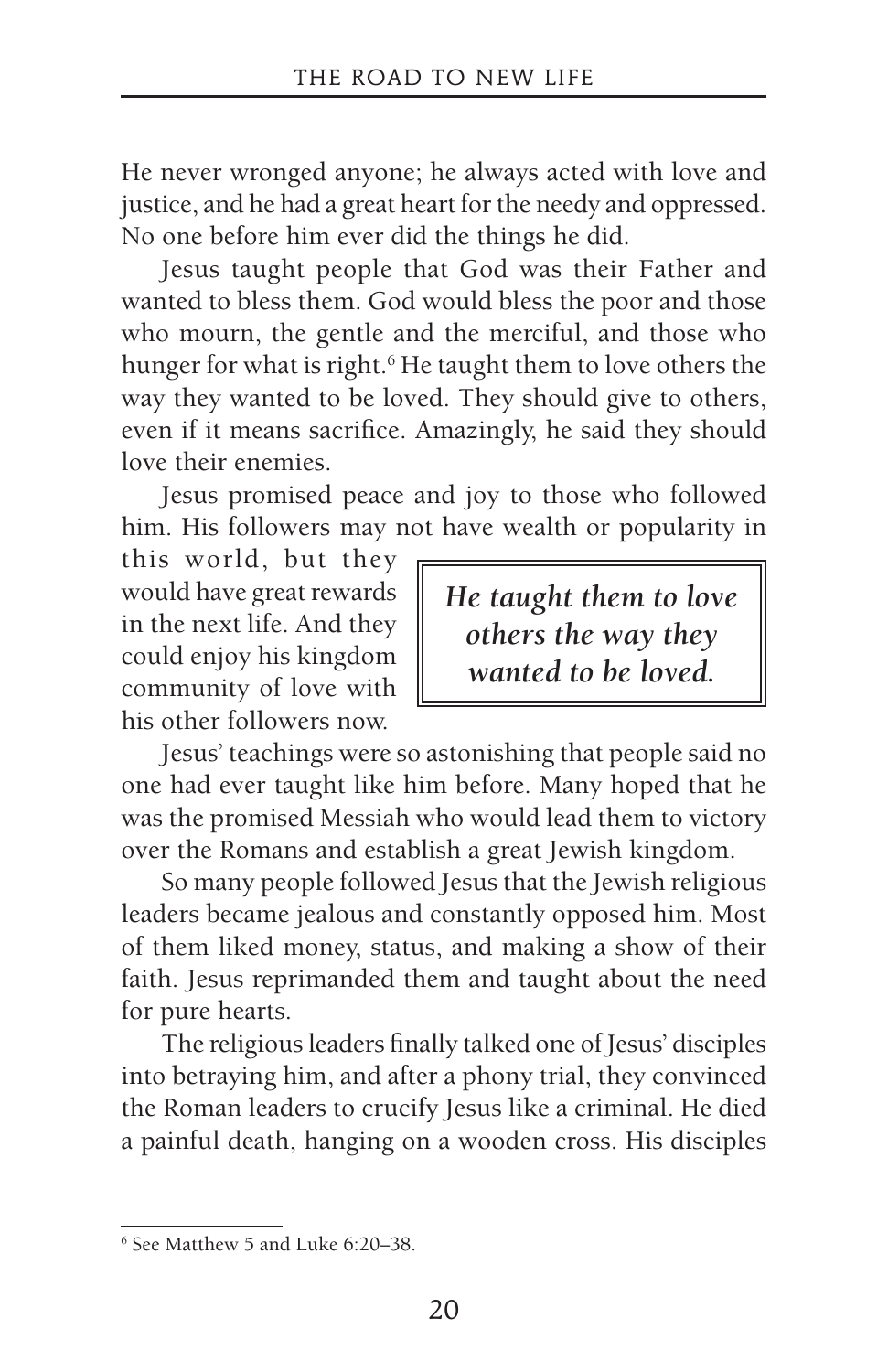He never wronged anyone; he always acted with love and justice, and he had a great heart for the needy and oppressed. No one before him ever did the things he did.

Jesus taught people that God was their Father and wanted to bless them. God would bless the poor and those who mourn, the gentle and the merciful, and those who hunger for what is right.[6] He taught them to love others the way they wanted to be loved. They should give to others, even if it means sacrifice. Amazingly, he said they should love their enemies.

Jesus promised peace and joy to those who followed him. His followers may not have wealth or popularity in this world, but they would have great rewards in the next life. And they could enjoy his kingdom community of love with his other followers now.

> ***He taught them to love others the way they wanted to be loved.***

Jesus' teachings were so astonishing that people said no one had ever taught like him before. Many hoped that he was the promised Messiah who would lead them to victory over the Romans and establish a great Jewish kingdom.

So many people followed Jesus that the Jewish religious leaders became jealous and constantly opposed him. Most of them liked money, status, and making a show of their faith. Jesus reprimanded them and taught about the need for pure hearts.

The religious leaders finally talked one of Jesus' disciples into betraying him, and after a phony trial, they convinced the Roman leaders to crucify Jesus like a criminal. He died a painful death, hanging on a wooden cross. His disciples

---

[6] See Matthew 5 and Luke 6:20–38.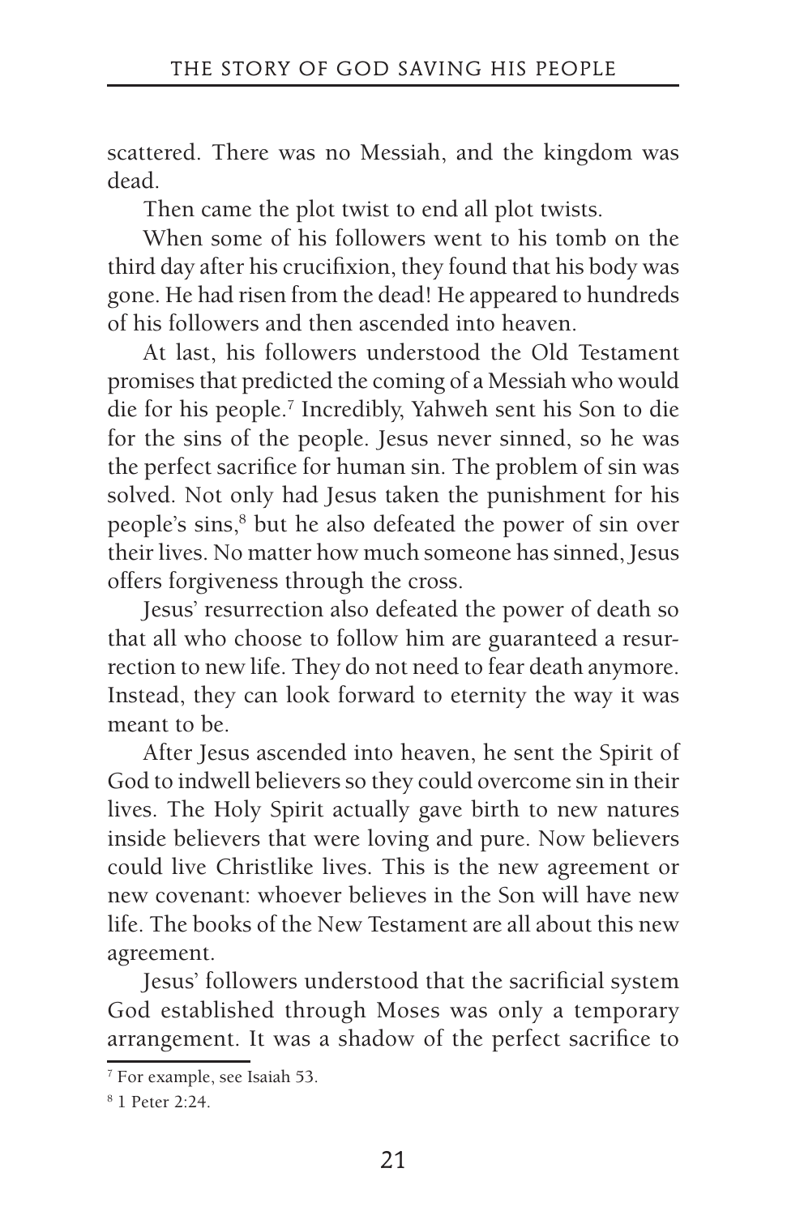scattered. There was no Messiah, and the kingdom was dead.

Then came the plot twist to end all plot twists.

When some of his followers went to his tomb on the third day after his crucifixion, they found that his body was gone. He had risen from the dead! He appeared to hundreds of his followers and then ascended into heaven.

At last, his followers understood the Old Testament promises that predicted the coming of a Messiah who would die for his people.[7] Incredibly, Yahweh sent his Son to die for the sins of the people. Jesus never sinned, so he was the perfect sacrifice for human sin. The problem of sin was solved. Not only had Jesus taken the punishment for his people's sins,[8] but he also defeated the power of sin over their lives. No matter how much someone has sinned, Jesus offers forgiveness through the cross.

Jesus' resurrection also defeated the power of death so that all who choose to follow him are guaranteed a resurrection to new life. They do not need to fear death anymore. Instead, they can look forward to eternity the way it was meant to be.

After Jesus ascended into heaven, he sent the Spirit of God to indwell believers so they could overcome sin in their lives. The Holy Spirit actually gave birth to new natures inside believers that were loving and pure. Now believers could live Christlike lives. This is the new agreement or new covenant: whoever believes in the Son will have new life. The books of the New Testament are all about this new agreement.

Jesus' followers understood that the sacrificial system God established through Moses was only a temporary arrangement. It was a shadow of the perfect sacrifice to

---

[7] For example, see Isaiah 53.

[8] 1 Peter 2:24.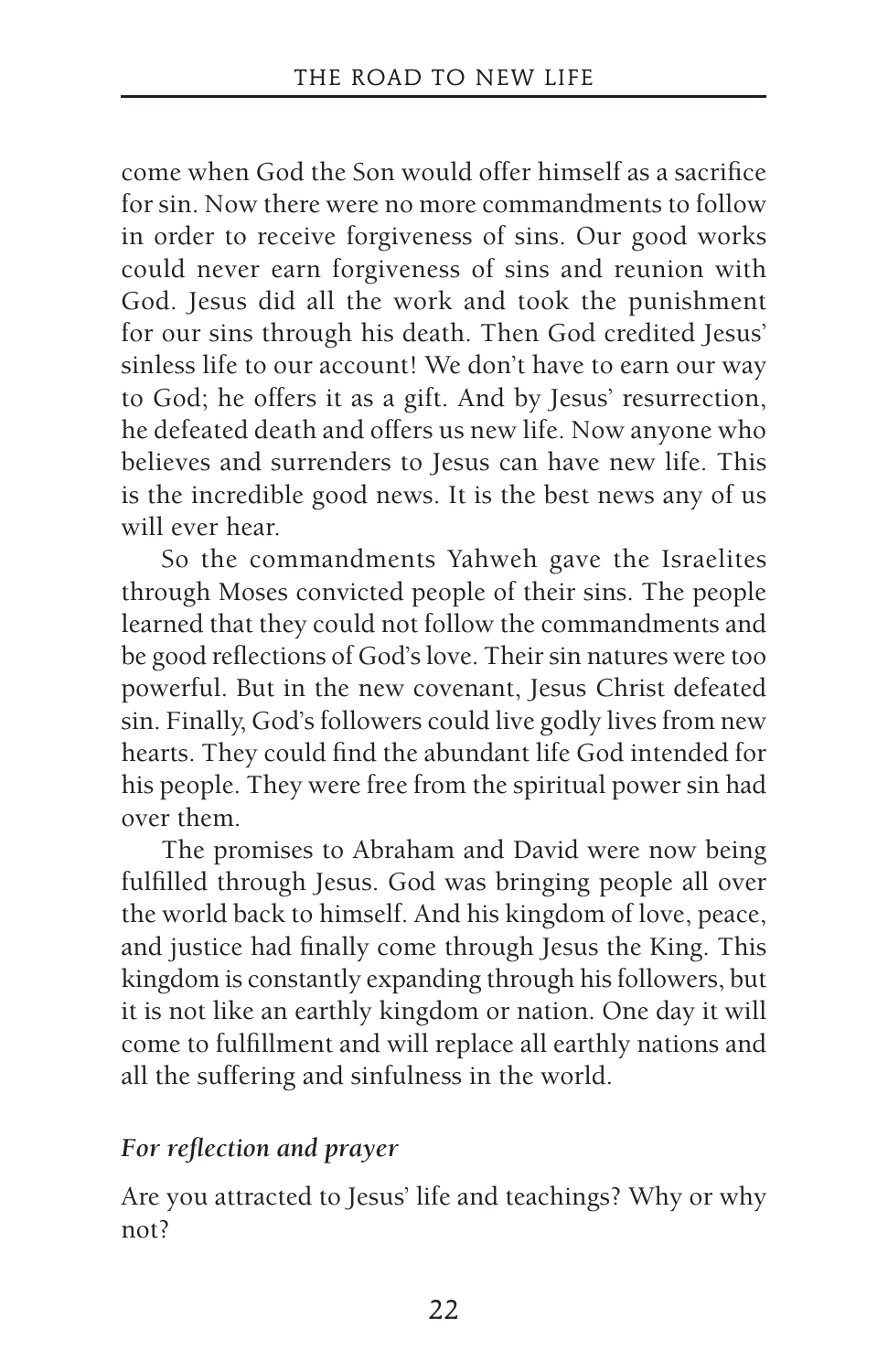come when God the Son would offer himself as a sacrifice for sin. Now there were no more commandments to follow in order to receive forgiveness of sins. Our good works could never earn forgiveness of sins and reunion with God. Jesus did all the work and took the punishment for our sins through his death. Then God credited Jesus' sinless life to our account! We don't have to earn our way to God; he offers it as a gift. And by Jesus' resurrection, he defeated death and offers us new life. Now anyone who believes and surrenders to Jesus can have new life. This is the incredible good news. It is the best news any of us will ever hear.

So the commandments Yahweh gave the Israelites through Moses convicted people of their sins. The people learned that they could not follow the commandments and be good reflections of God's love. Their sin natures were too powerful. But in the new covenant, Jesus Christ defeated sin. Finally, God's followers could live godly lives from new hearts. They could find the abundant life God intended for his people. They were free from the spiritual power sin had over them.

The promises to Abraham and David were now being fulfilled through Jesus. God was bringing people all over the world back to himself. And his kingdom of love, peace, and justice had finally come through Jesus the King. This kingdom is constantly expanding through his followers, but it is not like an earthly kingdom or nation. One day it will come to fulfillment and will replace all earthly nations and all the suffering and sinfulness in the world.

### *For reflection and prayer*

Are you attracted to Jesus' life and teachings? Why or why not?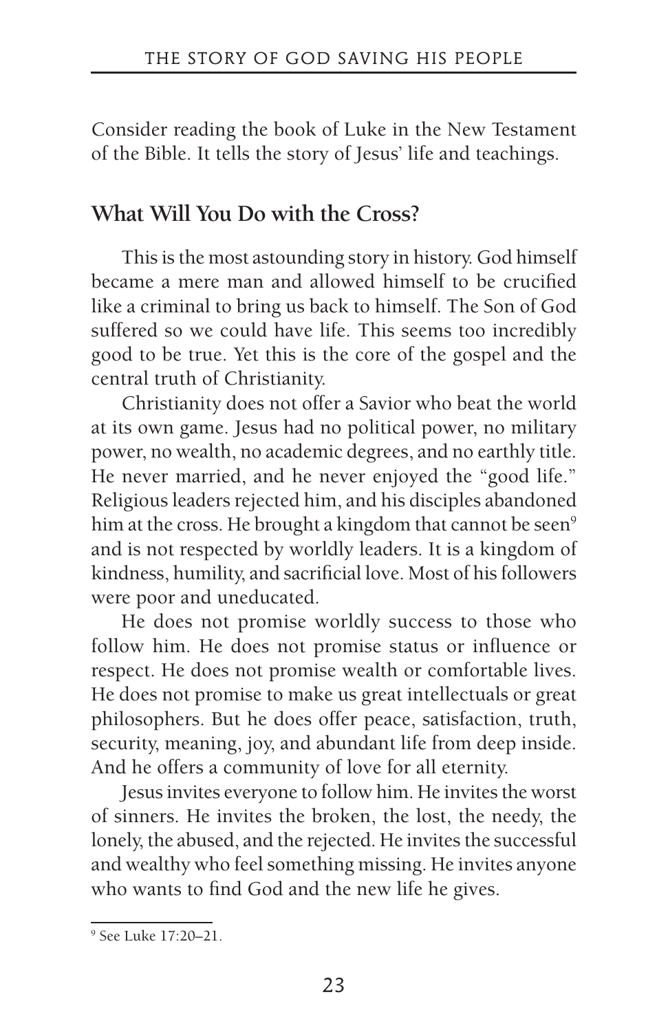Consider reading the book of Luke in the New Testament of the Bible. It tells the story of Jesus' life and teachings.

## What Will You Do with the Cross?

This is the most astounding story in history. God himself became a mere man and allowed himself to be crucified like a criminal to bring us back to himself. The Son of God suffered so we could have life. This seems too incredibly good to be true. Yet this is the core of the gospel and the central truth of Christianity.

Christianity does not offer a Savior who beat the world at its own game. Jesus had no political power, no military power, no wealth, no academic degrees, and no earthly title. He never married, and he never enjoyed the "good life." Religious leaders rejected him, and his disciples abandoned him at the cross. He brought a kingdom that cannot be seen[9] and is not respected by worldly leaders. It is a kingdom of kindness, humility, and sacrificial love. Most of his followers were poor and uneducated.

He does not promise worldly success to those who follow him. He does not promise status or influence or respect. He does not promise wealth or comfortable lives. He does not promise to make us great intellectuals or great philosophers. But he does offer peace, satisfaction, truth, security, meaning, joy, and abundant life from deep inside. And he offers a community of love for all eternity.

Jesus invites everyone to follow him. He invites the worst of sinners. He invites the broken, the lost, the needy, the lonely, the abused, and the rejected. He invites the successful and wealthy who feel something missing. He invites anyone who wants to find God and the new life he gives.

---

[9] See Luke 17:20–21.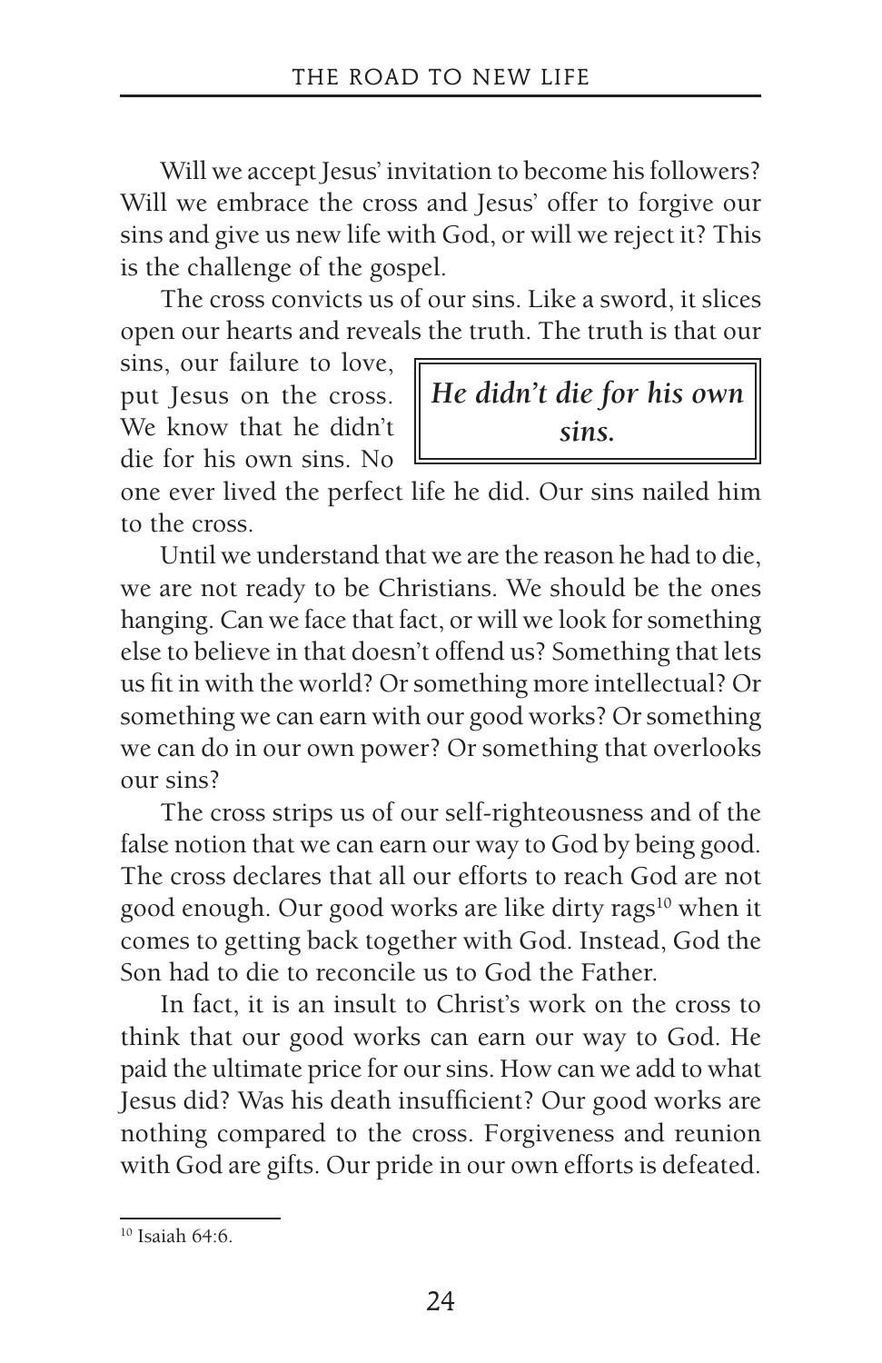Will we accept Jesus' invitation to become his followers? Will we embrace the cross and Jesus' offer to forgive our sins and give us new life with God, or will we reject it? This is the challenge of the gospel.

The cross convicts us of our sins. Like a sword, it slices open our hearts and reveals the truth. The truth is that our sins, our failure to love, put Jesus on the cross. We know that he didn't die for his own sins. No one ever lived the perfect life he did. Our sins nailed him to the cross.

> ***He didn't die for his own sins.***

Until we understand that we are the reason he had to die, we are not ready to be Christians. We should be the ones hanging. Can we face that fact, or will we look for something else to believe in that doesn't offend us? Something that lets us fit in with the world? Or something more intellectual? Or something we can earn with our good works? Or something we can do in our own power? Or something that overlooks our sins?

The cross strips us of our self-righteousness and of the false notion that we can earn our way to God by being good. The cross declares that all our efforts to reach God are not good enough. Our good works are like dirty rags[10] when it comes to getting back together with God. Instead, God the Son had to die to reconcile us to God the Father.

In fact, it is an insult to Christ's work on the cross to think that our good works can earn our way to God. He paid the ultimate price for our sins. How can we add to what Jesus did? Was his death insufficient? Our good works are nothing compared to the cross. Forgiveness and reunion with God are gifts. Our pride in our own efforts is defeated.

---

[10] Isaiah 64:6.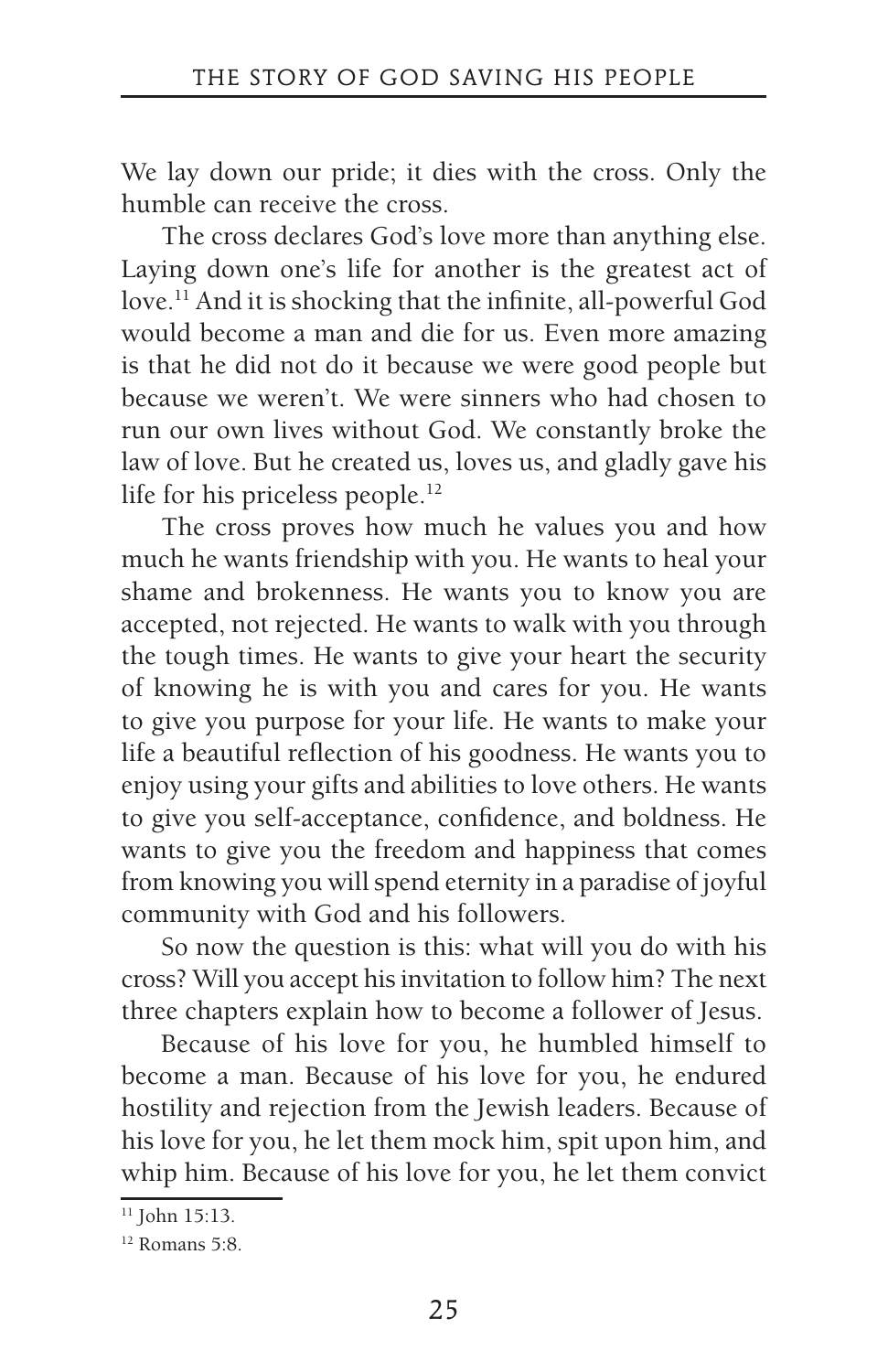We lay down our pride; it dies with the cross. Only the humble can receive the cross.

The cross declares God's love more than anything else. Laying down one's life for another is the greatest act of love.[11] And it is shocking that the infinite, all-powerful God would become a man and die for us. Even more amazing is that he did not do it because we were good people but because we weren't. We were sinners who had chosen to run our own lives without God. We constantly broke the law of love. But he created us, loves us, and gladly gave his life for his priceless people.[12]

The cross proves how much he values you and how much he wants friendship with you. He wants to heal your shame and brokenness. He wants you to know you are accepted, not rejected. He wants to walk with you through the tough times. He wants to give your heart the security of knowing he is with you and cares for you. He wants to give you purpose for your life. He wants to make your life a beautiful reflection of his goodness. He wants you to enjoy using your gifts and abilities to love others. He wants to give you self-acceptance, confidence, and boldness. He wants to give you the freedom and happiness that comes from knowing you will spend eternity in a paradise of joyful community with God and his followers.

So now the question is this: what will you do with his cross? Will you accept his invitation to follow him? The next three chapters explain how to become a follower of Jesus.

Because of his love for you, he humbled himself to become a man. Because of his love for you, he endured hostility and rejection from the Jewish leaders. Because of his love for you, he let them mock him, spit upon him, and whip him. Because of his love for you, he let them convict

---

[11] John 15:13.

[12] Romans 5:8.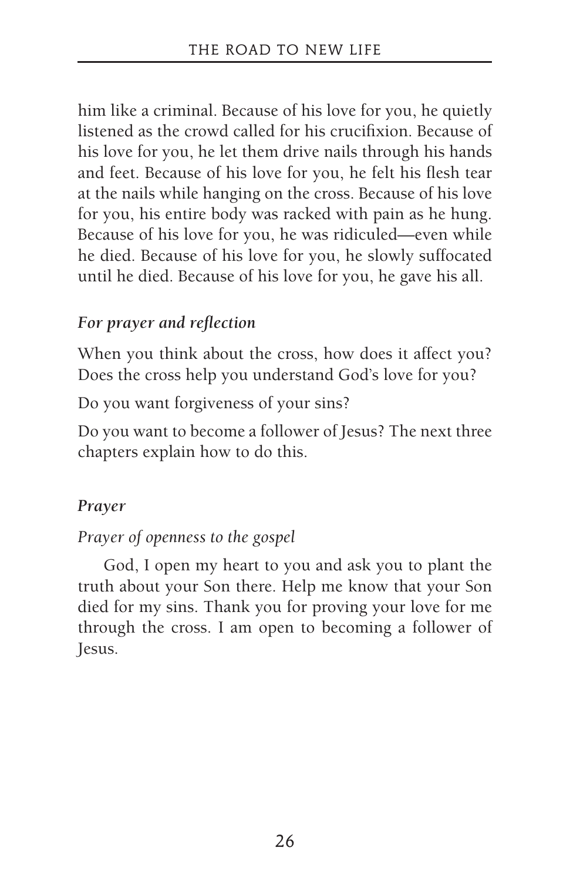him like a criminal. Because of his love for you, he quietly listened as the crowd called for his crucifixion. Because of his love for you, he let them drive nails through his hands and feet. Because of his love for you, he felt his flesh tear at the nails while hanging on the cross. Because of his love for you, his entire body was racked with pain as he hung. Because of his love for you, he was ridiculed—even while he died. Because of his love for you, he slowly suffocated until he died. Because of his love for you, he gave his all.

### *For prayer and reflection*

When you think about the cross, how does it affect you? Does the cross help you understand God's love for you?

Do you want forgiveness of your sins?

Do you want to become a follower of Jesus? The next three chapters explain how to do this.

### *Prayer*

*Prayer of openness to the gospel*

God, I open my heart to you and ask you to plant the truth about your Son there. Help me know that your Son died for my sins. Thank you for proving your love for me through the cross. I am open to becoming a follower of Jesus.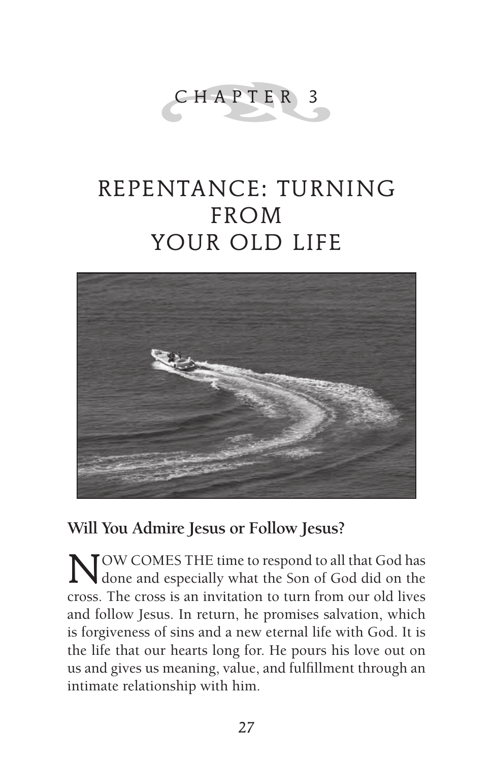CHAPTER 3

# REPENTANCE: TURNING FROM YOUR OLD LIFE

## Will You Admire Jesus or Follow Jesus?

NOW COMES THE time to respond to all that God has done and especially what the Son of God did on the cross. The cross is an invitation to turn from our old lives and follow Jesus. In return, he promises salvation, which is forgiveness of sins and a new eternal life with God. It is the life that our hearts long for. He pours his love out on us and gives us meaning, value, and fulfillment through an intimate relationship with him.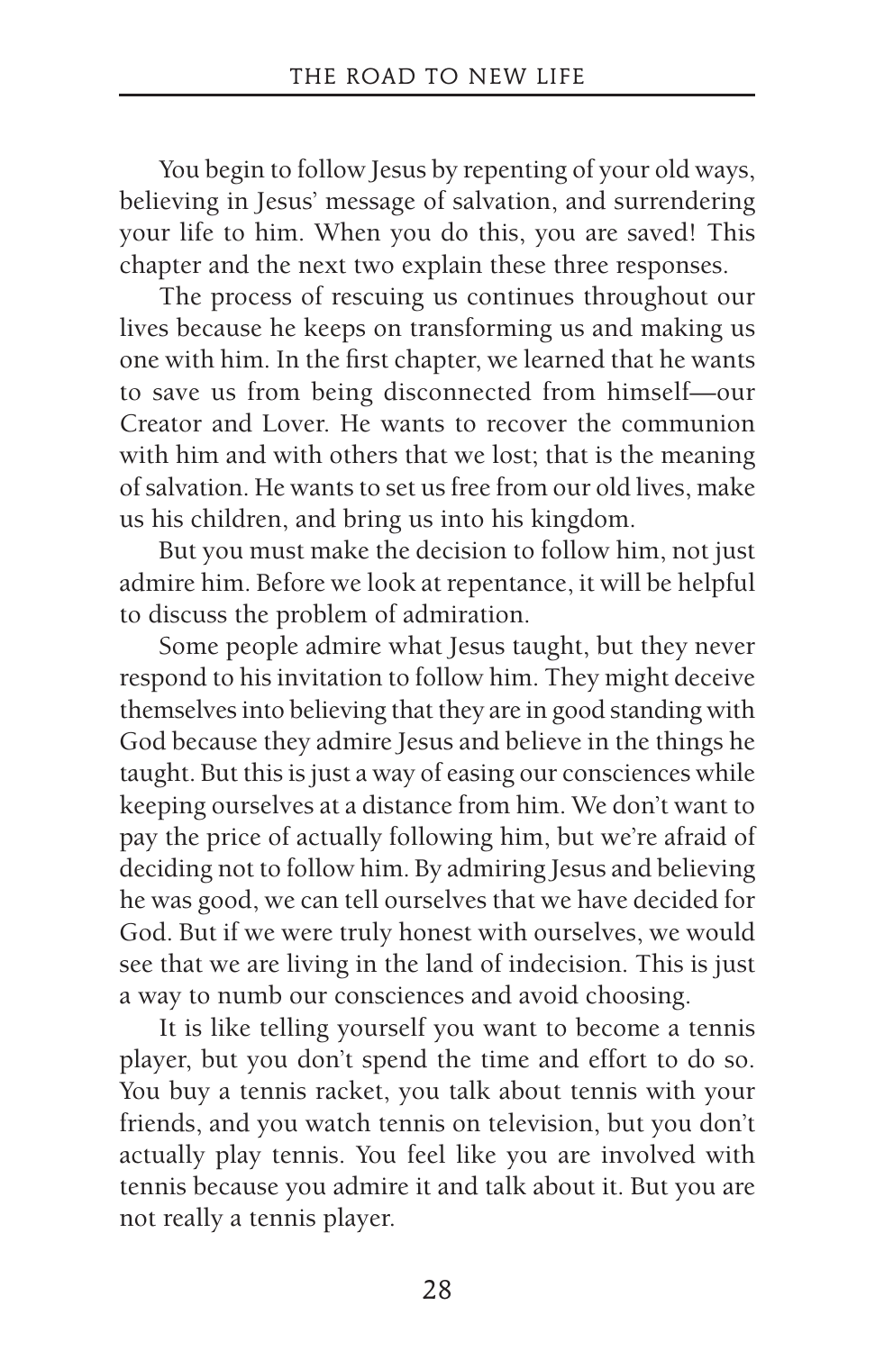You begin to follow Jesus by repenting of your old ways, believing in Jesus' message of salvation, and surrendering your life to him. When you do this, you are saved! This chapter and the next two explain these three responses.

The process of rescuing us continues throughout our lives because he keeps on transforming us and making us one with him. In the first chapter, we learned that he wants to save us from being disconnected from himself—our Creator and Lover. He wants to recover the communion with him and with others that we lost; that is the meaning of salvation. He wants to set us free from our old lives, make us his children, and bring us into his kingdom.

But you must make the decision to follow him, not just admire him. Before we look at repentance, it will be helpful to discuss the problem of admiration.

Some people admire what Jesus taught, but they never respond to his invitation to follow him. They might deceive themselves into believing that they are in good standing with God because they admire Jesus and believe in the things he taught. But this is just a way of easing our consciences while keeping ourselves at a distance from him. We don't want to pay the price of actually following him, but we're afraid of deciding not to follow him. By admiring Jesus and believing he was good, we can tell ourselves that we have decided for God. But if we were truly honest with ourselves, we would see that we are living in the land of indecision. This is just a way to numb our consciences and avoid choosing.

It is like telling yourself you want to become a tennis player, but you don't spend the time and effort to do so. You buy a tennis racket, you talk about tennis with your friends, and you watch tennis on television, but you don't actually play tennis. You feel like you are involved with tennis because you admire it and talk about it. But you are not really a tennis player.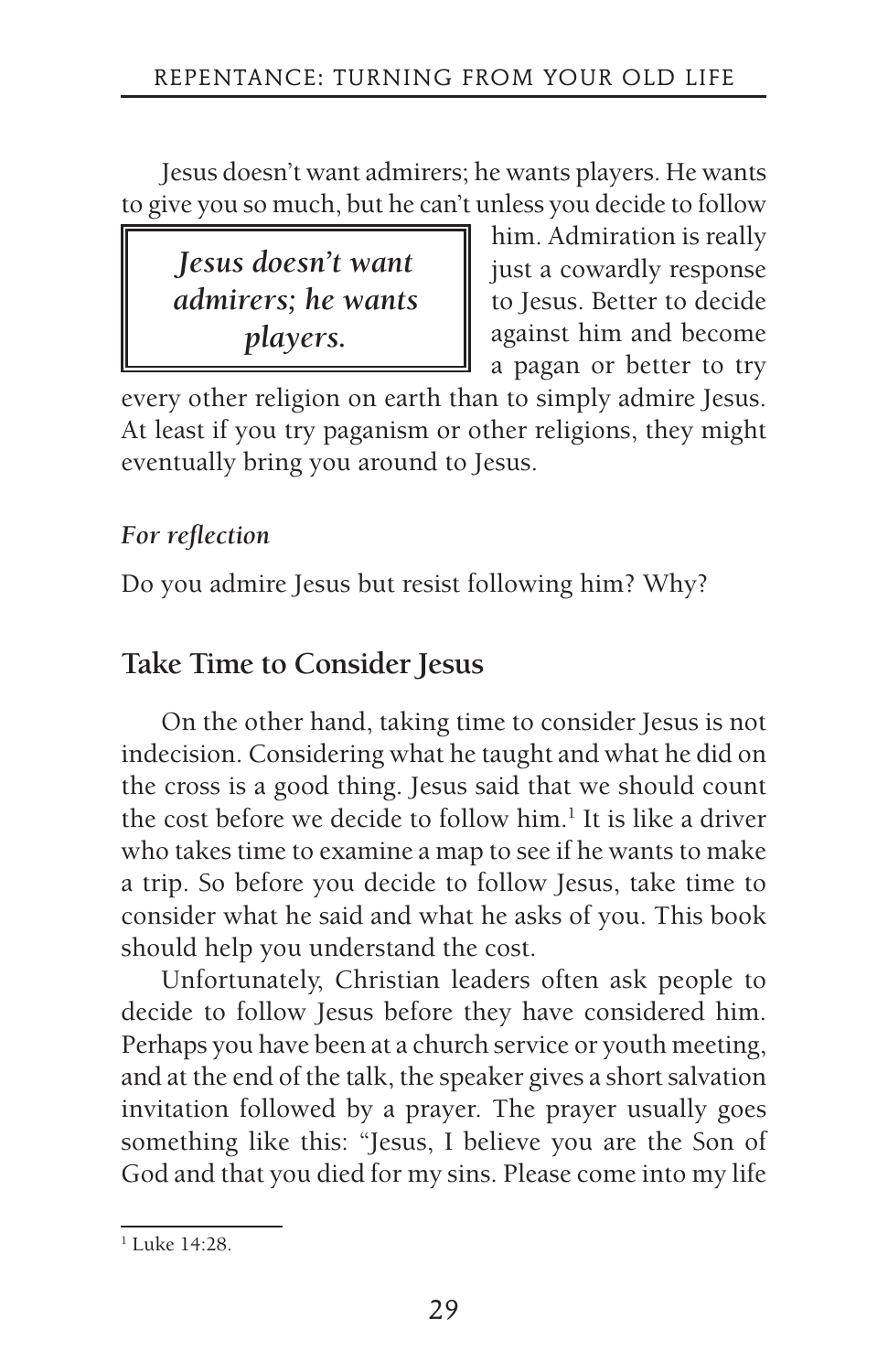Jesus doesn't want admirers; he wants players. He wants to give you so much, but he can't unless you decide to follow him. Admiration is really just a cowardly response to Jesus. Better to decide against him and become a pagan or better to try every other religion on earth than to simply admire Jesus. At least if you try paganism or other religions, they might eventually bring you around to Jesus.

> ***Jesus doesn't want admirers; he wants players.***

***For reflection***

Do you admire Jesus but resist following him? Why?

## Take Time to Consider Jesus

On the other hand, taking time to consider Jesus is not indecision. Considering what he taught and what he did on the cross is a good thing. Jesus said that we should count the cost before we decide to follow him.[1] It is like a driver who takes time to examine a map to see if he wants to make a trip. So before you decide to follow Jesus, take time to consider what he said and what he asks of you. This book should help you understand the cost.

Unfortunately, Christian leaders often ask people to decide to follow Jesus before they have considered him. Perhaps you have been at a church service or youth meeting, and at the end of the talk, the speaker gives a short salvation invitation followed by a prayer. The prayer usually goes something like this: "Jesus, I believe you are the Son of God and that you died for my sins. Please come into my life

---

[1] Luke 14:28.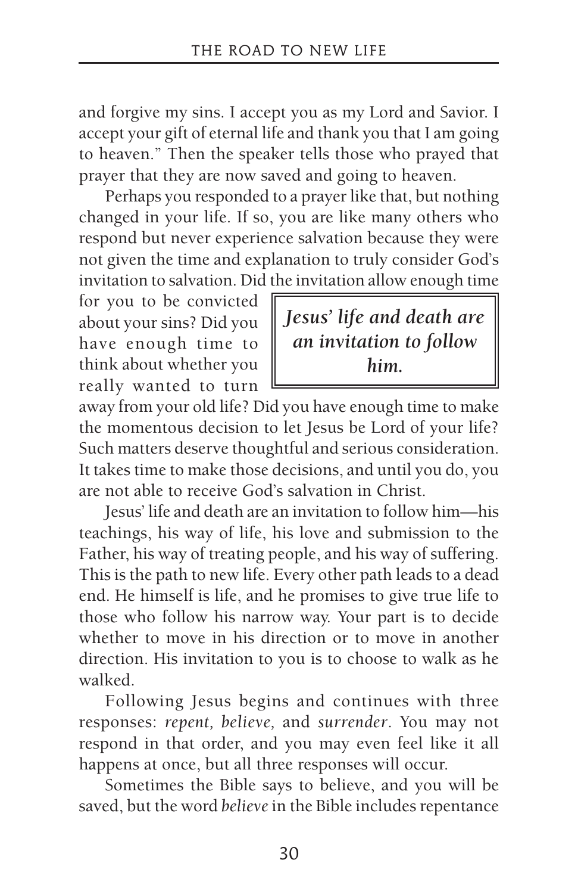and forgive my sins. I accept you as my Lord and Savior. I accept your gift of eternal life and thank you that I am going to heaven." Then the speaker tells those who prayed that prayer that they are now saved and going to heaven.

Perhaps you responded to a prayer like that, but nothing changed in your life. If so, you are like many others who respond but never experience salvation because they were not given the time and explanation to truly consider God's invitation to salvation. Did the invitation allow enough time for you to be convicted about your sins? Did you have enough time to think about whether you really wanted to turn away from your old life? Did you have enough time to make the momentous decision to let Jesus be Lord of your life? Such matters deserve thoughtful and serious consideration. It takes time to make those decisions, and until you do, you are not able to receive God's salvation in Christ.

> ***Jesus' life and death are an invitation to follow him.***

Jesus' life and death are an invitation to follow him—his teachings, his way of life, his love and submission to the Father, his way of treating people, and his way of suffering. This is the path to new life. Every other path leads to a dead end. He himself is life, and he promises to give true life to those who follow his narrow way. Your part is to decide whether to move in his direction or to move in another direction. His invitation to you is to choose to walk as he walked.

Following Jesus begins and continues with three responses: *repent, believe,* and *surrender*. You may not respond in that order, and you may even feel like it all happens at once, but all three responses will occur.

Sometimes the Bible says to believe, and you will be saved, but the word *believe* in the Bible includes repentance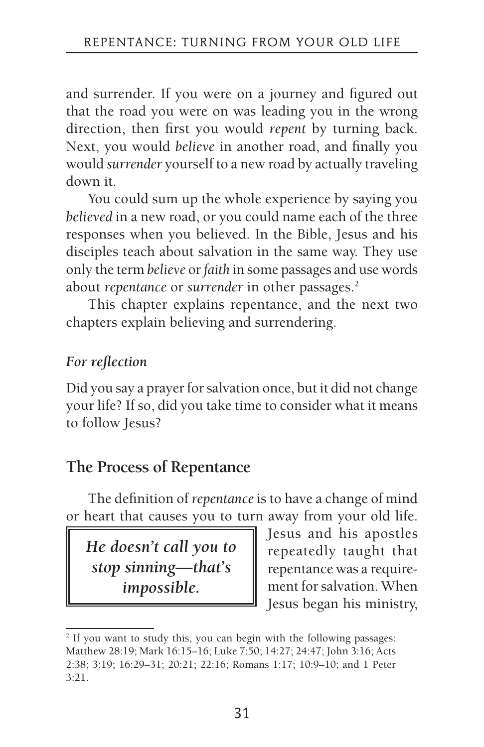and surrender. If you were on a journey and figured out that the road you were on was leading you in the wrong direction, then first you would *repent* by turning back. Next, you would *believe* in another road, and finally you would *surrender* yourself to a new road by actually traveling down it.

You could sum up the whole experience by saying you *believed* in a new road, or you could name each of the three responses when you believed. In the Bible, Jesus and his disciples teach about salvation in the same way. They use only the term *believe* or *faith* in some passages and use words about *repentance* or *surrender* in other passages.[2]

This chapter explains repentance, and the next two chapters explain believing and surrendering.

### *For reflection*

Did you say a prayer for salvation once, but it did not change your life? If so, did you take time to consider what it means to follow Jesus?

## The Process of Repentance

The definition of *repentance* is to have a change of mind or heart that causes you to turn away from your old life. Jesus and his apostles repeatedly taught that repentance was a requirement for salvation. When Jesus began his ministry,

> ***He doesn't call you to stop sinning—that's impossible.***

[2] If you want to study this, you can begin with the following passages: Matthew 28:19; Mark 16:15–16; Luke 7:50; 14:27; 24:47; John 3:16; Acts 2:38; 3:19; 16:29–31; 20:21; 22:16; Romans 1:17; 10:9–10; and 1 Peter 3:21.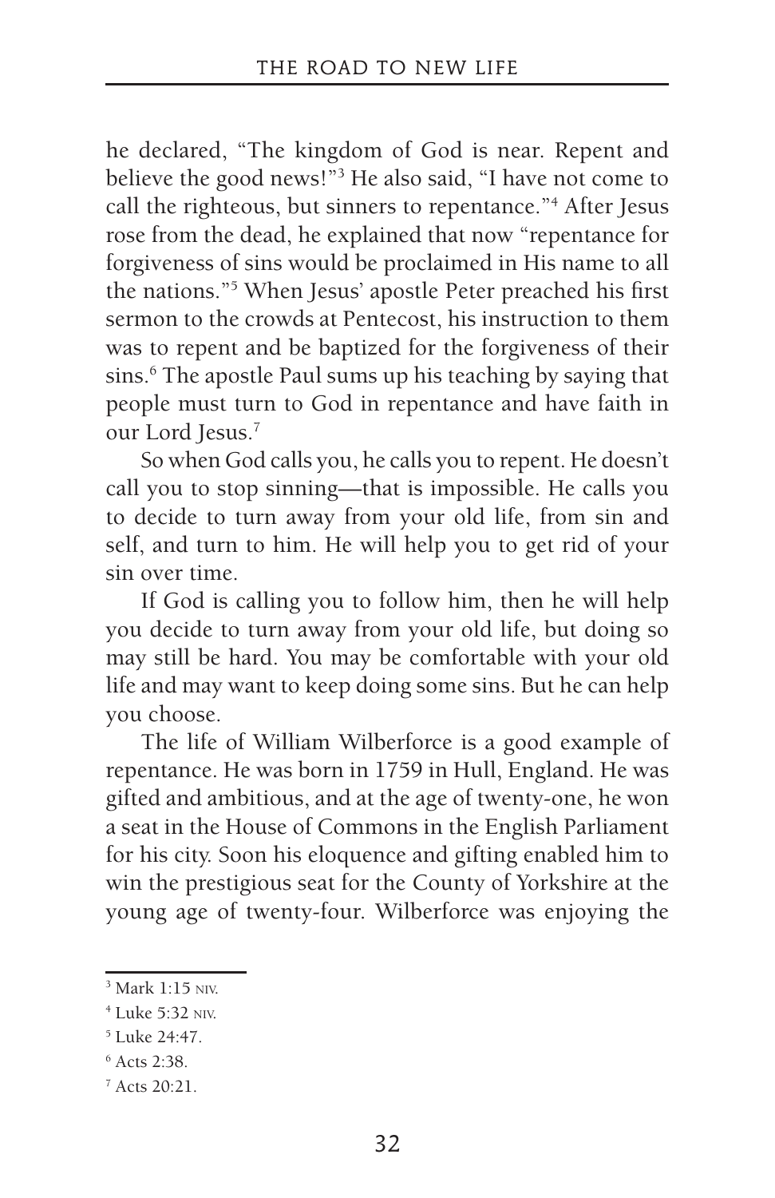he declared, "The kingdom of God is near. Repent and believe the good news!"[3] He also said, "I have not come to call the righteous, but sinners to repentance."[4] After Jesus rose from the dead, he explained that now "repentance for forgiveness of sins would be proclaimed in His name to all the nations."[5] When Jesus' apostle Peter preached his first sermon to the crowds at Pentecost, his instruction to them was to repent and be baptized for the forgiveness of their sins.[6] The apostle Paul sums up his teaching by saying that people must turn to God in repentance and have faith in our Lord Jesus.[7]

So when God calls you, he calls you to repent. He doesn't call you to stop sinning—that is impossible. He calls you to decide to turn away from your old life, from sin and self, and turn to him. He will help you to get rid of your sin over time.

If God is calling you to follow him, then he will help you decide to turn away from your old life, but doing so may still be hard. You may be comfortable with your old life and may want to keep doing some sins. But he can help you choose.

The life of William Wilberforce is a good example of repentance. He was born in 1759 in Hull, England. He was gifted and ambitious, and at the age of twenty-one, he won a seat in the House of Commons in the English Parliament for his city. Soon his eloquence and gifting enabled him to win the prestigious seat for the County of Yorkshire at the young age of twenty-four. Wilberforce was enjoying the

---

[3] Mark 1:15 NIV.

[4] Luke 5:32 NIV.

[5] Luke 24:47.

[6] Acts 2:38.

[7] Acts 20:21.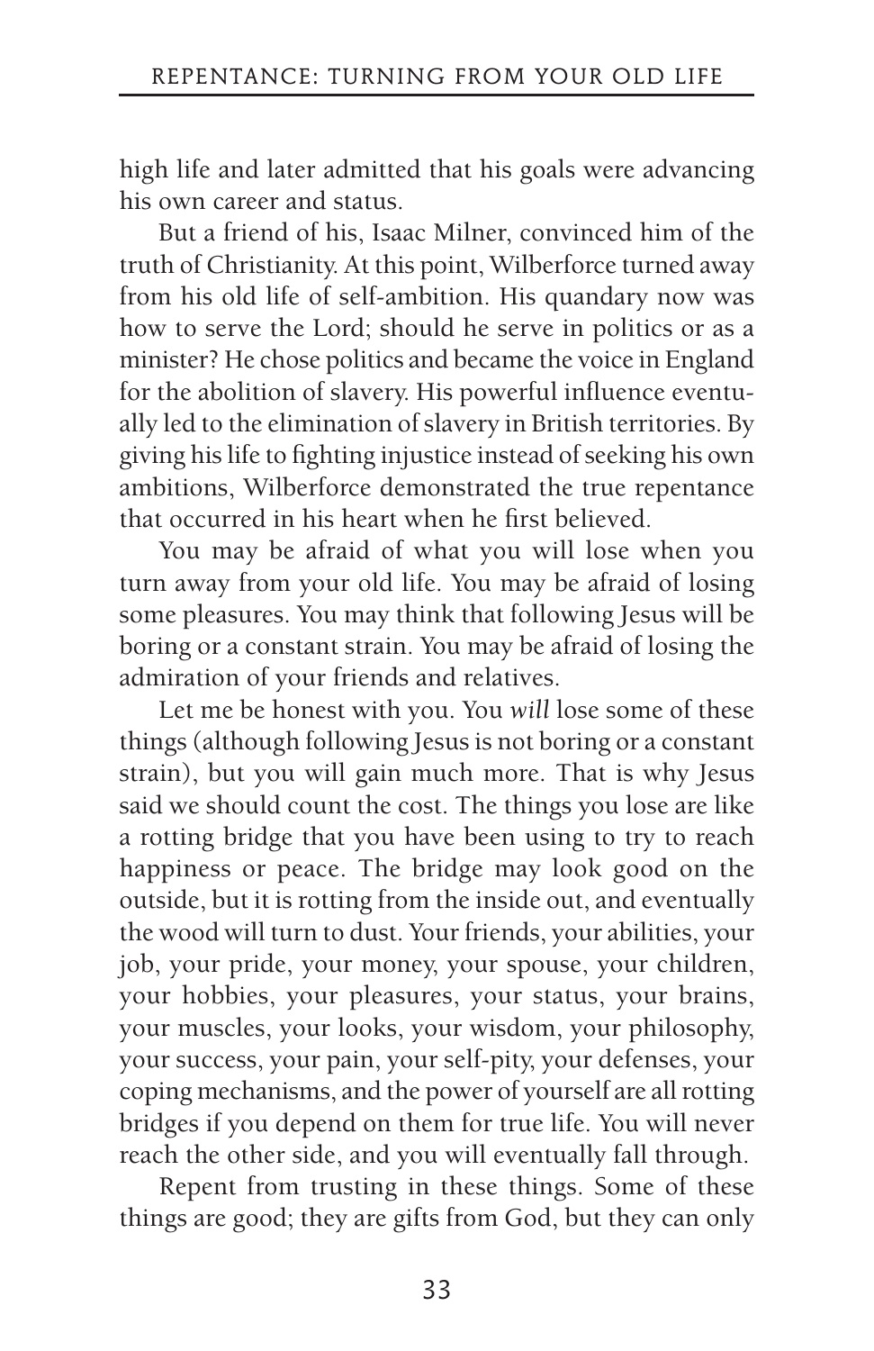high life and later admitted that his goals were advancing his own career and status.

But a friend of his, Isaac Milner, convinced him of the truth of Christianity. At this point, Wilberforce turned away from his old life of self-ambition. His quandary now was how to serve the Lord; should he serve in politics or as a minister? He chose politics and became the voice in England for the abolition of slavery. His powerful influence eventually led to the elimination of slavery in British territories. By giving his life to fighting injustice instead of seeking his own ambitions, Wilberforce demonstrated the true repentance that occurred in his heart when he first believed.

You may be afraid of what you will lose when you turn away from your old life. You may be afraid of losing some pleasures. You may think that following Jesus will be boring or a constant strain. You may be afraid of losing the admiration of your friends and relatives.

Let me be honest with you. You *will* lose some of these things (although following Jesus is not boring or a constant strain), but you will gain much more. That is why Jesus said we should count the cost. The things you lose are like a rotting bridge that you have been using to try to reach happiness or peace. The bridge may look good on the outside, but it is rotting from the inside out, and eventually the wood will turn to dust. Your friends, your abilities, your job, your pride, your money, your spouse, your children, your hobbies, your pleasures, your status, your brains, your muscles, your looks, your wisdom, your philosophy, your success, your pain, your self-pity, your defenses, your coping mechanisms, and the power of yourself are all rotting bridges if you depend on them for true life. You will never reach the other side, and you will eventually fall through.

Repent from trusting in these things. Some of these things are good; they are gifts from God, but they can only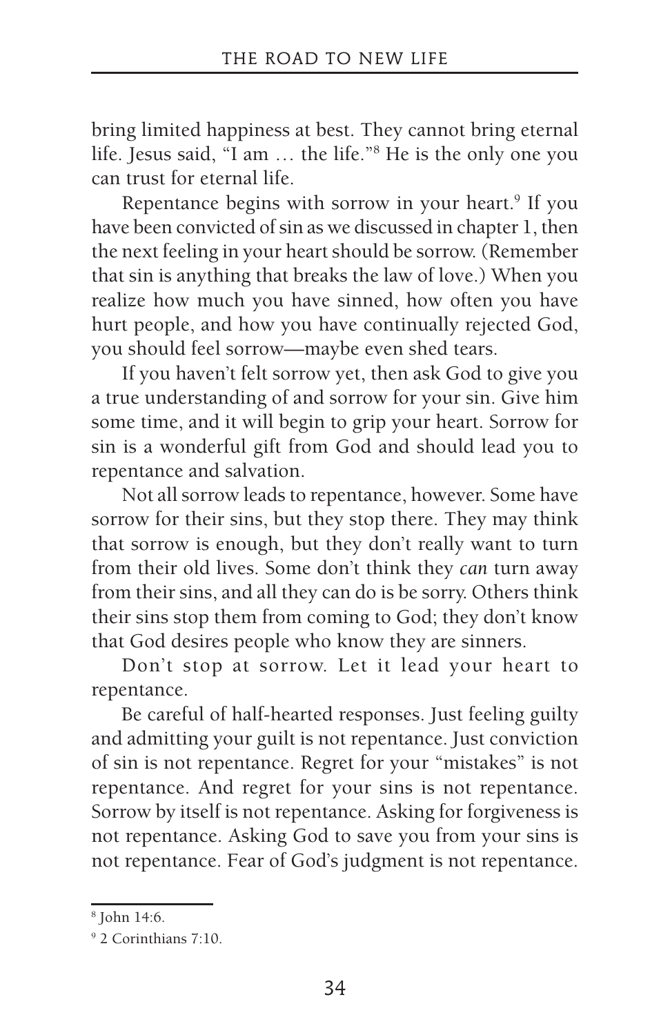bring limited happiness at best. They cannot bring eternal life. Jesus said, "I am … the life."[8] He is the only one you can trust for eternal life.

Repentance begins with sorrow in your heart.[9] If you have been convicted of sin as we discussed in chapter 1, then the next feeling in your heart should be sorrow. (Remember that sin is anything that breaks the law of love.) When you realize how much you have sinned, how often you have hurt people, and how you have continually rejected God, you should feel sorrow—maybe even shed tears.

If you haven't felt sorrow yet, then ask God to give you a true understanding of and sorrow for your sin. Give him some time, and it will begin to grip your heart. Sorrow for sin is a wonderful gift from God and should lead you to repentance and salvation.

Not all sorrow leads to repentance, however. Some have sorrow for their sins, but they stop there. They may think that sorrow is enough, but they don't really want to turn from their old lives. Some don't think they *can* turn away from their sins, and all they can do is be sorry. Others think their sins stop them from coming to God; they don't know that God desires people who know they are sinners.

Don't stop at sorrow. Let it lead your heart to repentance.

Be careful of half-hearted responses. Just feeling guilty and admitting your guilt is not repentance. Just conviction of sin is not repentance. Regret for your "mistakes" is not repentance. And regret for your sins is not repentance. Sorrow by itself is not repentance. Asking for forgiveness is not repentance. Asking God to save you from your sins is not repentance. Fear of God's judgment is not repentance.

---

[8] John 14:6.

[9] 2 Corinthians 7:10.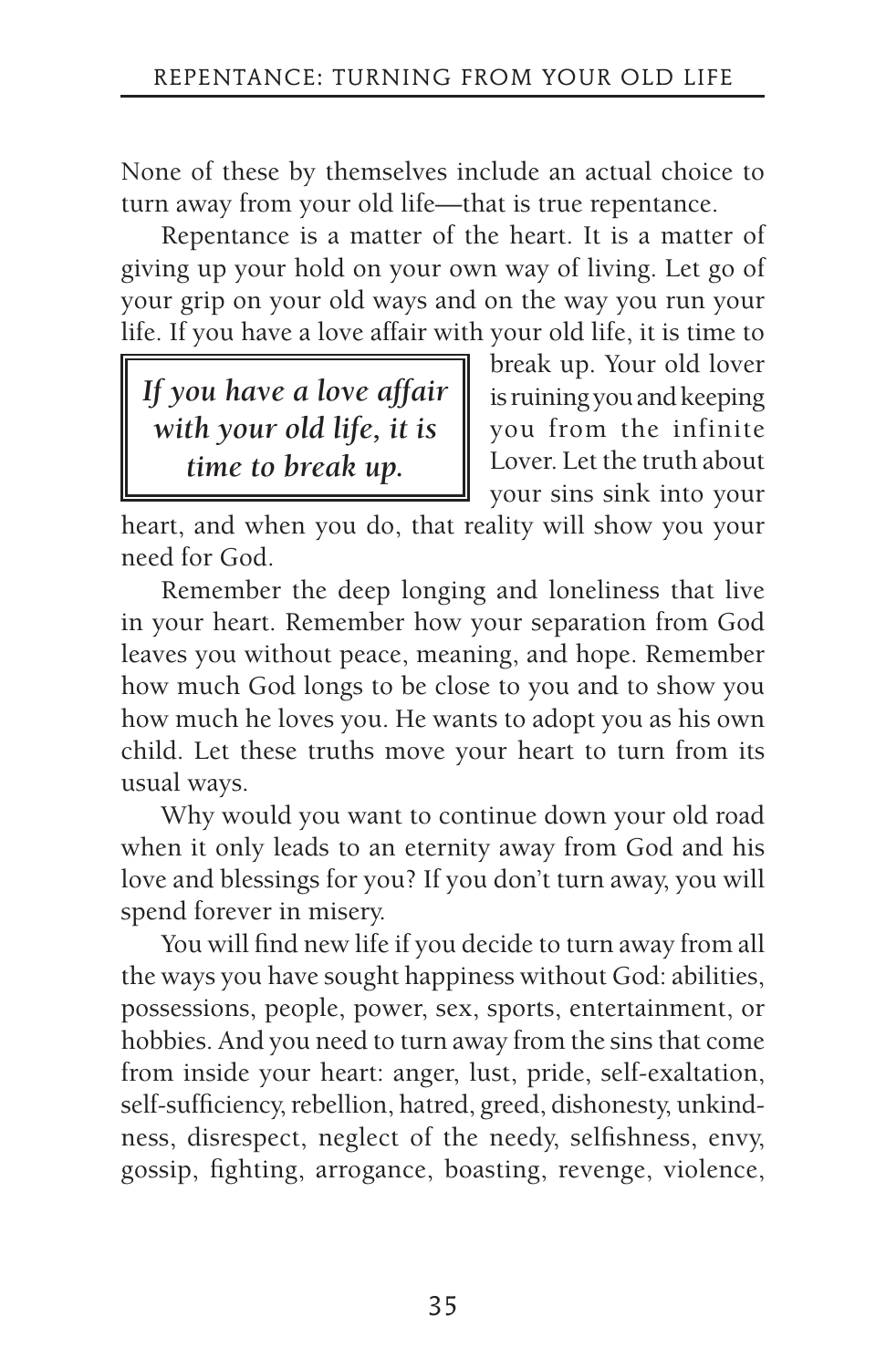None of these by themselves include an actual choice to turn away from your old life—that is true repentance.

Repentance is a matter of the heart. It is a matter of giving up your hold on your own way of living. Let go of your grip on your old ways and on the way you run your life. If you have a love affair with your old life, it is time to break up. Your old lover is ruining you and keeping you from the infinite Lover. Let the truth about your sins sink into your heart, and when you do, that reality will show you your need for God.

> ***If you have a love affair with your old life, it is time to break up.***

Remember the deep longing and loneliness that live in your heart. Remember how your separation from God leaves you without peace, meaning, and hope. Remember how much God longs to be close to you and to show you how much he loves you. He wants to adopt you as his own child. Let these truths move your heart to turn from its usual ways.

Why would you want to continue down your old road when it only leads to an eternity away from God and his love and blessings for you? If you don't turn away, you will spend forever in misery.

You will find new life if you decide to turn away from all the ways you have sought happiness without God: abilities, possessions, people, power, sex, sports, entertainment, or hobbies. And you need to turn away from the sins that come from inside your heart: anger, lust, pride, self-exaltation, self-sufficiency, rebellion, hatred, greed, dishonesty, unkindness, disrespect, neglect of the needy, selfishness, envy, gossip, fighting, arrogance, boasting, revenge, violence,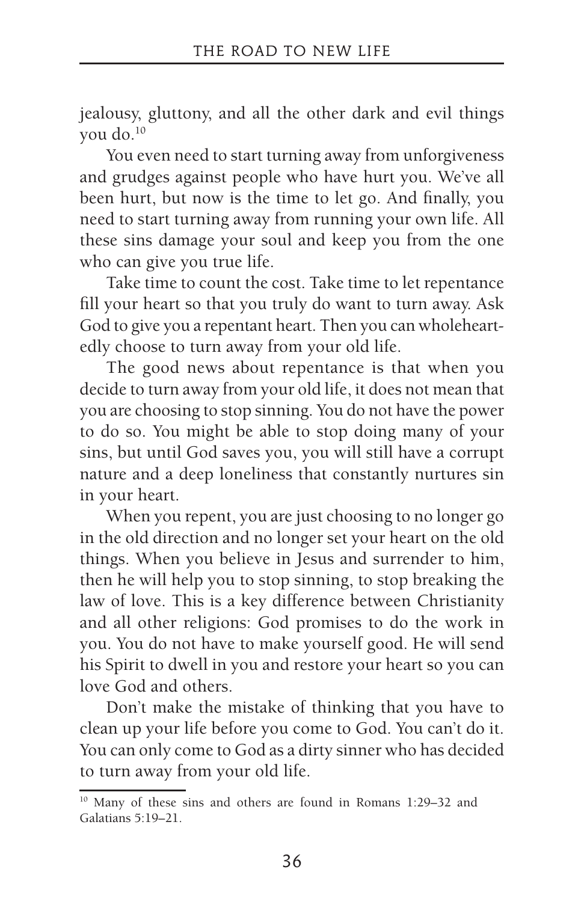jealousy, gluttony, and all the other dark and evil things you do.[10]

You even need to start turning away from unforgiveness and grudges against people who have hurt you. We've all been hurt, but now is the time to let go. And finally, you need to start turning away from running your own life. All these sins damage your soul and keep you from the one who can give you true life.

Take time to count the cost. Take time to let repentance fill your heart so that you truly do want to turn away. Ask God to give you a repentant heart. Then you can wholeheartedly choose to turn away from your old life.

The good news about repentance is that when you decide to turn away from your old life, it does not mean that you are choosing to stop sinning. You do not have the power to do so. You might be able to stop doing many of your sins, but until God saves you, you will still have a corrupt nature and a deep loneliness that constantly nurtures sin in your heart.

When you repent, you are just choosing to no longer go in the old direction and no longer set your heart on the old things. When you believe in Jesus and surrender to him, then he will help you to stop sinning, to stop breaking the law of love. This is a key difference between Christianity and all other religions: God promises to do the work in you. You do not have to make yourself good. He will send his Spirit to dwell in you and restore your heart so you can love God and others.

Don't make the mistake of thinking that you have to clean up your life before you come to God. You can't do it. You can only come to God as a dirty sinner who has decided to turn away from your old life.

---

[10] Many of these sins and others are found in Romans 1:29–32 and Galatians 5:19–21.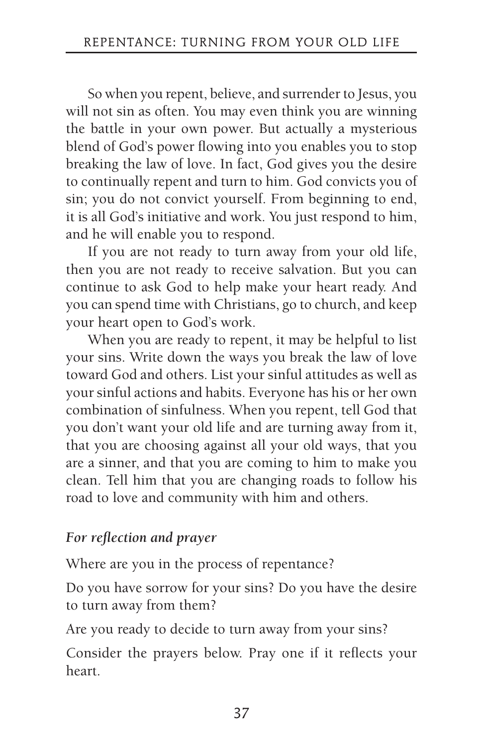So when you repent, believe, and surrender to Jesus, you will not sin as often. You may even think you are winning the battle in your own power. But actually a mysterious blend of God's power flowing into you enables you to stop breaking the law of love. In fact, God gives you the desire to continually repent and turn to him. God convicts you of sin; you do not convict yourself. From beginning to end, it is all God's initiative and work. You just respond to him, and he will enable you to respond.

If you are not ready to turn away from your old life, then you are not ready to receive salvation. But you can continue to ask God to help make your heart ready. And you can spend time with Christians, go to church, and keep your heart open to God's work.

When you are ready to repent, it may be helpful to list your sins. Write down the ways you break the law of love toward God and others. List your sinful attitudes as well as your sinful actions and habits. Everyone has his or her own combination of sinfulness. When you repent, tell God that you don't want your old life and are turning away from it, that you are choosing against all your old ways, that you are a sinner, and that you are coming to him to make you clean. Tell him that you are changing roads to follow his road to love and community with him and others.

***For reflection and prayer***

Where are you in the process of repentance?

Do you have sorrow for your sins? Do you have the desire to turn away from them?

Are you ready to decide to turn away from your sins?

Consider the prayers below. Pray one if it reflects your heart.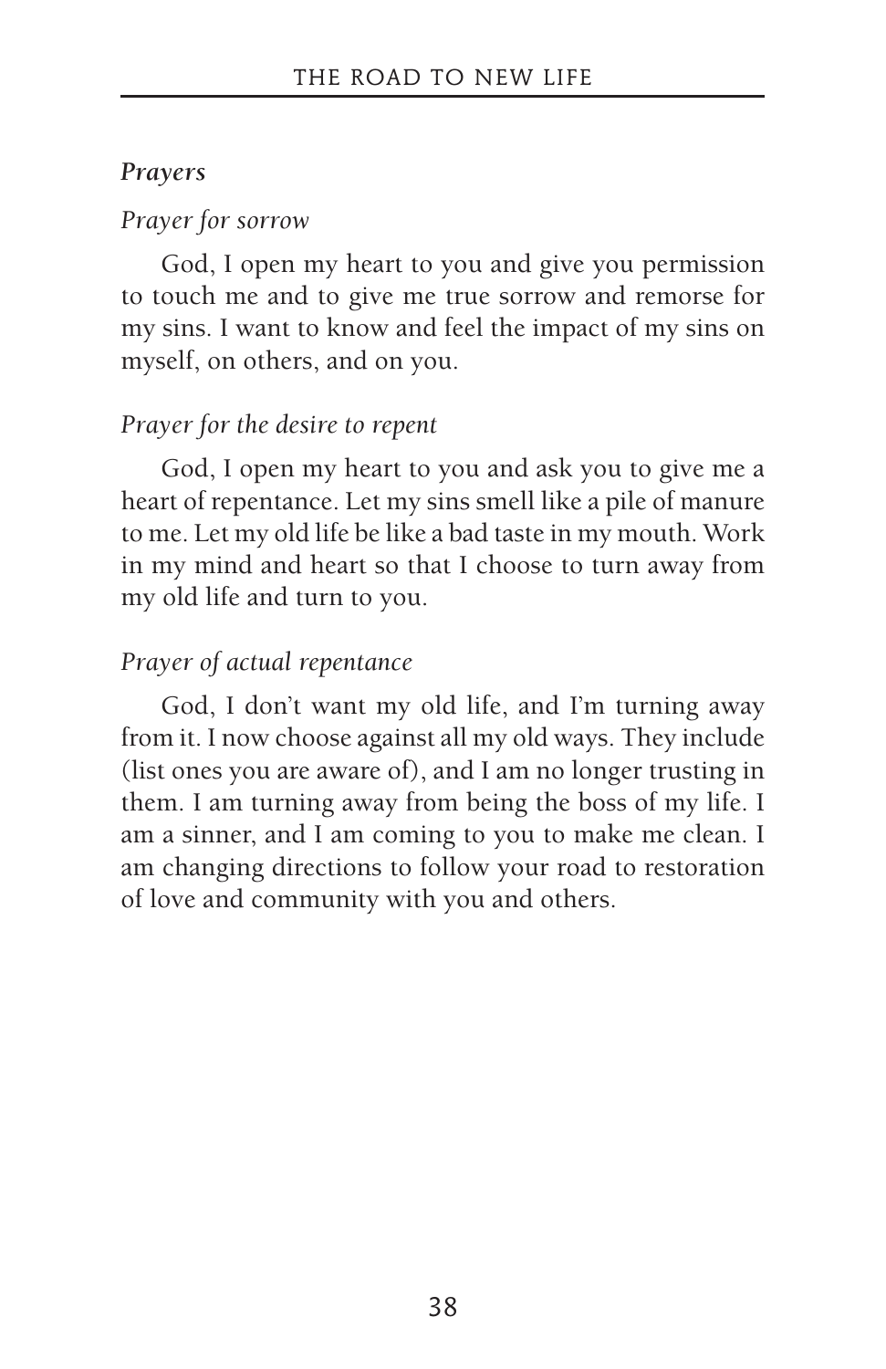### *Prayers*

*Prayer for sorrow*

God, I open my heart to you and give you permission to touch me and to give me true sorrow and remorse for my sins. I want to know and feel the impact of my sins on myself, on others, and on you.

*Prayer for the desire to repent*

God, I open my heart to you and ask you to give me a heart of repentance. Let my sins smell like a pile of manure to me. Let my old life be like a bad taste in my mouth. Work in my mind and heart so that I choose to turn away from my old life and turn to you.

*Prayer of actual repentance*

God, I don't want my old life, and I'm turning away from it. I now choose against all my old ways. They include (list ones you are aware of), and I am no longer trusting in them. I am turning away from being the boss of my life. I am a sinner, and I am coming to you to make me clean. I am changing directions to follow your road to restoration of love and community with you and others.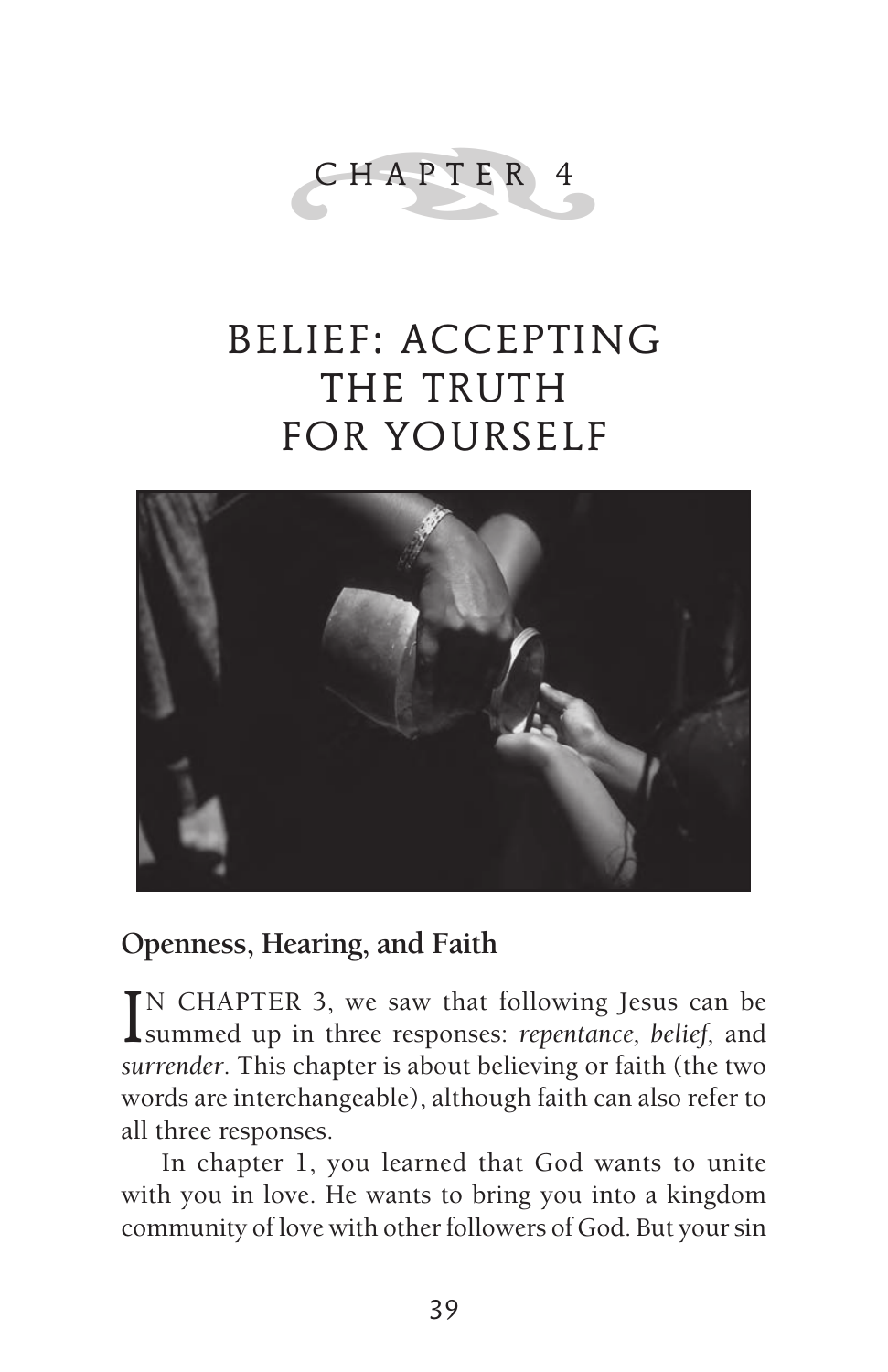# CHAPTER 4

# BELIEF: ACCEPTING THE TRUTH FOR YOURSELF

## Openness, Hearing, and Faith

IN CHAPTER 3, we saw that following Jesus can be summed up in three responses: *repentance, belief,* and *surrender*. This chapter is about believing or faith (the two words are interchangeable), although faith can also refer to all three responses.

In chapter 1, you learned that God wants to unite with you in love. He wants to bring you into a kingdom community of love with other followers of God. But your sin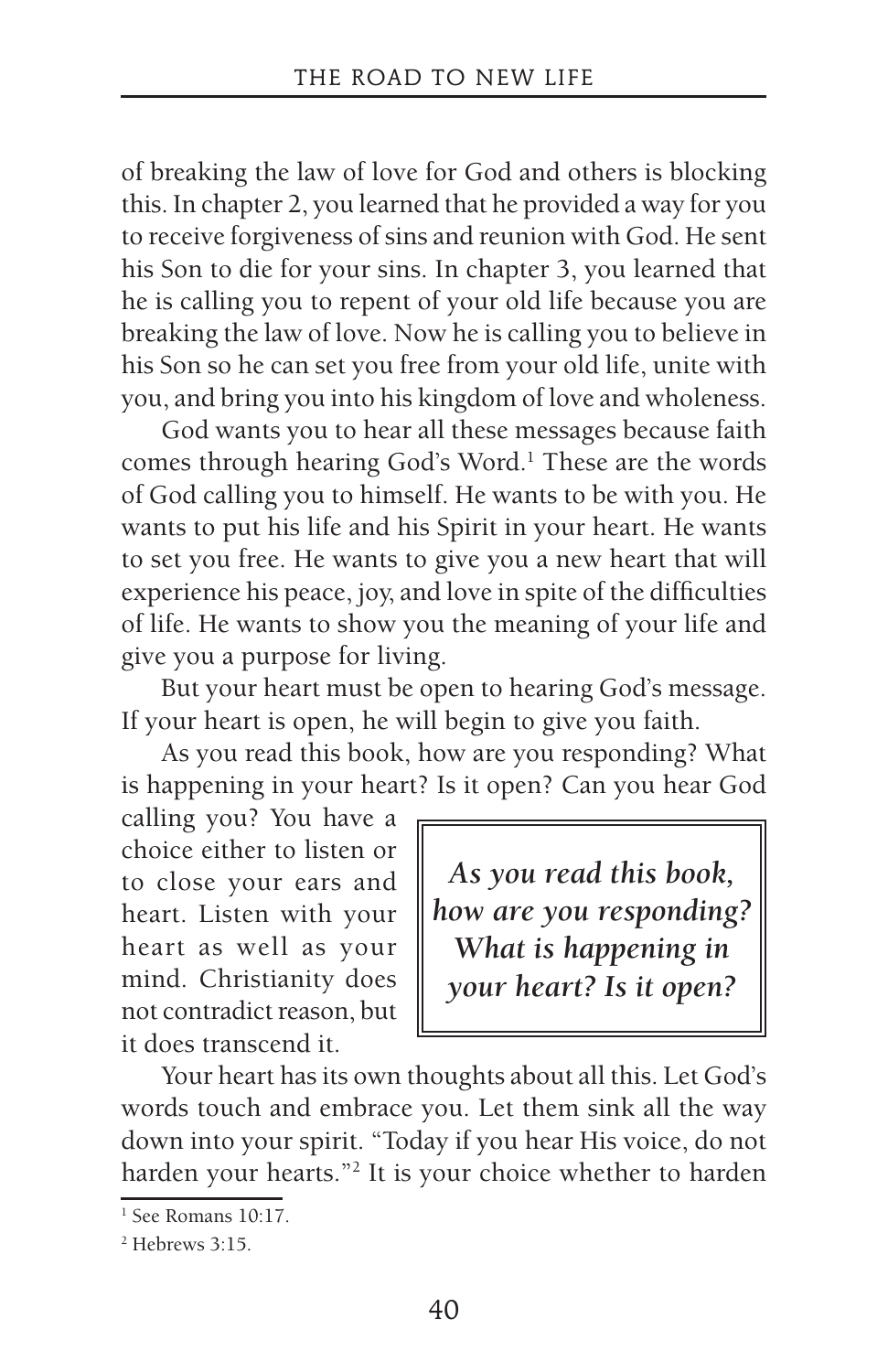of breaking the law of love for God and others is blocking this. In chapter 2, you learned that he provided a way for you to receive forgiveness of sins and reunion with God. He sent his Son to die for your sins. In chapter 3, you learned that he is calling you to repent of your old life because you are breaking the law of love. Now he is calling you to believe in his Son so he can set you free from your old life, unite with you, and bring you into his kingdom of love and wholeness.

God wants you to hear all these messages because faith comes through hearing God's Word.[1] These are the words of God calling you to himself. He wants to be with you. He wants to put his life and his Spirit in your heart. He wants to set you free. He wants to give you a new heart that will experience his peace, joy, and love in spite of the difficulties of life. He wants to show you the meaning of your life and give you a purpose for living.

But your heart must be open to hearing God's message. If your heart is open, he will begin to give you faith.

As you read this book, how are you responding? What is happening in your heart? Is it open? Can you hear God calling you? You have a choice either to listen or to close your ears and heart. Listen with your heart as well as your mind. Christianity does not contradict reason, but it does transcend it.

> ***As you read this book, how are you responding? What is happening in your heart? Is it open?***

Your heart has its own thoughts about all this. Let God's words touch and embrace you. Let them sink all the way down into your spirit. "Today if you hear His voice, do not harden your hearts."[2] It is your choice whether to harden

---

[1] See Romans 10:17.

[2] Hebrews 3:15.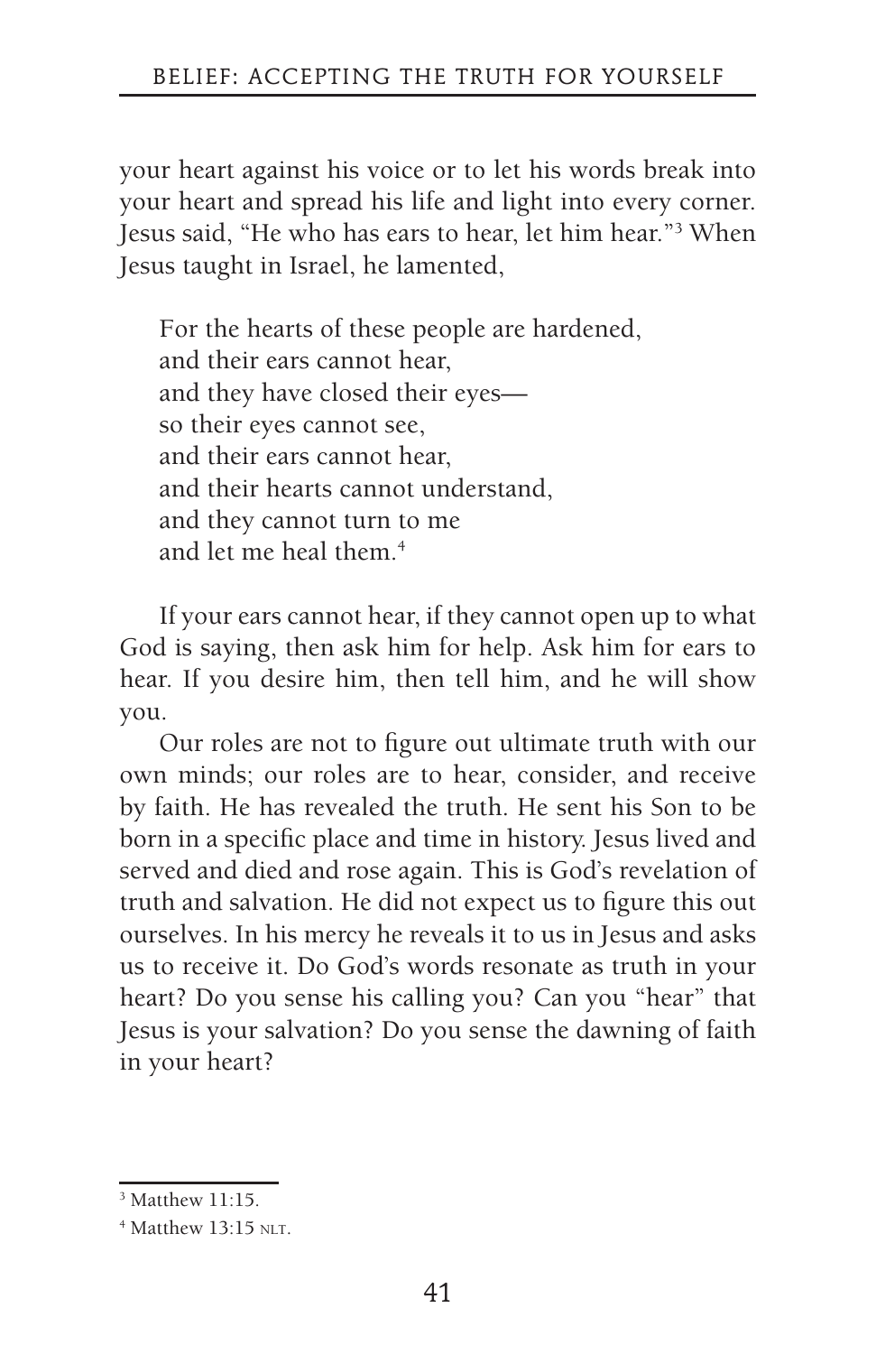your heart against his voice or to let his words break into your heart and spread his life and light into every corner. Jesus said, "He who has ears to hear, let him hear."[3] When Jesus taught in Israel, he lamented,

> For the hearts of these people are hardened,
> and their ears cannot hear,
> and they have closed their eyes—
> so their eyes cannot see,
> and their ears cannot hear,
> and their hearts cannot understand,
> and they cannot turn to me
> and let me heal them.[4]

If your ears cannot hear, if they cannot open up to what God is saying, then ask him for help. Ask him for ears to hear. If you desire him, then tell him, and he will show you.

Our roles are not to figure out ultimate truth with our own minds; our roles are to hear, consider, and receive by faith. He has revealed the truth. He sent his Son to be born in a specific place and time in history. Jesus lived and served and died and rose again. This is God's revelation of truth and salvation. He did not expect us to figure this out ourselves. In his mercy he reveals it to us in Jesus and asks us to receive it. Do God's words resonate as truth in your heart? Do you sense his calling you? Can you "hear" that Jesus is your salvation? Do you sense the dawning of faith in your heart?

---

[3] Matthew 11:15.

[4] Matthew 13:15 NLT.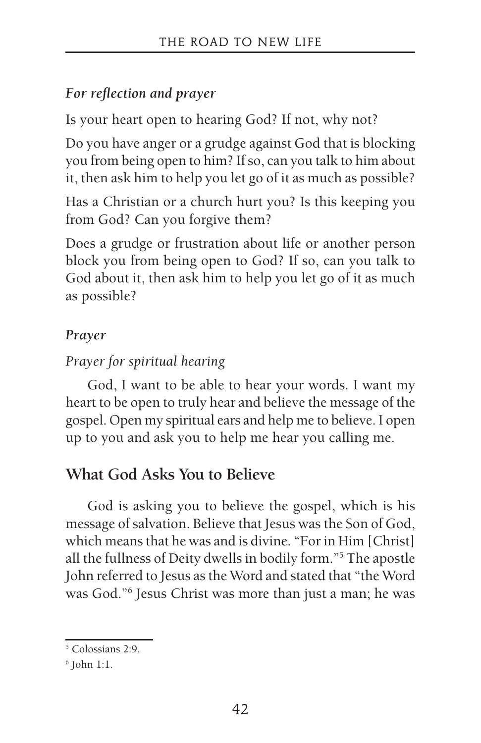*For reflection and prayer*

Is your heart open to hearing God? If not, why not?

Do you have anger or a grudge against God that is blocking you from being open to him? If so, can you talk to him about it, then ask him to help you let go of it as much as possible?

Has a Christian or a church hurt you? Is this keeping you from God? Can you forgive them?

Does a grudge or frustration about life or another person block you from being open to God? If so, can you talk to God about it, then ask him to help you let go of it as much as possible?

***Prayer***

*Prayer for spiritual hearing*

God, I want to be able to hear your words. I want my heart to be open to truly hear and believe the message of the gospel. Open my spiritual ears and help me to believe. I open up to you and ask you to help me hear you calling me.

## What God Asks You to Believe

God is asking you to believe the gospel, which is his message of salvation. Believe that Jesus was the Son of God, which means that he was and is divine. "For in Him [Christ] all the fullness of Deity dwells in bodily form."[5] The apostle John referred to Jesus as the Word and stated that "the Word was God."[6] Jesus Christ was more than just a man; he was

[5] Colossians 2:9.

[6] John 1:1.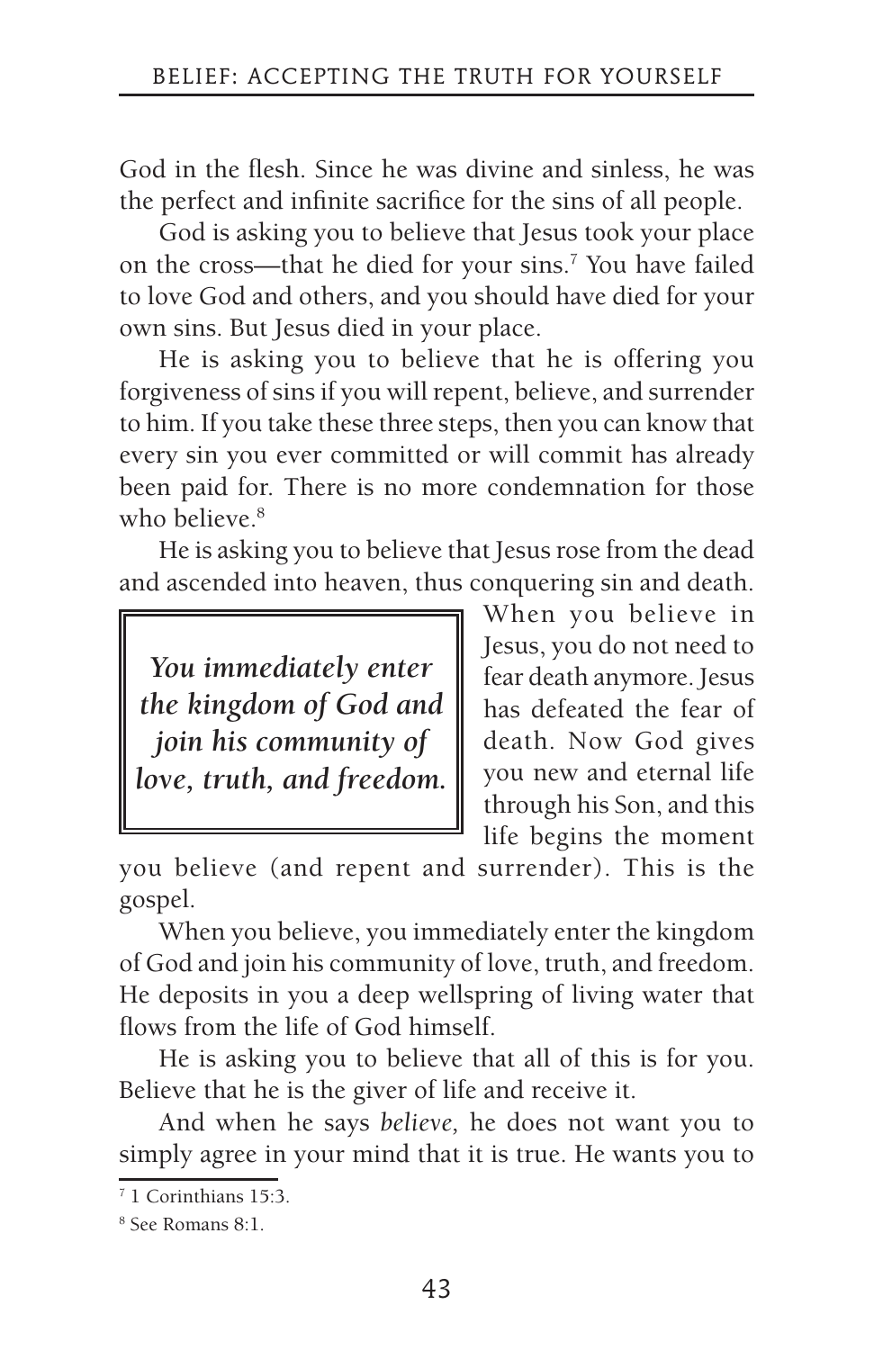God in the flesh. Since he was divine and sinless, he was the perfect and infinite sacrifice for the sins of all people.

God is asking you to believe that Jesus took your place on the cross—that he died for your sins.[7] You have failed to love God and others, and you should have died for your own sins. But Jesus died in your place.

He is asking you to believe that he is offering you forgiveness of sins if you will repent, believe, and surrender to him. If you take these three steps, then you can know that every sin you ever committed or will commit has already been paid for. There is no more condemnation for those who believe.[8]

He is asking you to believe that Jesus rose from the dead and ascended into heaven, thus conquering sin and death. When you believe in Jesus, you do not need to fear death anymore. Jesus has defeated the fear of death. Now God gives you new and eternal life through his Son, and this life begins the moment you believe (and repent and surrender). This is the gospel.

> ***You immediately enter the kingdom of God and join his community of love, truth, and freedom.***

When you believe, you immediately enter the kingdom of God and join his community of love, truth, and freedom. He deposits in you a deep wellspring of living water that flows from the life of God himself.

He is asking you to believe that all of this is for you. Believe that he is the giver of life and receive it.

And when he says *believe,* he does not want you to simply agree in your mind that it is true. He wants you to

---

[7] 1 Corinthians 15:3.

[8] See Romans 8:1.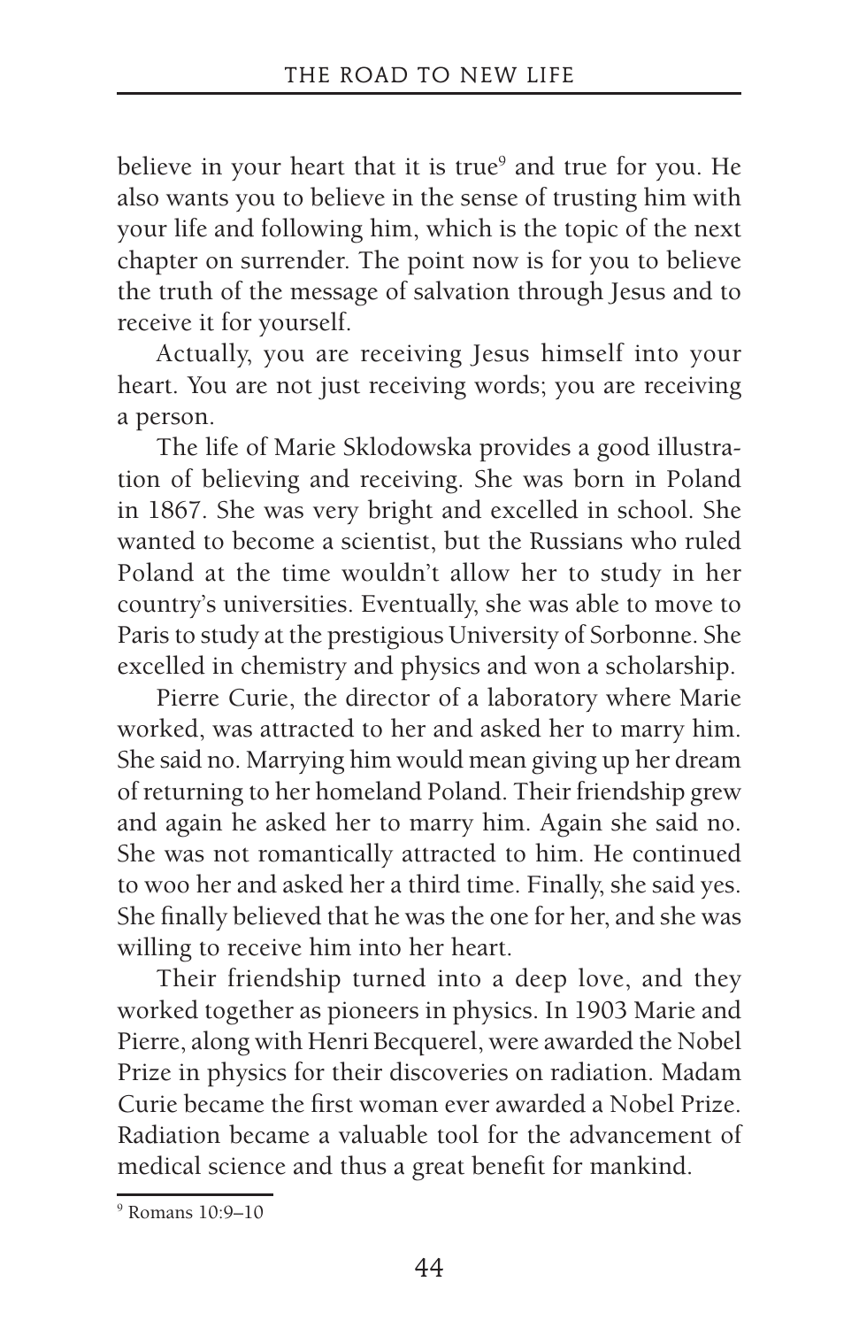believe in your heart that it is true[9] and true for you. He also wants you to believe in the sense of trusting him with your life and following him, which is the topic of the next chapter on surrender. The point now is for you to believe the truth of the message of salvation through Jesus and to receive it for yourself.

Actually, you are receiving Jesus himself into your heart. You are not just receiving words; you are receiving a person.

The life of Marie Sklodowska provides a good illustration of believing and receiving. She was born in Poland in 1867. She was very bright and excelled in school. She wanted to become a scientist, but the Russians who ruled Poland at the time wouldn't allow her to study in her country's universities. Eventually, she was able to move to Paris to study at the prestigious University of Sorbonne. She excelled in chemistry and physics and won a scholarship.

Pierre Curie, the director of a laboratory where Marie worked, was attracted to her and asked her to marry him. She said no. Marrying him would mean giving up her dream of returning to her homeland Poland. Their friendship grew and again he asked her to marry him. Again she said no. She was not romantically attracted to him. He continued to woo her and asked her a third time. Finally, she said yes. She finally believed that he was the one for her, and she was willing to receive him into her heart.

Their friendship turned into a deep love, and they worked together as pioneers in physics. In 1903 Marie and Pierre, along with Henri Becquerel, were awarded the Nobel Prize in physics for their discoveries on radiation. Madam Curie became the first woman ever awarded a Nobel Prize. Radiation became a valuable tool for the advancement of medical science and thus a great benefit for mankind.

---

[9] Romans 10:9–10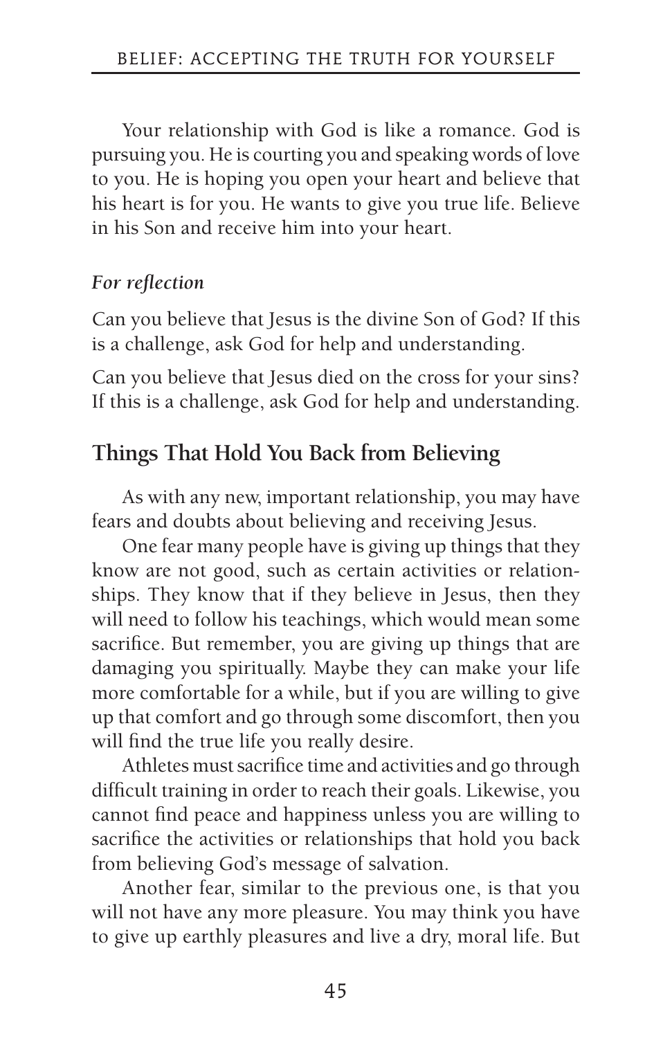Your relationship with God is like a romance. God is pursuing you. He is courting you and speaking words of love to you. He is hoping you open your heart and believe that his heart is for you. He wants to give you true life. Believe in his Son and receive him into your heart.

***For reflection***

Can you believe that Jesus is the divine Son of God? If this is a challenge, ask God for help and understanding.

Can you believe that Jesus died on the cross for your sins? If this is a challenge, ask God for help and understanding.

## Things That Hold You Back from Believing

As with any new, important relationship, you may have fears and doubts about believing and receiving Jesus.

One fear many people have is giving up things that they know are not good, such as certain activities or relationships. They know that if they believe in Jesus, then they will need to follow his teachings, which would mean some sacrifice. But remember, you are giving up things that are damaging you spiritually. Maybe they can make your life more comfortable for a while, but if you are willing to give up that comfort and go through some discomfort, then you will find the true life you really desire.

Athletes must sacrifice time and activities and go through difficult training in order to reach their goals. Likewise, you cannot find peace and happiness unless you are willing to sacrifice the activities or relationships that hold you back from believing God's message of salvation.

Another fear, similar to the previous one, is that you will not have any more pleasure. You may think you have to give up earthly pleasures and live a dry, moral life. But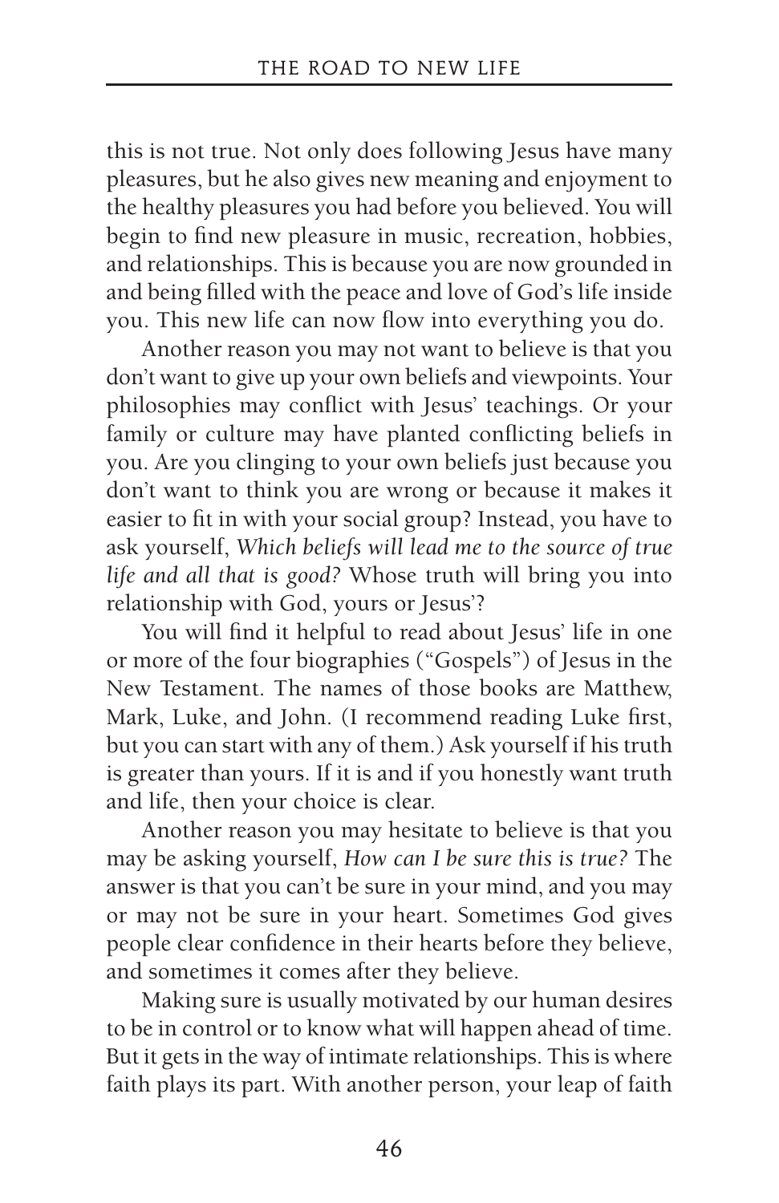this is not true. Not only does following Jesus have many pleasures, but he also gives new meaning and enjoyment to the healthy pleasures you had before you believed. You will begin to find new pleasure in music, recreation, hobbies, and relationships. This is because you are now grounded in and being filled with the peace and love of God's life inside you. This new life can now flow into everything you do.

Another reason you may not want to believe is that you don't want to give up your own beliefs and viewpoints. Your philosophies may conflict with Jesus' teachings. Or your family or culture may have planted conflicting beliefs in you. Are you clinging to your own beliefs just because you don't want to think you are wrong or because it makes it easier to fit in with your social group? Instead, you have to ask yourself, *Which beliefs will lead me to the source of true life and all that is good?* Whose truth will bring you into relationship with God, yours or Jesus'?

You will find it helpful to read about Jesus' life in one or more of the four biographies ("Gospels") of Jesus in the New Testament. The names of those books are Matthew, Mark, Luke, and John. (I recommend reading Luke first, but you can start with any of them.) Ask yourself if his truth is greater than yours. If it is and if you honestly want truth and life, then your choice is clear.

Another reason you may hesitate to believe is that you may be asking yourself, *How can I be sure this is true?* The answer is that you can't be sure in your mind, and you may or may not be sure in your heart. Sometimes God gives people clear confidence in their hearts before they believe, and sometimes it comes after they believe.

Making sure is usually motivated by our human desires to be in control or to know what will happen ahead of time. But it gets in the way of intimate relationships. This is where faith plays its part. With another person, your leap of faith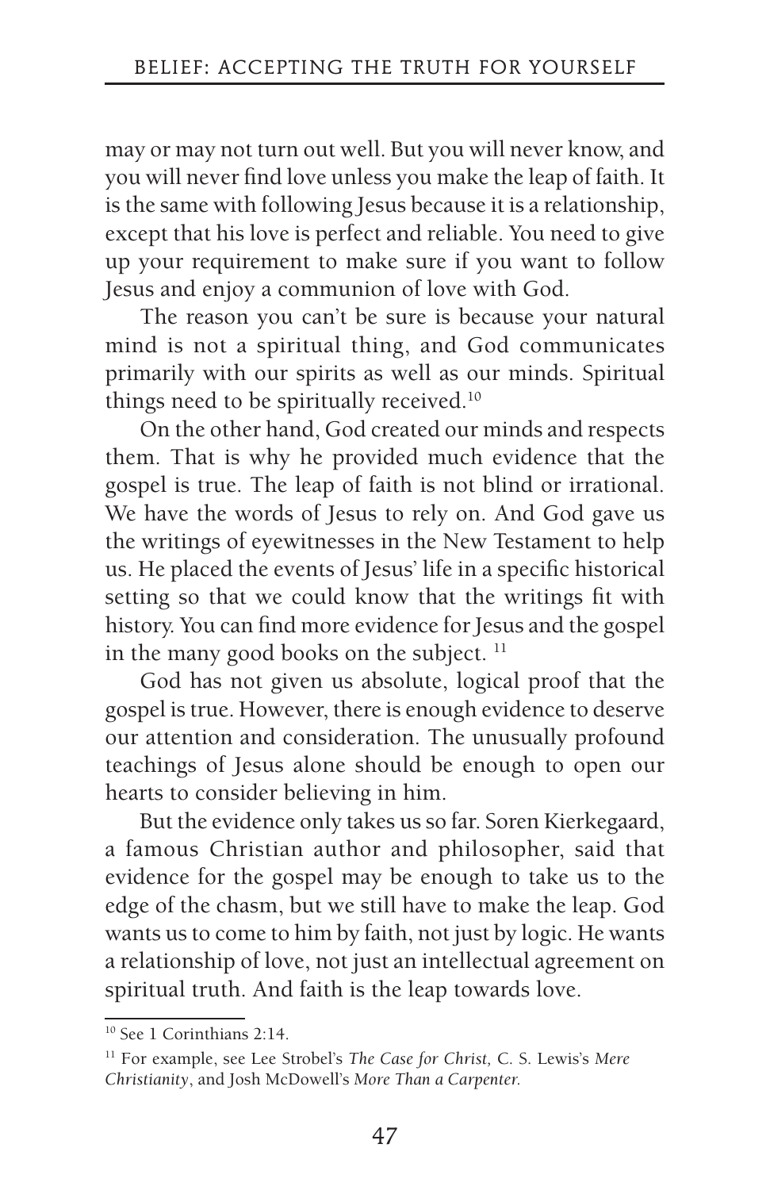may or may not turn out well. But you will never know, and you will never find love unless you make the leap of faith. It is the same with following Jesus because it is a relationship, except that his love is perfect and reliable. You need to give up your requirement to make sure if you want to follow Jesus and enjoy a communion of love with God.

The reason you can't be sure is because your natural mind is not a spiritual thing, and God communicates primarily with our spirits as well as our minds. Spiritual things need to be spiritually received.[10]

On the other hand, God created our minds and respects them. That is why he provided much evidence that the gospel is true. The leap of faith is not blind or irrational. We have the words of Jesus to rely on. And God gave us the writings of eyewitnesses in the New Testament to help us. He placed the events of Jesus' life in a specific historical setting so that we could know that the writings fit with history. You can find more evidence for Jesus and the gospel in the many good books on the subject. [11]

God has not given us absolute, logical proof that the gospel is true. However, there is enough evidence to deserve our attention and consideration. The unusually profound teachings of Jesus alone should be enough to open our hearts to consider believing in him.

But the evidence only takes us so far. Soren Kierkegaard, a famous Christian author and philosopher, said that evidence for the gospel may be enough to take us to the edge of the chasm, but we still have to make the leap. God wants us to come to him by faith, not just by logic. He wants a relationship of love, not just an intellectual agreement on spiritual truth. And faith is the leap towards love.

---

[10] See 1 Corinthians 2:14.

[11] For example, see Lee Strobel's *The Case for Christ,* C. S. Lewis's *Mere Christianity*, and Josh McDowell's *More Than a Carpenter.*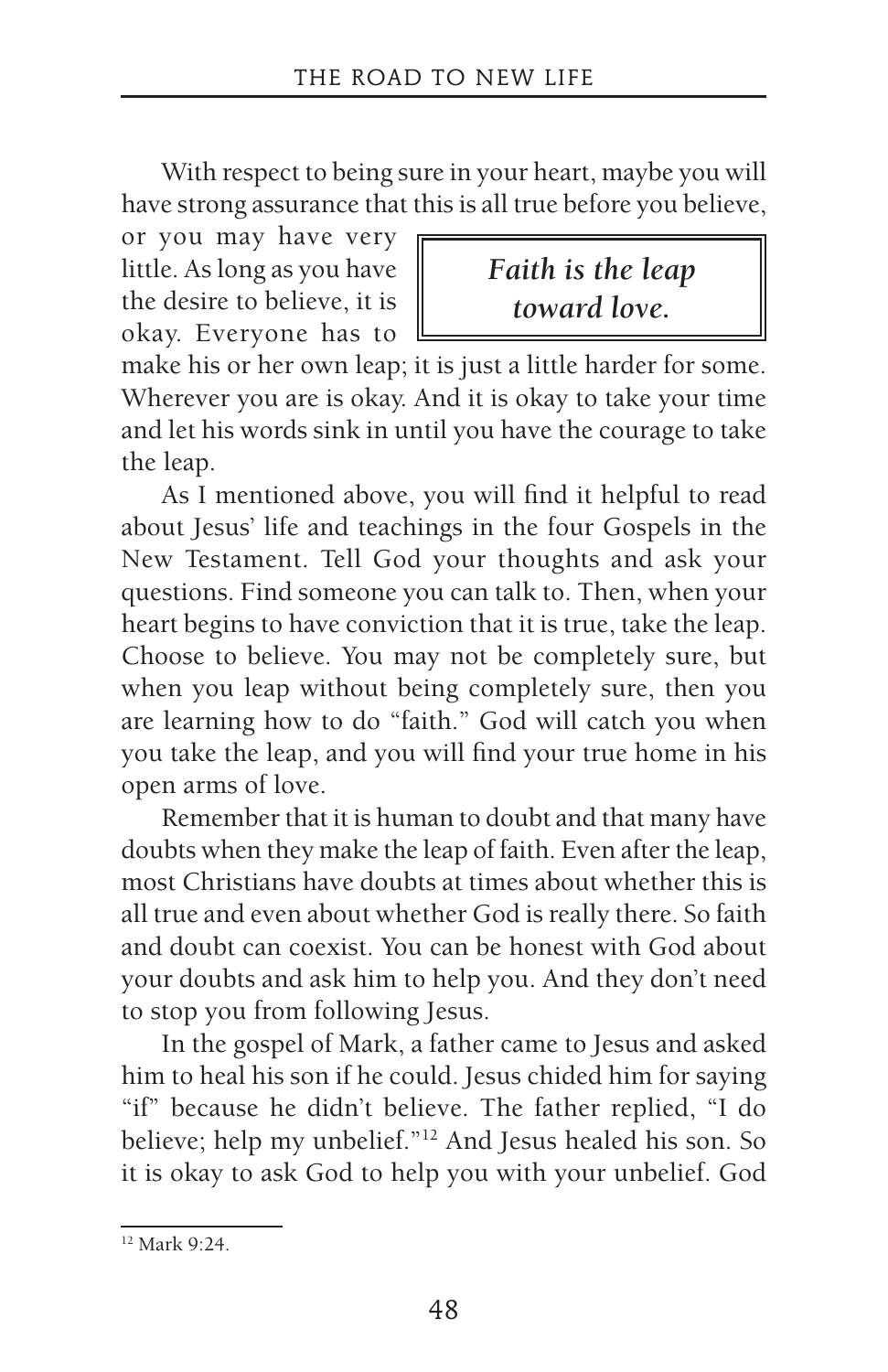With respect to being sure in your heart, maybe you will have strong assurance that this is all true before you believe, or you may have very little. As long as you have the desire to believe, it is okay. Everyone has to make his or her own leap; it is just a little harder for some. Wherever you are is okay. And it is okay to take your time and let his words sink in until you have the courage to take the leap.

> ***Faith is the leap toward love.***

As I mentioned above, you will find it helpful to read about Jesus' life and teachings in the four Gospels in the New Testament. Tell God your thoughts and ask your questions. Find someone you can talk to. Then, when your heart begins to have conviction that it is true, take the leap. Choose to believe. You may not be completely sure, but when you leap without being completely sure, then you are learning how to do "faith." God will catch you when you take the leap, and you will find your true home in his open arms of love.

Remember that it is human to doubt and that many have doubts when they make the leap of faith. Even after the leap, most Christians have doubts at times about whether this is all true and even about whether God is really there. So faith and doubt can coexist. You can be honest with God about your doubts and ask him to help you. And they don't need to stop you from following Jesus.

In the gospel of Mark, a father came to Jesus and asked him to heal his son if he could. Jesus chided him for saying "if" because he didn't believe. The father replied, "I do believe; help my unbelief."[12] And Jesus healed his son. So it is okay to ask God to help you with your unbelief. God

[12] Mark 9:24.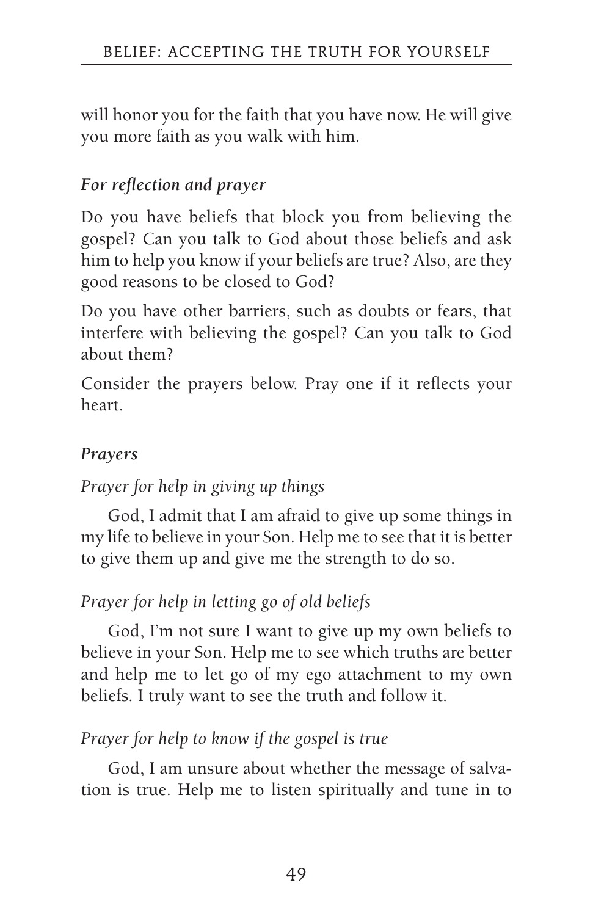will honor you for the faith that you have now. He will give you more faith as you walk with him.

### *For reflection and prayer*

Do you have beliefs that block you from believing the gospel? Can you talk to God about those beliefs and ask him to help you know if your beliefs are true? Also, are they good reasons to be closed to God?

Do you have other barriers, such as doubts or fears, that interfere with believing the gospel? Can you talk to God about them?

Consider the prayers below. Pray one if it reflects your heart.

### *Prayers*

*Prayer for help in giving up things*

God, I admit that I am afraid to give up some things in my life to believe in your Son. Help me to see that it is better to give them up and give me the strength to do so.

*Prayer for help in letting go of old beliefs*

God, I'm not sure I want to give up my own beliefs to believe in your Son. Help me to see which truths are better and help me to let go of my ego attachment to my own beliefs. I truly want to see the truth and follow it.

*Prayer for help to know if the gospel is true*

God, I am unsure about whether the message of salvation is true. Help me to listen spiritually and tune in to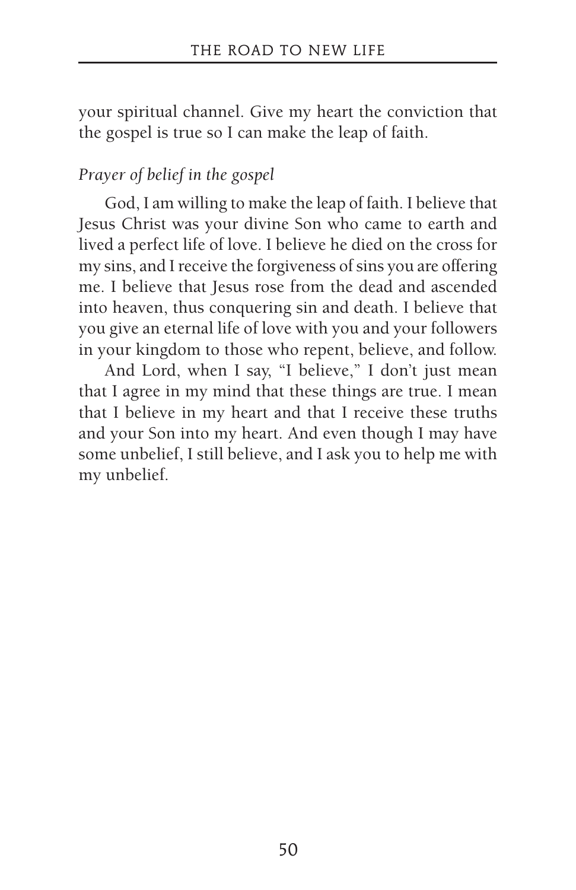your spiritual channel. Give my heart the conviction that the gospel is true so I can make the leap of faith.

*Prayer of belief in the gospel*

God, I am willing to make the leap of faith. I believe that Jesus Christ was your divine Son who came to earth and lived a perfect life of love. I believe he died on the cross for my sins, and I receive the forgiveness of sins you are offering me. I believe that Jesus rose from the dead and ascended into heaven, thus conquering sin and death. I believe that you give an eternal life of love with you and your followers in your kingdom to those who repent, believe, and follow.

And Lord, when I say, "I believe," I don't just mean that I agree in my mind that these things are true. I mean that I believe in my heart and that I receive these truths and your Son into my heart. And even though I may have some unbelief, I still believe, and I ask you to help me with my unbelief.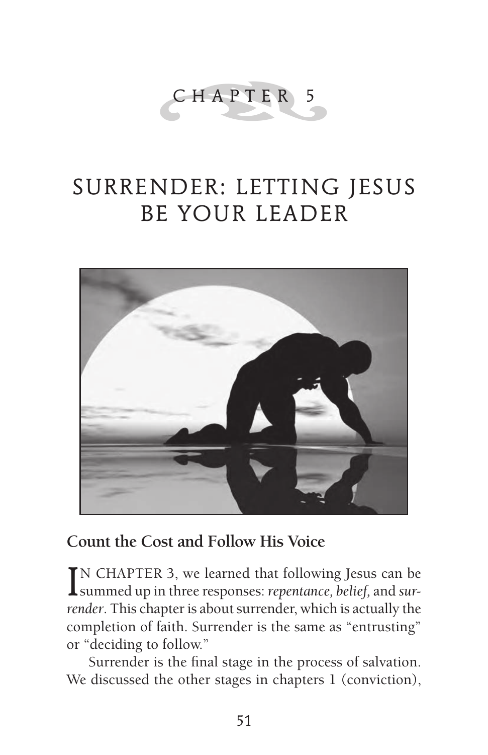# CHAPTER 5

# SURRENDER: LETTING JESUS BE YOUR LEADER

## Count the Cost and Follow His Voice

IN CHAPTER 3, we learned that following Jesus can be summed up in three responses: *repentance, belief,* and *surrender*. This chapter is about surrender, which is actually the completion of faith. Surrender is the same as "entrusting" or "deciding to follow."

Surrender is the final stage in the process of salvation. We discussed the other stages in chapters 1 (conviction),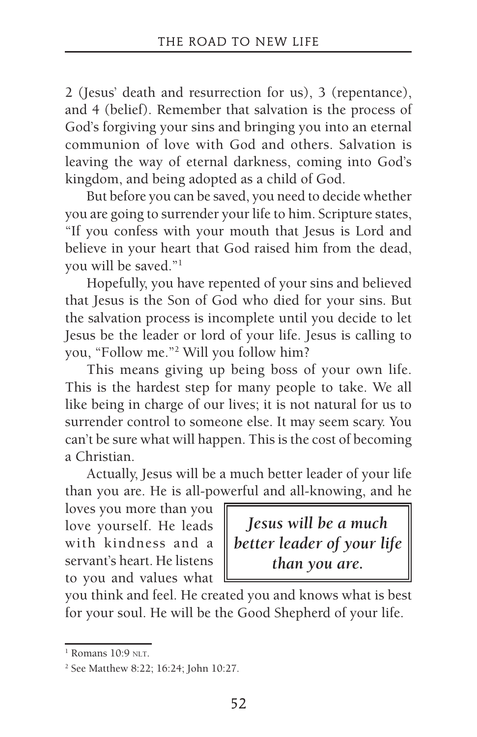2 (Jesus' death and resurrection for us), 3 (repentance), and 4 (belief). Remember that salvation is the process of God's forgiving your sins and bringing you into an eternal communion of love with God and others. Salvation is leaving the way of eternal darkness, coming into God's kingdom, and being adopted as a child of God.

But before you can be saved, you need to decide whether you are going to surrender your life to him. Scripture states, "If you confess with your mouth that Jesus is Lord and believe in your heart that God raised him from the dead, you will be saved."[1]

Hopefully, you have repented of your sins and believed that Jesus is the Son of God who died for your sins. But the salvation process is incomplete until you decide to let Jesus be the leader or lord of your life. Jesus is calling to you, "Follow me."[2] Will you follow him?

This means giving up being boss of your own life. This is the hardest step for many people to take. We all like being in charge of our lives; it is not natural for us to surrender control to someone else. It may seem scary. You can't be sure what will happen. This is the cost of becoming a Christian.

Actually, Jesus will be a much better leader of your life than you are. He is all-powerful and all-knowing, and he loves you more than you love yourself. He leads with kindness and a servant's heart. He listens to you and values what you think and feel. He created you and knows what is best for your soul. He will be the Good Shepherd of your life.

> ***Jesus will be a much better leader of your life than you are.***

---

[1] Romans 10:9 NLT.

[2] See Matthew 8:22; 16:24; John 10:27.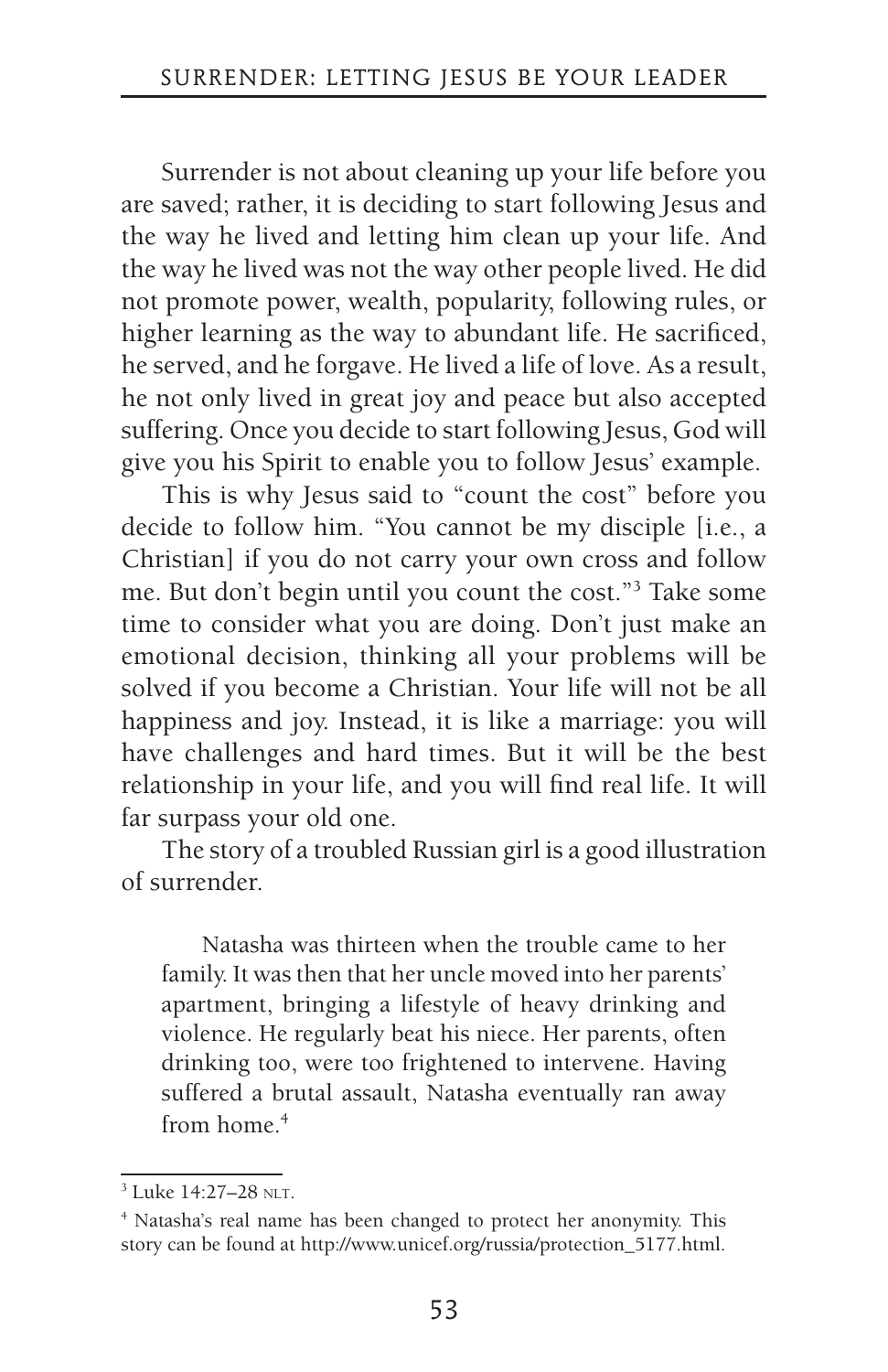Surrender is not about cleaning up your life before you are saved; rather, it is deciding to start following Jesus and the way he lived and letting him clean up your life. And the way he lived was not the way other people lived. He did not promote power, wealth, popularity, following rules, or higher learning as the way to abundant life. He sacrificed, he served, and he forgave. He lived a life of love. As a result, he not only lived in great joy and peace but also accepted suffering. Once you decide to start following Jesus, God will give you his Spirit to enable you to follow Jesus' example.

This is why Jesus said to "count the cost" before you decide to follow him. "You cannot be my disciple [i.e., a Christian] if you do not carry your own cross and follow me. But don't begin until you count the cost."[3] Take some time to consider what you are doing. Don't just make an emotional decision, thinking all your problems will be solved if you become a Christian. Your life will not be all happiness and joy. Instead, it is like a marriage: you will have challenges and hard times. But it will be the best relationship in your life, and you will find real life. It will far surpass your old one.

The story of a troubled Russian girl is a good illustration of surrender.

> Natasha was thirteen when the trouble came to her family. It was then that her uncle moved into her parents' apartment, bringing a lifestyle of heavy drinking and violence. He regularly beat his niece. Her parents, often drinking too, were too frightened to intervene. Having suffered a brutal assault, Natasha eventually ran away from home.[4]

---

[3] Luke 14:27–28 NLT.

[4] Natasha's real name has been changed to protect her anonymity. This story can be found at http://www.unicef.org/russia/protection_5177.html.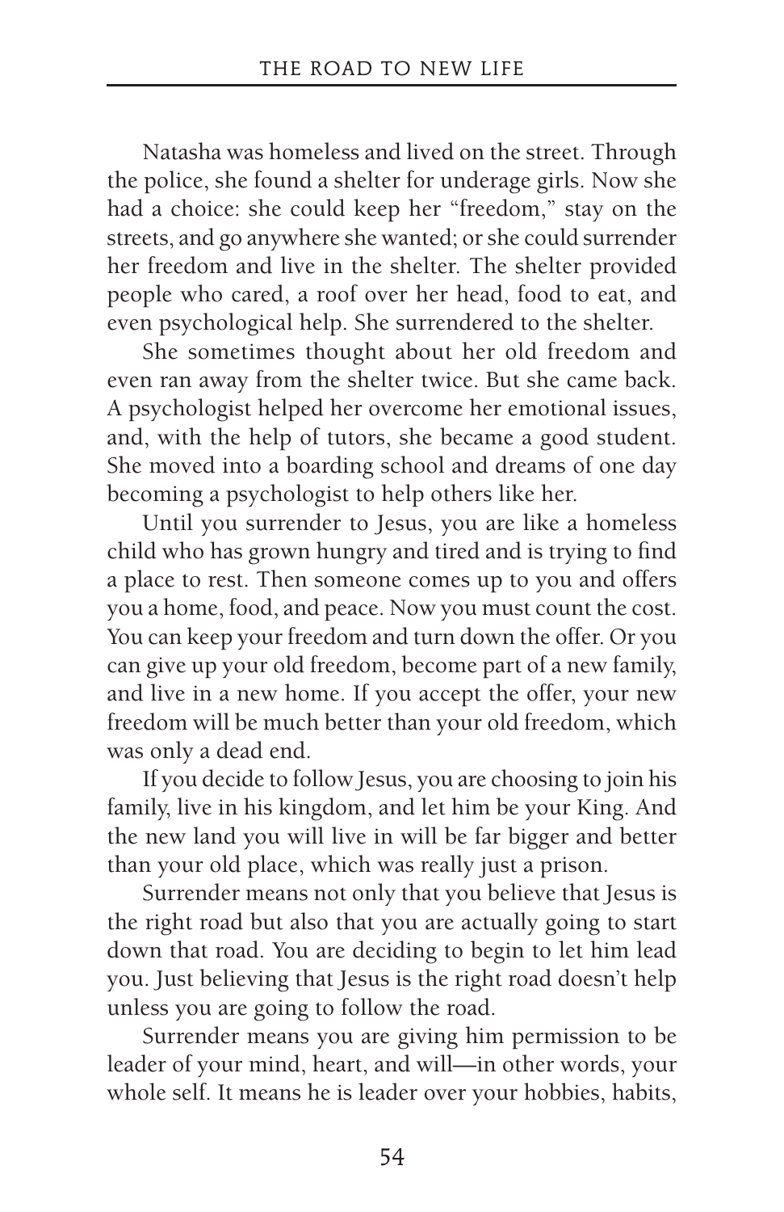Natasha was homeless and lived on the street. Through the police, she found a shelter for underage girls. Now she had a choice: she could keep her "freedom," stay on the streets, and go anywhere she wanted; or she could surrender her freedom and live in the shelter. The shelter provided people who cared, a roof over her head, food to eat, and even psychological help. She surrendered to the shelter.

She sometimes thought about her old freedom and even ran away from the shelter twice. But she came back. A psychologist helped her overcome her emotional issues, and, with the help of tutors, she became a good student. She moved into a boarding school and dreams of one day becoming a psychologist to help others like her.

Until you surrender to Jesus, you are like a homeless child who has grown hungry and tired and is trying to find a place to rest. Then someone comes up to you and offers you a home, food, and peace. Now you must count the cost. You can keep your freedom and turn down the offer. Or you can give up your old freedom, become part of a new family, and live in a new home. If you accept the offer, your new freedom will be much better than your old freedom, which was only a dead end.

If you decide to follow Jesus, you are choosing to join his family, live in his kingdom, and let him be your King. And the new land you will live in will be far bigger and better than your old place, which was really just a prison.

Surrender means not only that you believe that Jesus is the right road but also that you are actually going to start down that road. You are deciding to begin to let him lead you. Just believing that Jesus is the right road doesn't help unless you are going to follow the road.

Surrender means you are giving him permission to be leader of your mind, heart, and will—in other words, your whole self. It means he is leader over your hobbies, habits,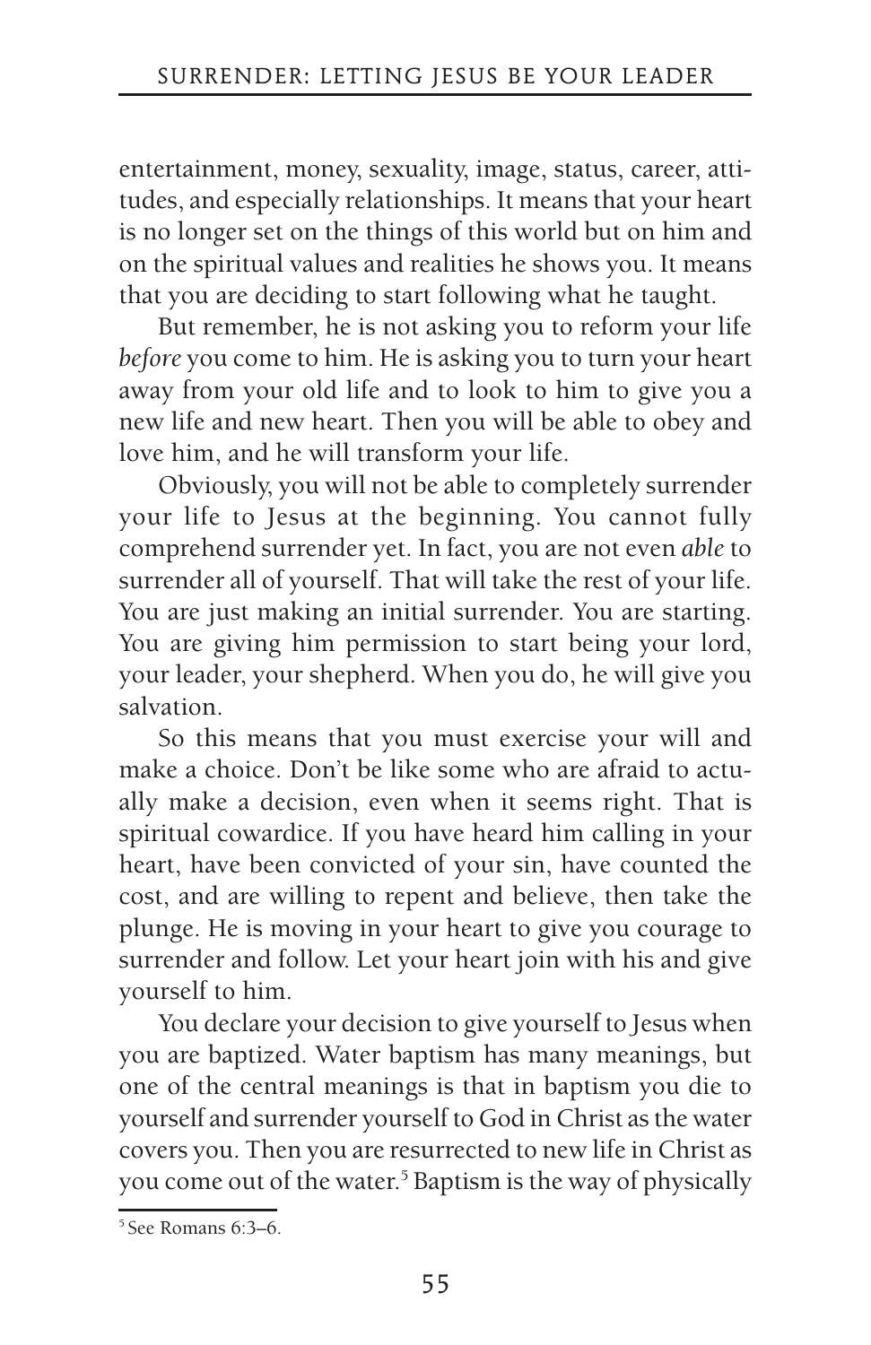entertainment, money, sexuality, image, status, career, attitudes, and especially relationships. It means that your heart is no longer set on the things of this world but on him and on the spiritual values and realities he shows you. It means that you are deciding to start following what he taught.

But remember, he is not asking you to reform your life *before* you come to him. He is asking you to turn your heart away from your old life and to look to him to give you a new life and new heart. Then you will be able to obey and love him, and he will transform your life.

Obviously, you will not be able to completely surrender your life to Jesus at the beginning. You cannot fully comprehend surrender yet. In fact, you are not even *able* to surrender all of yourself. That will take the rest of your life. You are just making an initial surrender. You are starting. You are giving him permission to start being your lord, your leader, your shepherd. When you do, he will give you salvation.

So this means that you must exercise your will and make a choice. Don't be like some who are afraid to actually make a decision, even when it seems right. That is spiritual cowardice. If you have heard him calling in your heart, have been convicted of your sin, have counted the cost, and are willing to repent and believe, then take the plunge. He is moving in your heart to give you courage to surrender and follow. Let your heart join with his and give yourself to him.

You declare your decision to give yourself to Jesus when you are baptized. Water baptism has many meanings, but one of the central meanings is that in baptism you die to yourself and surrender yourself to God in Christ as the water covers you. Then you are resurrected to new life in Christ as you come out of the water.[5] Baptism is the way of physically

[5] See Romans 6:3–6.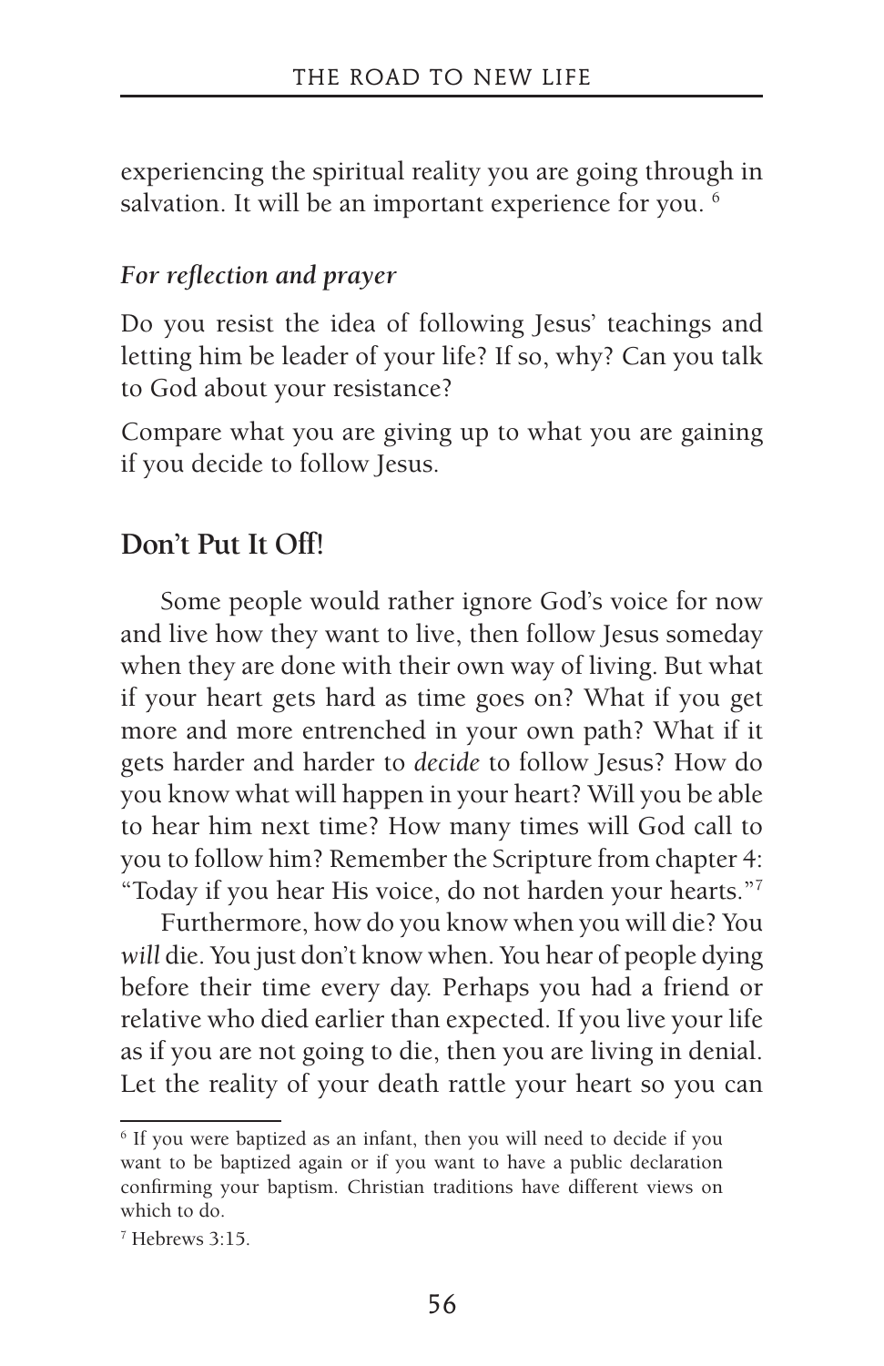experiencing the spiritual reality you are going through in salvation. It will be an important experience for you. [6]

### *For reflection and prayer*

Do you resist the idea of following Jesus' teachings and letting him be leader of your life? If so, why? Can you talk to God about your resistance?

Compare what you are giving up to what you are gaining if you decide to follow Jesus.

## Don't Put It Off!

Some people would rather ignore God's voice for now and live how they want to live, then follow Jesus someday when they are done with their own way of living. But what if your heart gets hard as time goes on? What if you get more and more entrenched in your own path? What if it gets harder and harder to *decide* to follow Jesus? How do you know what will happen in your heart? Will you be able to hear him next time? How many times will God call to you to follow him? Remember the Scripture from chapter 4: "Today if you hear His voice, do not harden your hearts."[7]

Furthermore, how do you know when you will die? You *will* die. You just don't know when. You hear of people dying before their time every day. Perhaps you had a friend or relative who died earlier than expected. If you live your life as if you are not going to die, then you are living in denial. Let the reality of your death rattle your heart so you can

---

[6] If you were baptized as an infant, then you will need to decide if you want to be baptized again or if you want to have a public declaration confirming your baptism. Christian traditions have different views on which to do.

[7] Hebrews 3:15.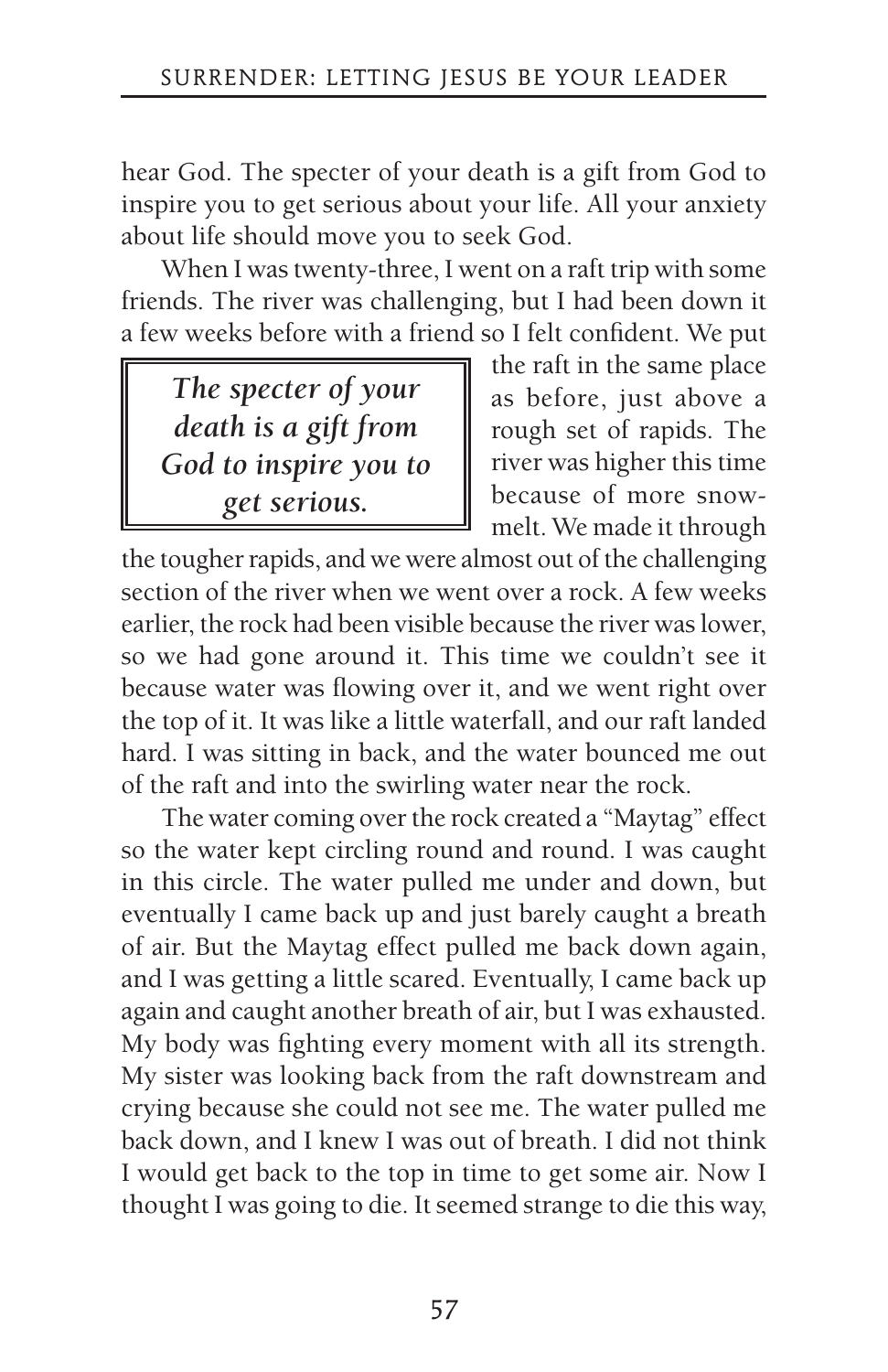hear God. The specter of your death is a gift from God to inspire you to get serious about your life. All your anxiety about life should move you to seek God.

When I was twenty-three, I went on a raft trip with some friends. The river was challenging, but I had been down it a few weeks before with a friend so I felt confident. We put the raft in the same place as before, just above a rough set of rapids. The river was higher this time because of more snowmelt. We made it through the tougher rapids, and we were almost out of the challenging section of the river when we went over a rock. A few weeks earlier, the rock had been visible because the river was lower, so we had gone around it. This time we couldn't see it because water was flowing over it, and we went right over the top of it. It was like a little waterfall, and our raft landed hard. I was sitting in back, and the water bounced me out of the raft and into the swirling water near the rock.

> ***The specter of your death is a gift from God to inspire you to get serious.***

The water coming over the rock created a "Maytag" effect so the water kept circling round and round. I was caught in this circle. The water pulled me under and down, but eventually I came back up and just barely caught a breath of air. But the Maytag effect pulled me back down again, and I was getting a little scared. Eventually, I came back up again and caught another breath of air, but I was exhausted. My body was fighting every moment with all its strength. My sister was looking back from the raft downstream and crying because she could not see me. The water pulled me back down, and I knew I was out of breath. I did not think I would get back to the top in time to get some air. Now I thought I was going to die. It seemed strange to die this way,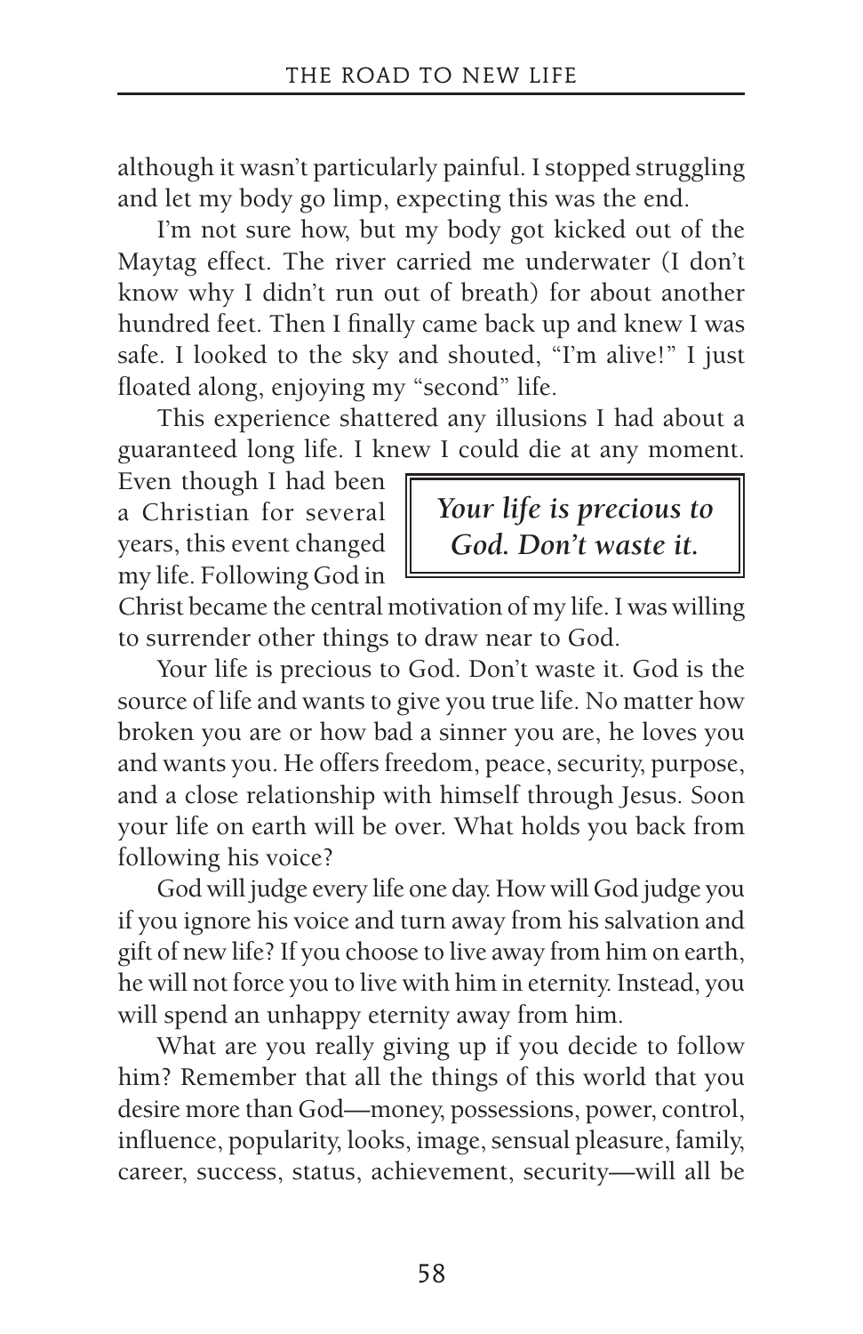although it wasn't particularly painful. I stopped struggling and let my body go limp, expecting this was the end.

I'm not sure how, but my body got kicked out of the Maytag effect. The river carried me underwater (I don't know why I didn't run out of breath) for about another hundred feet. Then I finally came back up and knew I was safe. I looked to the sky and shouted, "I'm alive!" I just floated along, enjoying my "second" life.

This experience shattered any illusions I had about a guaranteed long life. I knew I could die at any moment. Even though I had been a Christian for several years, this event changed my life. Following God in Christ became the central motivation of my life. I was willing to surrender other things to draw near to God.

> ***Your life is precious to God. Don't waste it.***

Your life is precious to God. Don't waste it. God is the source of life and wants to give you true life. No matter how broken you are or how bad a sinner you are, he loves you and wants you. He offers freedom, peace, security, purpose, and a close relationship with himself through Jesus. Soon your life on earth will be over. What holds you back from following his voice?

God will judge every life one day. How will God judge you if you ignore his voice and turn away from his salvation and gift of new life? If you choose to live away from him on earth, he will not force you to live with him in eternity. Instead, you will spend an unhappy eternity away from him.

What are you really giving up if you decide to follow him? Remember that all the things of this world that you desire more than God—money, possessions, power, control, influence, popularity, looks, image, sensual pleasure, family, career, success, status, achievement, security—will all be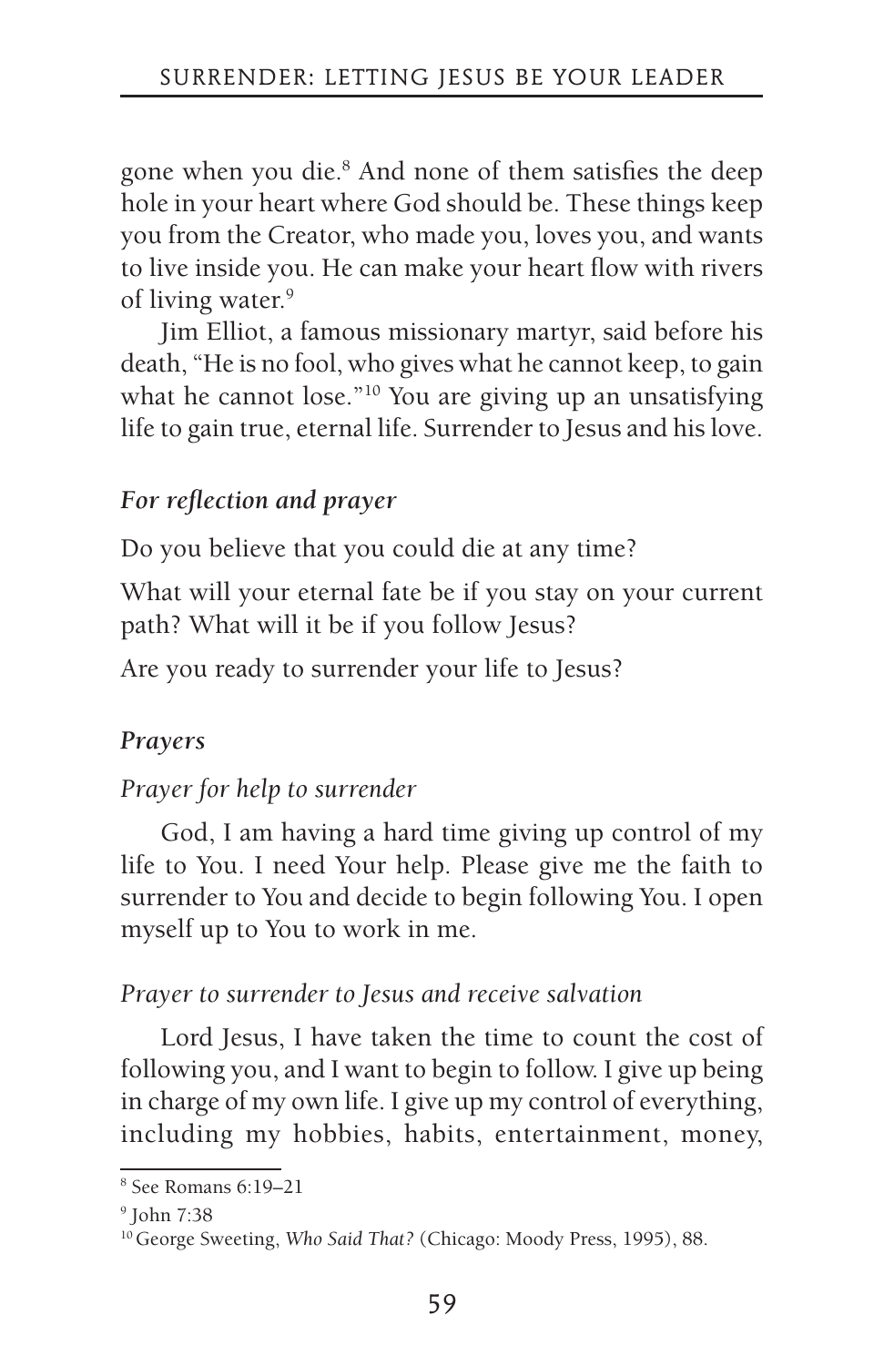gone when you die.[8] And none of them satisfies the deep hole in your heart where God should be. These things keep you from the Creator, who made you, loves you, and wants to live inside you. He can make your heart flow with rivers of living water.[9]

Jim Elliot, a famous missionary martyr, said before his death, "He is no fool, who gives what he cannot keep, to gain what he cannot lose."[10] You are giving up an unsatisfying life to gain true, eternal life. Surrender to Jesus and his love.

### *For reflection and prayer*

Do you believe that you could die at any time?

What will your eternal fate be if you stay on your current path? What will it be if you follow Jesus?

Are you ready to surrender your life to Jesus?

### *Prayers*

*Prayer for help to surrender*

God, I am having a hard time giving up control of my life to You. I need Your help. Please give me the faith to surrender to You and decide to begin following You. I open myself up to You to work in me.

*Prayer to surrender to Jesus and receive salvation*

Lord Jesus, I have taken the time to count the cost of following you, and I want to begin to follow. I give up being in charge of my own life. I give up my control of everything, including my hobbies, habits, entertainment, money,

---

[8] See Romans 6:19–21

[9] John 7:38

[10] George Sweeting, *Who Said That?* (Chicago: Moody Press, 1995), 88.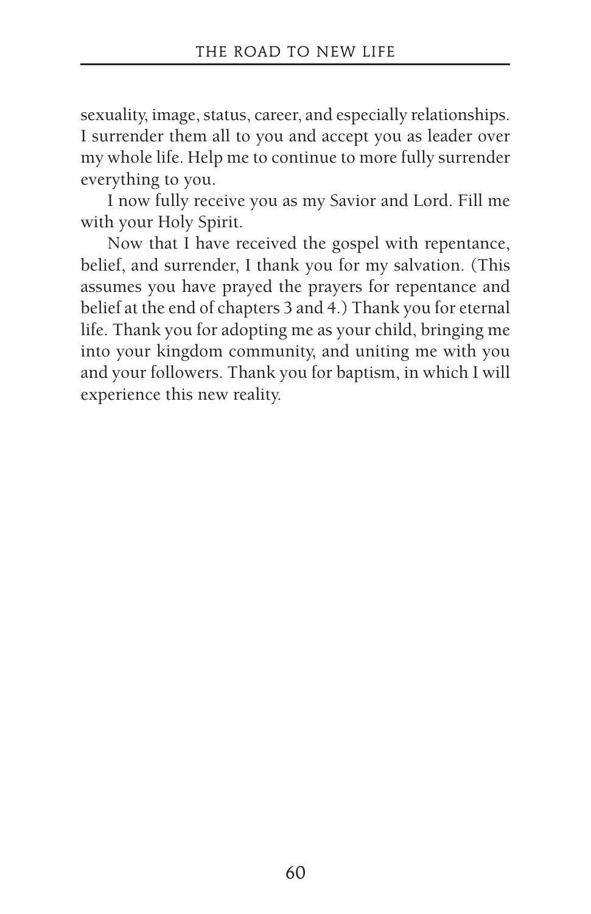sexuality, image, status, career, and especially relationships. I surrender them all to you and accept you as leader over my whole life. Help me to continue to more fully surrender everything to you.

I now fully receive you as my Savior and Lord. Fill me with your Holy Spirit.

Now that I have received the gospel with repentance, belief, and surrender, I thank you for my salvation. (This assumes you have prayed the prayers for repentance and belief at the end of chapters 3 and 4.) Thank you for eternal life. Thank you for adopting me as your child, bringing me into your kingdom community, and uniting me with you and your followers. Thank you for baptism, in which I will experience this new reality.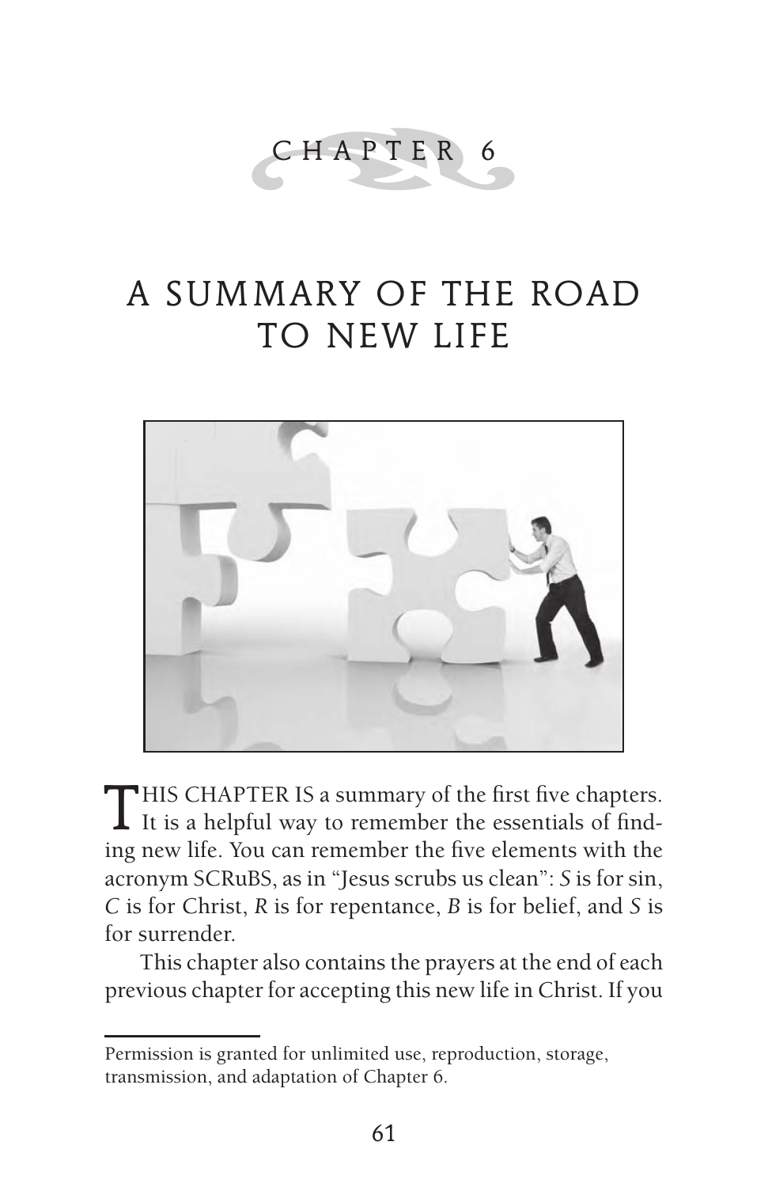# CHAPTER 6

# A SUMMARY OF THE ROAD TO NEW LIFE

THIS CHAPTER IS a summary of the first five chapters. It is a helpful way to remember the essentials of finding new life. You can remember the five elements with the acronym SCRuBS, as in "Jesus scrubs us clean": *S* is for sin, *C* is for Christ, *R* is for repentance, *B* is for belief, and *S* is for surrender.

This chapter also contains the prayers at the end of each previous chapter for accepting this new life in Christ. If you

---

Permission is granted for unlimited use, reproduction, storage, transmission, and adaptation of Chapter 6.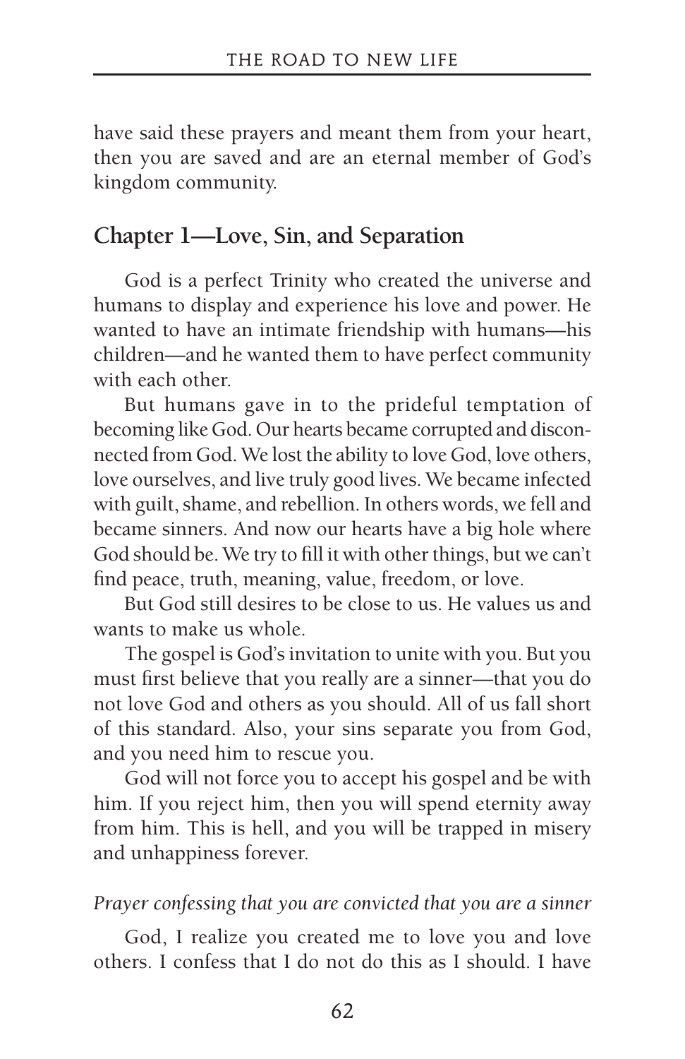have said these prayers and meant them from your heart, then you are saved and are an eternal member of God's kingdom community.

## Chapter 1—Love, Sin, and Separation

God is a perfect Trinity who created the universe and humans to display and experience his love and power. He wanted to have an intimate friendship with humans—his children—and he wanted them to have perfect community with each other.

But humans gave in to the prideful temptation of becoming like God. Our hearts became corrupted and disconnected from God. We lost the ability to love God, love others, love ourselves, and live truly good lives. We became infected with guilt, shame, and rebellion. In others words, we fell and became sinners. And now our hearts have a big hole where God should be. We try to fill it with other things, but we can't find peace, truth, meaning, value, freedom, or love.

But God still desires to be close to us. He values us and wants to make us whole.

The gospel is God's invitation to unite with you. But you must first believe that you really are a sinner—that you do not love God and others as you should. All of us fall short of this standard. Also, your sins separate you from God, and you need him to rescue you.

God will not force you to accept his gospel and be with him. If you reject him, then you will spend eternity away from him. This is hell, and you will be trapped in misery and unhappiness forever.

*Prayer confessing that you are convicted that you are a sinner*

God, I realize you created me to love you and love others. I confess that I do not do this as I should. I have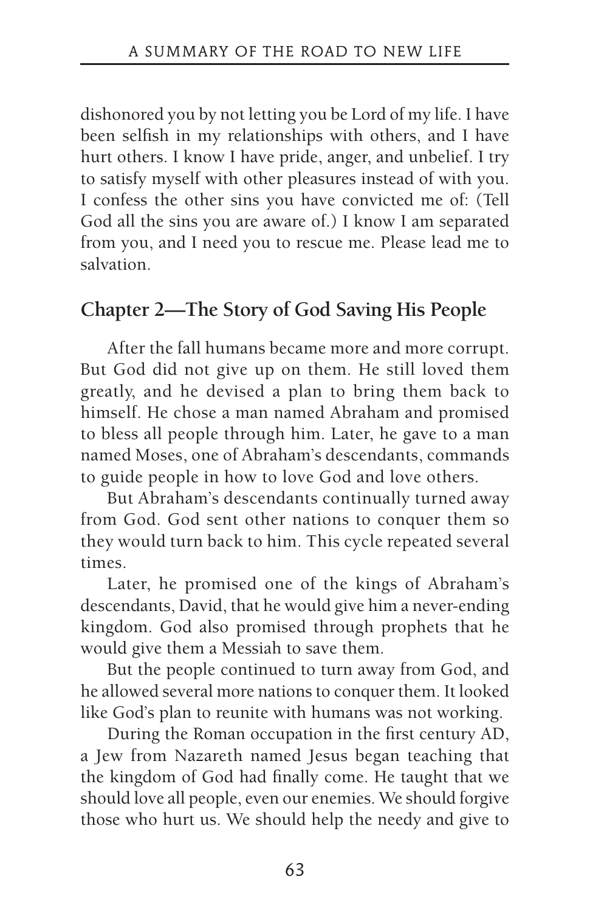dishonored you by not letting you be Lord of my life. I have been selfish in my relationships with others, and I have hurt others. I know I have pride, anger, and unbelief. I try to satisfy myself with other pleasures instead of with you. I confess the other sins you have convicted me of: (Tell God all the sins you are aware of.) I know I am separated from you, and I need you to rescue me. Please lead me to salvation.

## Chapter 2—The Story of God Saving His People

After the fall humans became more and more corrupt. But God did not give up on them. He still loved them greatly, and he devised a plan to bring them back to himself. He chose a man named Abraham and promised to bless all people through him. Later, he gave to a man named Moses, one of Abraham's descendants, commands to guide people in how to love God and love others.

But Abraham's descendants continually turned away from God. God sent other nations to conquer them so they would turn back to him. This cycle repeated several times.

Later, he promised one of the kings of Abraham's descendants, David, that he would give him a never-ending kingdom. God also promised through prophets that he would give them a Messiah to save them.

But the people continued to turn away from God, and he allowed several more nations to conquer them. It looked like God's plan to reunite with humans was not working.

During the Roman occupation in the first century AD, a Jew from Nazareth named Jesus began teaching that the kingdom of God had finally come. He taught that we should love all people, even our enemies. We should forgive those who hurt us. We should help the needy and give to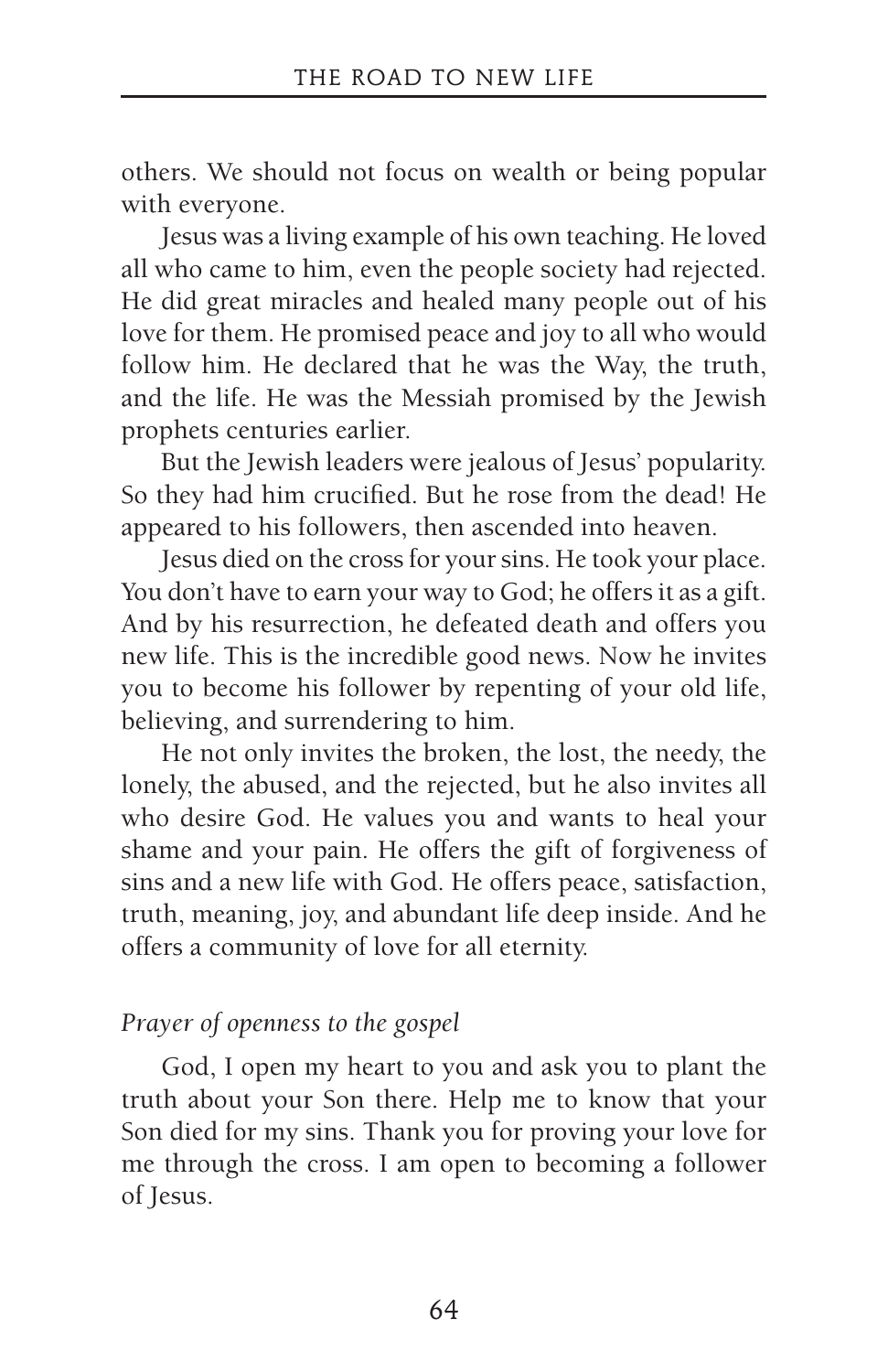others. We should not focus on wealth or being popular with everyone.

Jesus was a living example of his own teaching. He loved all who came to him, even the people society had rejected. He did great miracles and healed many people out of his love for them. He promised peace and joy to all who would follow him. He declared that he was the Way, the truth, and the life. He was the Messiah promised by the Jewish prophets centuries earlier.

But the Jewish leaders were jealous of Jesus' popularity. So they had him crucified. But he rose from the dead! He appeared to his followers, then ascended into heaven.

Jesus died on the cross for your sins. He took your place. You don't have to earn your way to God; he offers it as a gift. And by his resurrection, he defeated death and offers you new life. This is the incredible good news. Now he invites you to become his follower by repenting of your old life, believing, and surrendering to him.

He not only invites the broken, the lost, the needy, the lonely, the abused, and the rejected, but he also invites all who desire God. He values you and wants to heal your shame and your pain. He offers the gift of forgiveness of sins and a new life with God. He offers peace, satisfaction, truth, meaning, joy, and abundant life deep inside. And he offers a community of love for all eternity.

*Prayer of openness to the gospel*

God, I open my heart to you and ask you to plant the truth about your Son there. Help me to know that your Son died for my sins. Thank you for proving your love for me through the cross. I am open to becoming a follower of Jesus.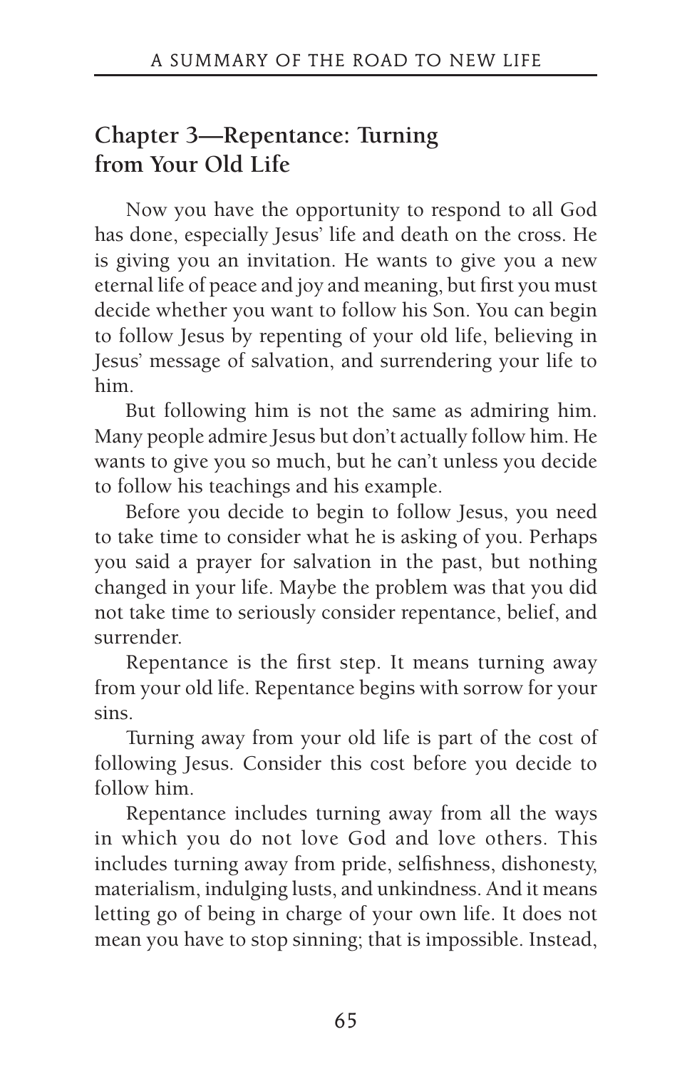## Chapter 3—Repentance: Turning from Your Old Life

Now you have the opportunity to respond to all God has done, especially Jesus' life and death on the cross. He is giving you an invitation. He wants to give you a new eternal life of peace and joy and meaning, but first you must decide whether you want to follow his Son. You can begin to follow Jesus by repenting of your old life, believing in Jesus' message of salvation, and surrendering your life to him.

But following him is not the same as admiring him. Many people admire Jesus but don't actually follow him. He wants to give you so much, but he can't unless you decide to follow his teachings and his example.

Before you decide to begin to follow Jesus, you need to take time to consider what he is asking of you. Perhaps you said a prayer for salvation in the past, but nothing changed in your life. Maybe the problem was that you did not take time to seriously consider repentance, belief, and surrender.

Repentance is the first step. It means turning away from your old life. Repentance begins with sorrow for your sins.

Turning away from your old life is part of the cost of following Jesus. Consider this cost before you decide to follow him.

Repentance includes turning away from all the ways in which you do not love God and love others. This includes turning away from pride, selfishness, dishonesty, materialism, indulging lusts, and unkindness. And it means letting go of being in charge of your own life. It does not mean you have to stop sinning; that is impossible. Instead,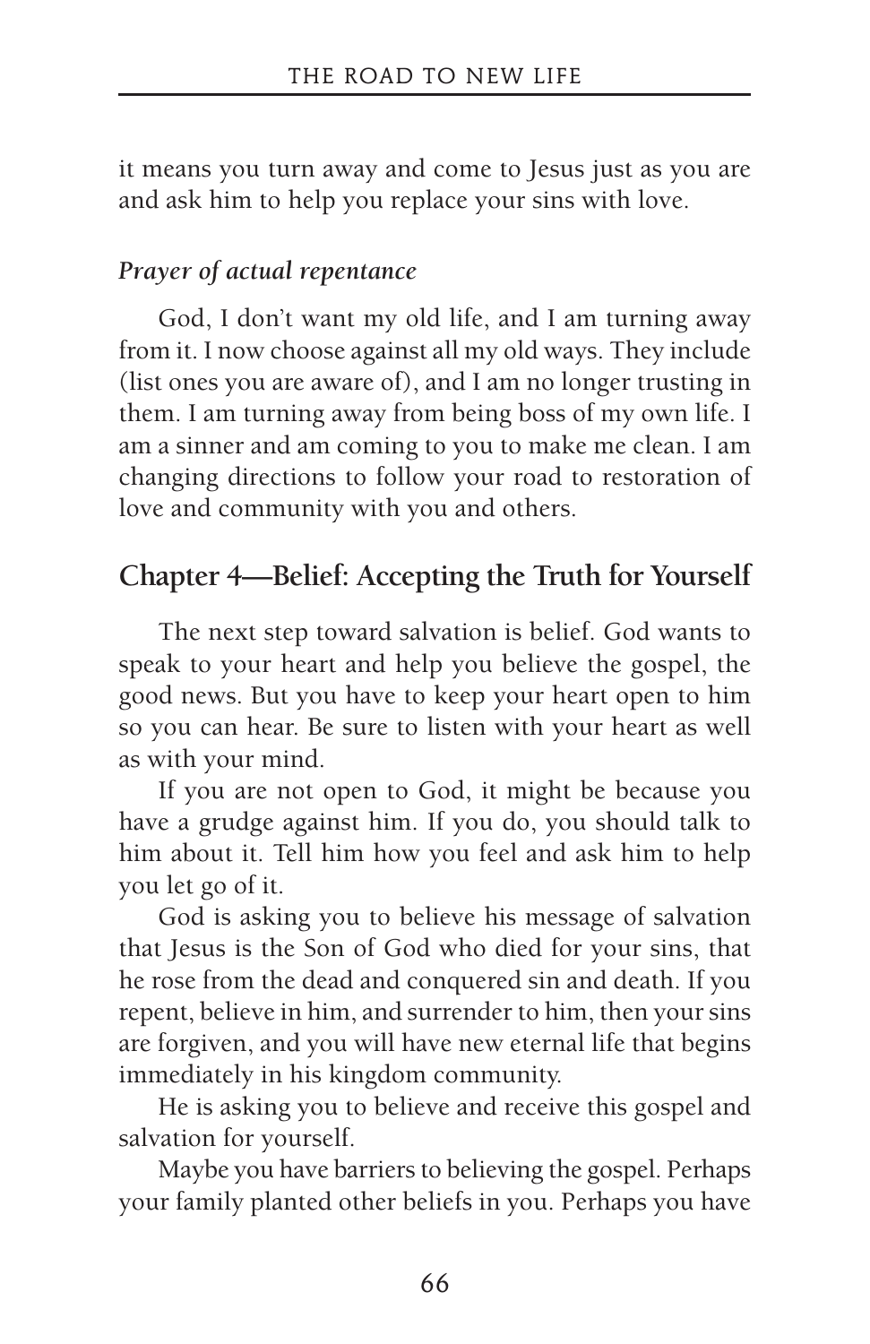it means you turn away and come to Jesus just as you are and ask him to help you replace your sins with love.

***Prayer of actual repentance***

God, I don't want my old life, and I am turning away from it. I now choose against all my old ways. They include (list ones you are aware of), and I am no longer trusting in them. I am turning away from being boss of my own life. I am a sinner and am coming to you to make me clean. I am changing directions to follow your road to restoration of love and community with you and others.

## Chapter 4—Belief: Accepting the Truth for Yourself

The next step toward salvation is belief. God wants to speak to your heart and help you believe the gospel, the good news. But you have to keep your heart open to him so you can hear. Be sure to listen with your heart as well as with your mind.

If you are not open to God, it might be because you have a grudge against him. If you do, you should talk to him about it. Tell him how you feel and ask him to help you let go of it.

God is asking you to believe his message of salvation that Jesus is the Son of God who died for your sins, that he rose from the dead and conquered sin and death. If you repent, believe in him, and surrender to him, then your sins are forgiven, and you will have new eternal life that begins immediately in his kingdom community.

He is asking you to believe and receive this gospel and salvation for yourself.

Maybe you have barriers to believing the gospel. Perhaps your family planted other beliefs in you. Perhaps you have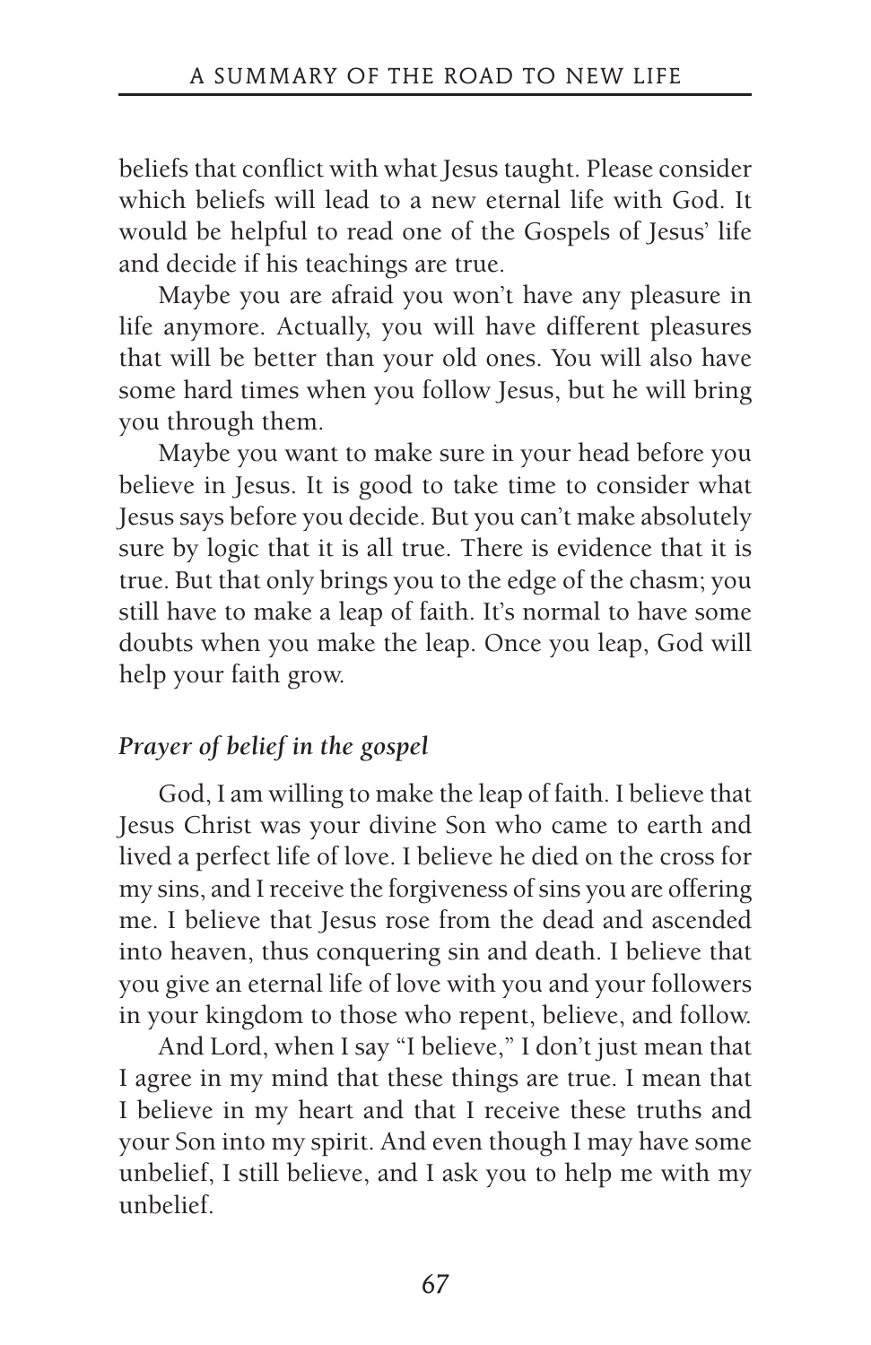beliefs that conflict with what Jesus taught. Please consider which beliefs will lead to a new eternal life with God. It would be helpful to read one of the Gospels of Jesus' life and decide if his teachings are true.

Maybe you are afraid you won't have any pleasure in life anymore. Actually, you will have different pleasures that will be better than your old ones. You will also have some hard times when you follow Jesus, but he will bring you through them.

Maybe you want to make sure in your head before you believe in Jesus. It is good to take time to consider what Jesus says before you decide. But you can't make absolutely sure by logic that it is all true. There is evidence that it is true. But that only brings you to the edge of the chasm; you still have to make a leap of faith. It's normal to have some doubts when you make the leap. Once you leap, God will help your faith grow.

### *Prayer of belief in the gospel*

God, I am willing to make the leap of faith. I believe that Jesus Christ was your divine Son who came to earth and lived a perfect life of love. I believe he died on the cross for my sins, and I receive the forgiveness of sins you are offering me. I believe that Jesus rose from the dead and ascended into heaven, thus conquering sin and death. I believe that you give an eternal life of love with you and your followers in your kingdom to those who repent, believe, and follow.

And Lord, when I say "I believe," I don't just mean that I agree in my mind that these things are true. I mean that I believe in my heart and that I receive these truths and your Son into my spirit. And even though I may have some unbelief, I still believe, and I ask you to help me with my unbelief.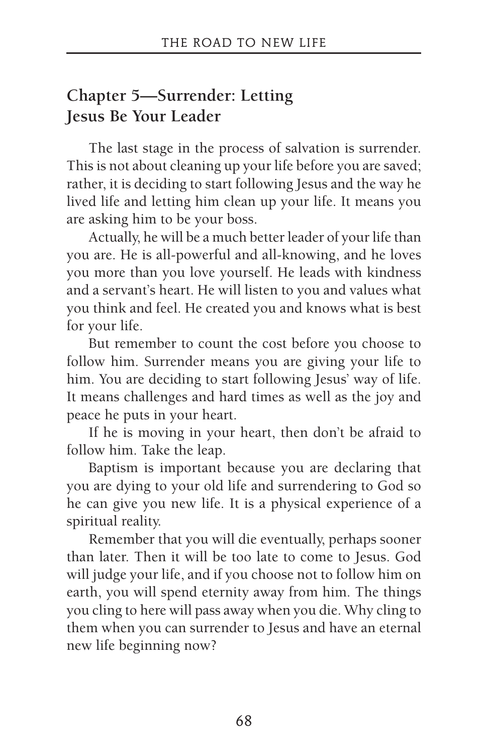## Chapter 5—Surrender: Letting Jesus Be Your Leader

The last stage in the process of salvation is surrender. This is not about cleaning up your life before you are saved; rather, it is deciding to start following Jesus and the way he lived life and letting him clean up your life. It means you are asking him to be your boss.

Actually, he will be a much better leader of your life than you are. He is all-powerful and all-knowing, and he loves you more than you love yourself. He leads with kindness and a servant's heart. He will listen to you and values what you think and feel. He created you and knows what is best for your life.

But remember to count the cost before you choose to follow him. Surrender means you are giving your life to him. You are deciding to start following Jesus' way of life. It means challenges and hard times as well as the joy and peace he puts in your heart.

If he is moving in your heart, then don't be afraid to follow him. Take the leap.

Baptism is important because you are declaring that you are dying to your old life and surrendering to God so he can give you new life. It is a physical experience of a spiritual reality.

Remember that you will die eventually, perhaps sooner than later. Then it will be too late to come to Jesus. God will judge your life, and if you choose not to follow him on earth, you will spend eternity away from him. The things you cling to here will pass away when you die. Why cling to them when you can surrender to Jesus and have an eternal new life beginning now?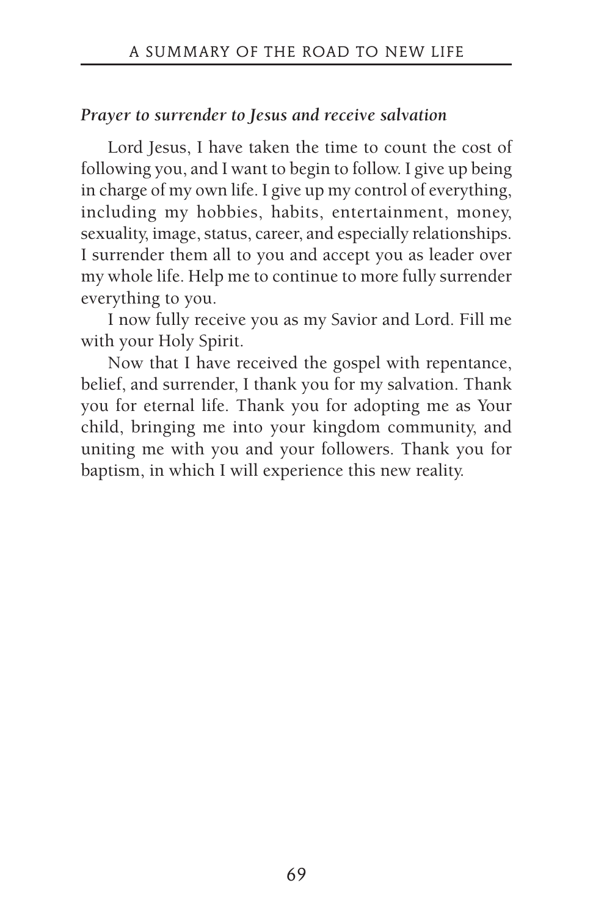***Prayer to surrender to Jesus and receive salvation***

Lord Jesus, I have taken the time to count the cost of following you, and I want to begin to follow. I give up being in charge of my own life. I give up my control of everything, including my hobbies, habits, entertainment, money, sexuality, image, status, career, and especially relationships. I surrender them all to you and accept you as leader over my whole life. Help me to continue to more fully surrender everything to you.

I now fully receive you as my Savior and Lord. Fill me with your Holy Spirit.

Now that I have received the gospel with repentance, belief, and surrender, I thank you for my salvation. Thank you for eternal life. Thank you for adopting me as Your child, bringing me into your kingdom community, and uniting me with you and your followers. Thank you for baptism, in which I will experience this new reality.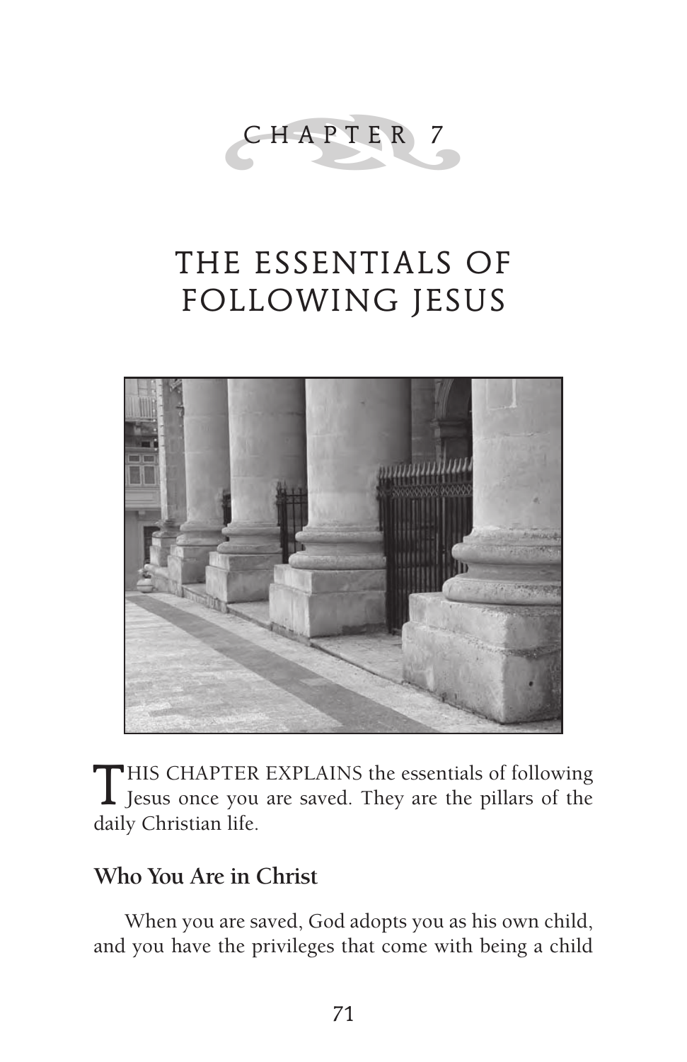# CHAPTER 7

# THE ESSENTIALS OF FOLLOWING JESUS

THIS CHAPTER EXPLAINS the essentials of following Jesus once you are saved. They are the pillars of the daily Christian life.

## Who You Are in Christ

When you are saved, God adopts you as his own child, and you have the privileges that come with being a child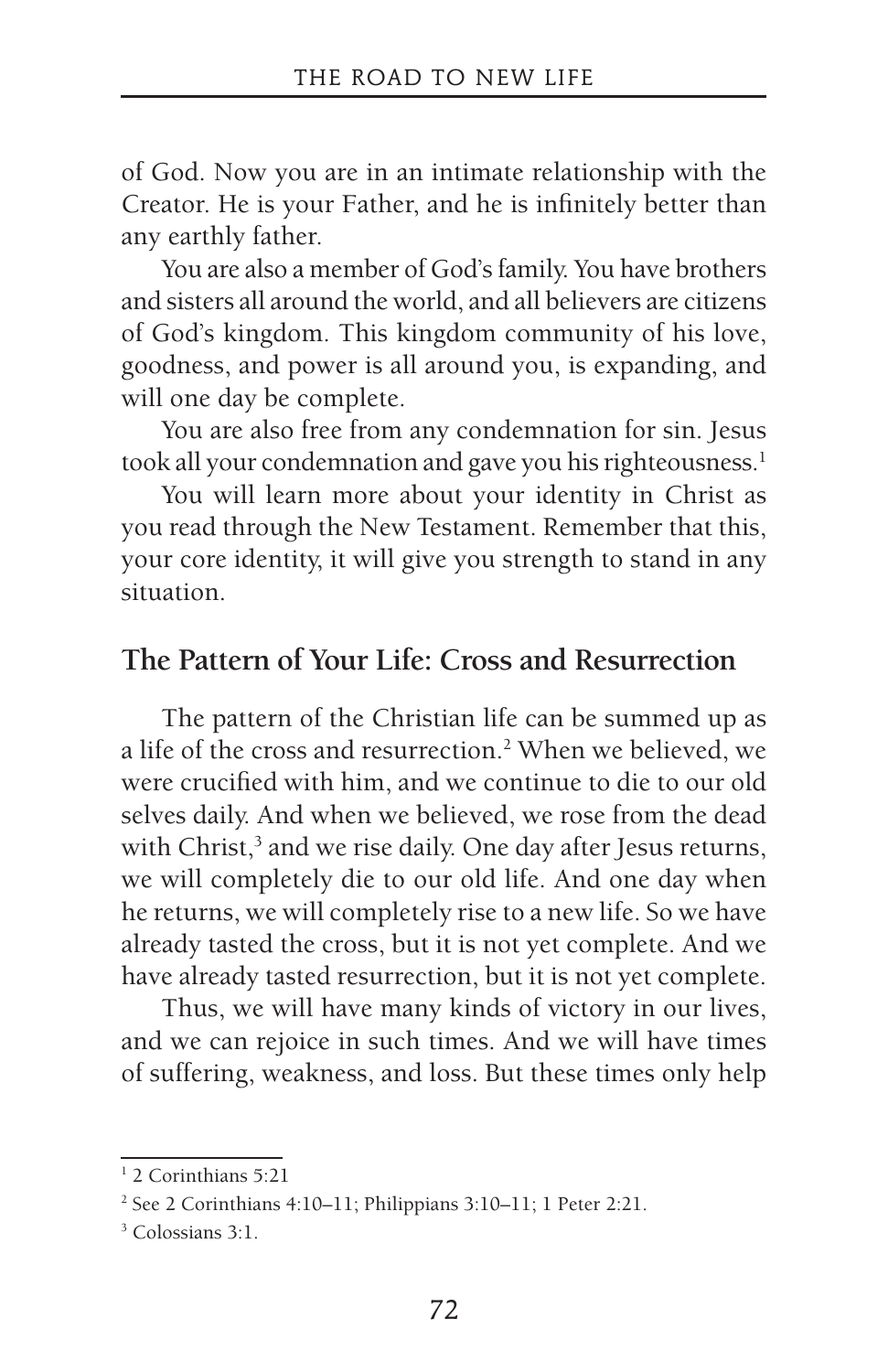of God. Now you are in an intimate relationship with the Creator. He is your Father, and he is infinitely better than any earthly father.

You are also a member of God's family. You have brothers and sisters all around the world, and all believers are citizens of God's kingdom. This kingdom community of his love, goodness, and power is all around you, is expanding, and will one day be complete.

You are also free from any condemnation for sin. Jesus took all your condemnation and gave you his righteousness.[1]

You will learn more about your identity in Christ as you read through the New Testament. Remember that this, your core identity, it will give you strength to stand in any situation.

## The Pattern of Your Life: Cross and Resurrection

The pattern of the Christian life can be summed up as a life of the cross and resurrection.[2] When we believed, we were crucified with him, and we continue to die to our old selves daily. And when we believed, we rose from the dead with Christ,[3] and we rise daily. One day after Jesus returns, we will completely die to our old life. And one day when he returns, we will completely rise to a new life. So we have already tasted the cross, but it is not yet complete. And we have already tasted resurrection, but it is not yet complete.

Thus, we will have many kinds of victory in our lives, and we can rejoice in such times. And we will have times of suffering, weakness, and loss. But these times only help

---

[1] 2 Corinthians 5:21

[2] See 2 Corinthians 4:10–11; Philippians 3:10–11; 1 Peter 2:21.

[3] Colossians 3:1.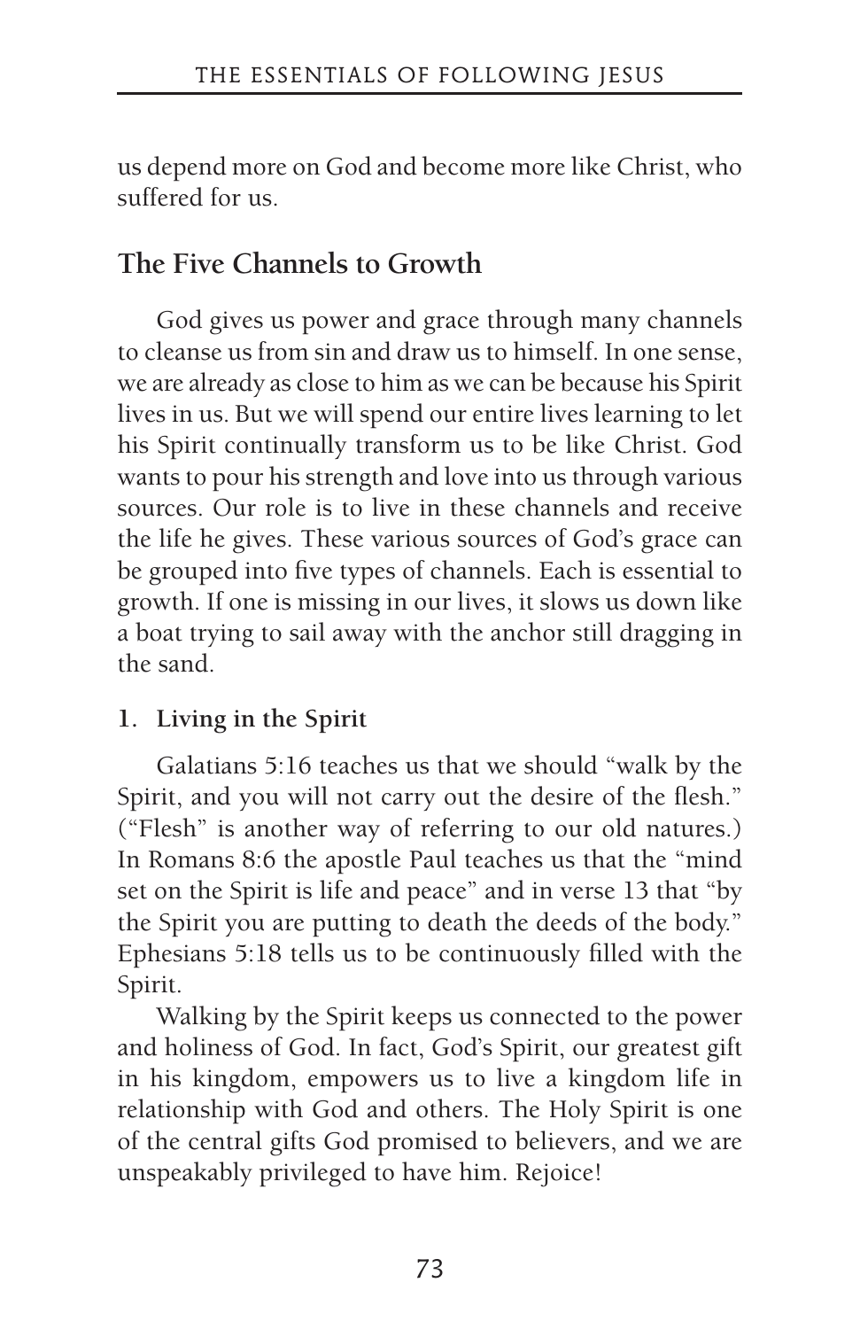us depend more on God and become more like Christ, who suffered for us.

## The Five Channels to Growth

God gives us power and grace through many channels to cleanse us from sin and draw us to himself. In one sense, we are already as close to him as we can be because his Spirit lives in us. But we will spend our entire lives learning to let his Spirit continually transform us to be like Christ. God wants to pour his strength and love into us through various sources. Our role is to live in these channels and receive the life he gives. These various sources of God's grace can be grouped into five types of channels. Each is essential to growth. If one is missing in our lives, it slows us down like a boat trying to sail away with the anchor still dragging in the sand.

### 1. Living in the Spirit

Galatians 5:16 teaches us that we should "walk by the Spirit, and you will not carry out the desire of the flesh." ("Flesh" is another way of referring to our old natures.) In Romans 8:6 the apostle Paul teaches us that the "mind set on the Spirit is life and peace" and in verse 13 that "by the Spirit you are putting to death the deeds of the body." Ephesians 5:18 tells us to be continuously filled with the Spirit.

Walking by the Spirit keeps us connected to the power and holiness of God. In fact, God's Spirit, our greatest gift in his kingdom, empowers us to live a kingdom life in relationship with God and others. The Holy Spirit is one of the central gifts God promised to believers, and we are unspeakably privileged to have him. Rejoice!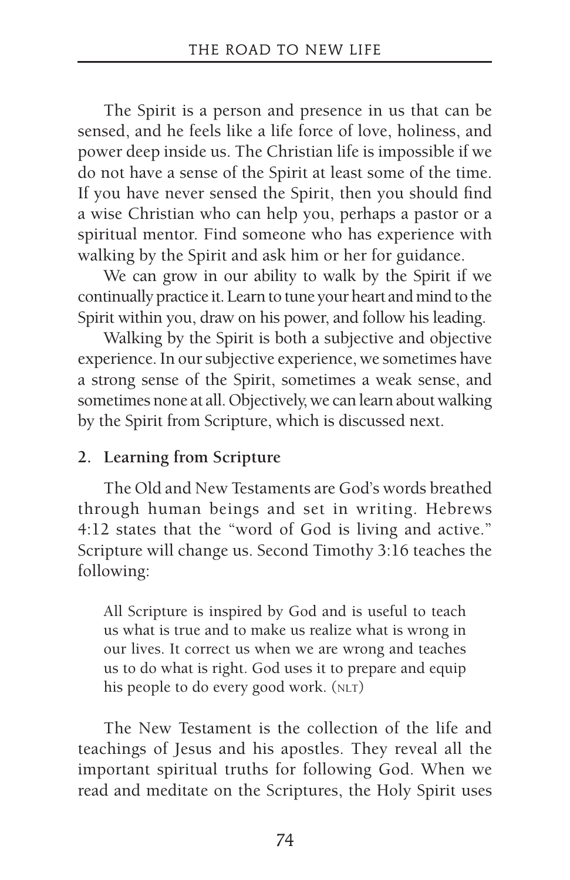The Spirit is a person and presence in us that can be sensed, and he feels like a life force of love, holiness, and power deep inside us. The Christian life is impossible if we do not have a sense of the Spirit at least some of the time. If you have never sensed the Spirit, then you should find a wise Christian who can help you, perhaps a pastor or a spiritual mentor. Find someone who has experience with walking by the Spirit and ask him or her for guidance.

We can grow in our ability to walk by the Spirit if we continually practice it. Learn to tune your heart and mind to the Spirit within you, draw on his power, and follow his leading.

Walking by the Spirit is both a subjective and objective experience. In our subjective experience, we sometimes have a strong sense of the Spirit, sometimes a weak sense, and sometimes none at all. Objectively, we can learn about walking by the Spirit from Scripture, which is discussed next.

**2. Learning from Scripture**

The Old and New Testaments are God's words breathed through human beings and set in writing. Hebrews 4:12 states that the "word of God is living and active." Scripture will change us. Second Timothy 3:16 teaches the following:

> All Scripture is inspired by God and is useful to teach us what is true and to make us realize what is wrong in our lives. It correct us when we are wrong and teaches us to do what is right. God uses it to prepare and equip his people to do every good work. (NLT)

The New Testament is the collection of the life and teachings of Jesus and his apostles. They reveal all the important spiritual truths for following God. When we read and meditate on the Scriptures, the Holy Spirit uses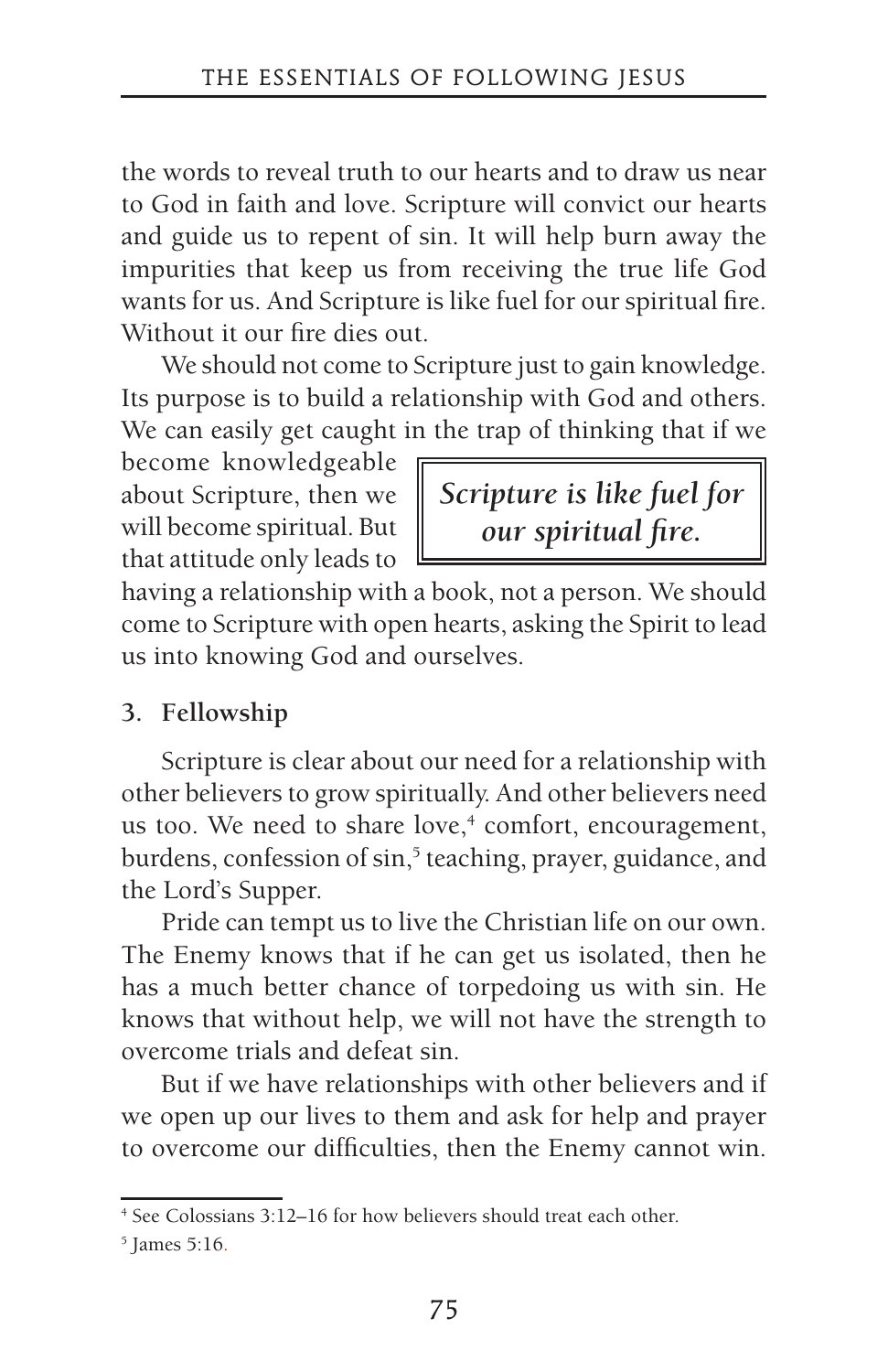the words to reveal truth to our hearts and to draw us near to God in faith and love. Scripture will convict our hearts and guide us to repent of sin. It will help burn away the impurities that keep us from receiving the true life God wants for us. And Scripture is like fuel for our spiritual fire. Without it our fire dies out.

We should not come to Scripture just to gain knowledge. Its purpose is to build a relationship with God and others. We can easily get caught in the trap of thinking that if we become knowledgeable about Scripture, then we will become spiritual. But that attitude only leads to having a relationship with a book, not a person. We should come to Scripture with open hearts, asking the Spirit to lead us into knowing God and ourselves.

> ***Scripture is like fuel for our spiritual fire.***

**3. Fellowship**

Scripture is clear about our need for a relationship with other believers to grow spiritually. And other believers need us too. We need to share love,[4] comfort, encouragement, burdens, confession of sin,[5] teaching, prayer, guidance, and the Lord's Supper.

Pride can tempt us to live the Christian life on our own. The Enemy knows that if he can get us isolated, then he has a much better chance of torpedoing us with sin. He knows that without help, we will not have the strength to overcome trials and defeat sin.

But if we have relationships with other believers and if we open up our lives to them and ask for help and prayer to overcome our difficulties, then the Enemy cannot win.

---

[4] See Colossians 3:12–16 for how believers should treat each other.

[5] James 5:16.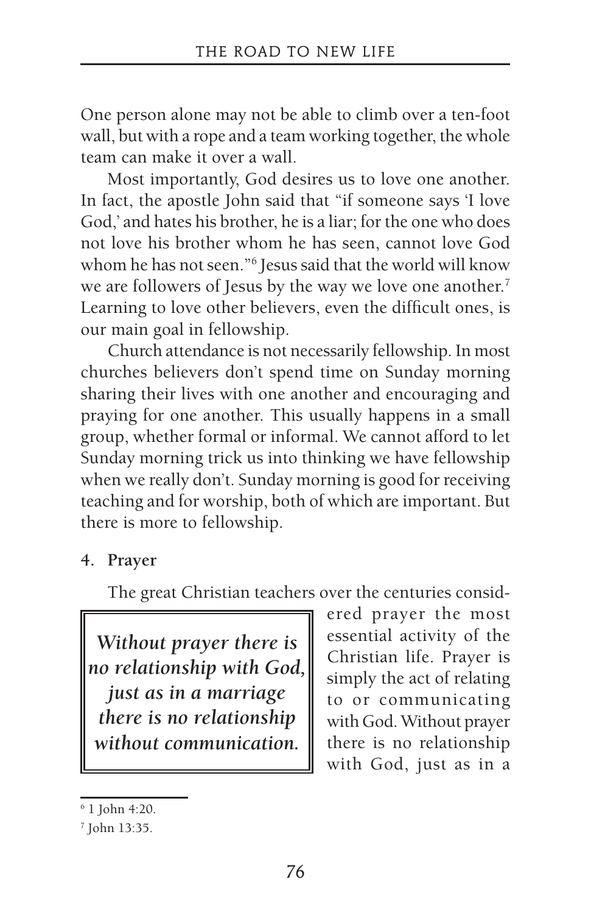One person alone may not be able to climb over a ten-foot wall, but with a rope and a team working together, the whole team can make it over a wall.

Most importantly, God desires us to love one another. In fact, the apostle John said that "if someone says 'I love God,' and hates his brother, he is a liar; for the one who does not love his brother whom he has seen, cannot love God whom he has not seen."[6] Jesus said that the world will know we are followers of Jesus by the way we love one another.[7] Learning to love other believers, even the difficult ones, is our main goal in fellowship.

Church attendance is not necessarily fellowship. In most churches believers don't spend time on Sunday morning sharing their lives with one another and encouraging and praying for one another. This usually happens in a small group, whether formal or informal. We cannot afford to let Sunday morning trick us into thinking we have fellowship when we really don't. Sunday morning is good for receiving teaching and for worship, both of which are important. But there is more to fellowship.

**4. Prayer**

The great Christian teachers over the centuries considered prayer the most essential activity of the Christian life. Prayer is simply the act of relating to or communicating with God. Without prayer there is no relationship with God, just as in a

> ***Without prayer there is no relationship with God, just as in a marriage there is no relationship without communication.***

---

[6] 1 John 4:20.

[7] John 13:35.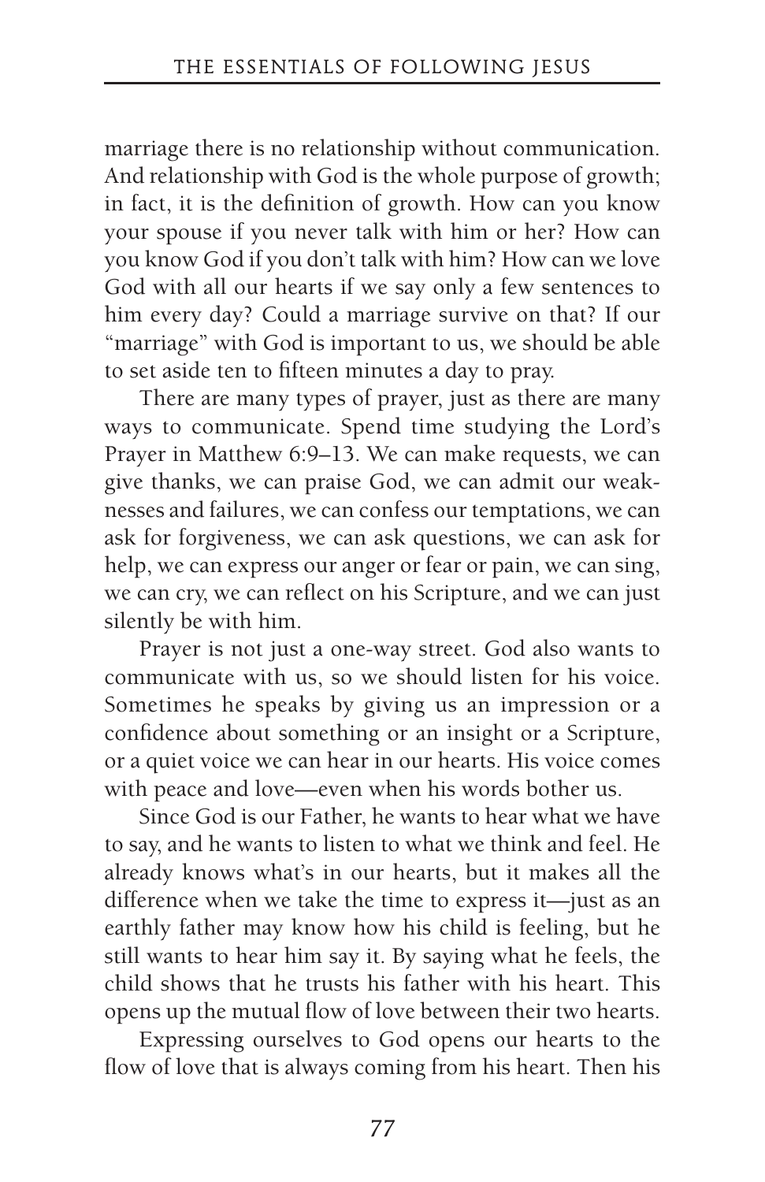marriage there is no relationship without communication. And relationship with God is the whole purpose of growth; in fact, it is the definition of growth. How can you know your spouse if you never talk with him or her? How can you know God if you don't talk with him? How can we love God with all our hearts if we say only a few sentences to him every day? Could a marriage survive on that? If our "marriage" with God is important to us, we should be able to set aside ten to fifteen minutes a day to pray.

There are many types of prayer, just as there are many ways to communicate. Spend time studying the Lord's Prayer in Matthew 6:9–13. We can make requests, we can give thanks, we can praise God, we can admit our weaknesses and failures, we can confess our temptations, we can ask for forgiveness, we can ask questions, we can ask for help, we can express our anger or fear or pain, we can sing, we can cry, we can reflect on his Scripture, and we can just silently be with him.

Prayer is not just a one-way street. God also wants to communicate with us, so we should listen for his voice. Sometimes he speaks by giving us an impression or a confidence about something or an insight or a Scripture, or a quiet voice we can hear in our hearts. His voice comes with peace and love—even when his words bother us.

Since God is our Father, he wants to hear what we have to say, and he wants to listen to what we think and feel. He already knows what's in our hearts, but it makes all the difference when we take the time to express it—just as an earthly father may know how his child is feeling, but he still wants to hear him say it. By saying what he feels, the child shows that he trusts his father with his heart. This opens up the mutual flow of love between their two hearts.

Expressing ourselves to God opens our hearts to the flow of love that is always coming from his heart. Then his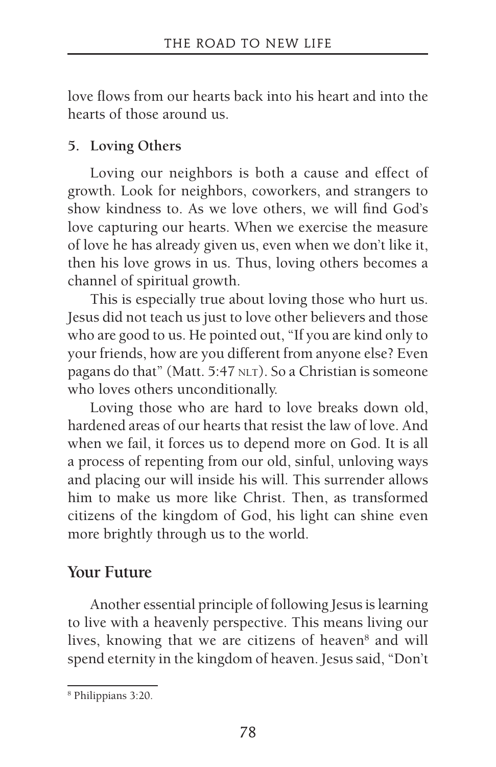love flows from our hearts back into his heart and into the hearts of those around us.

**5. Loving Others**

Loving our neighbors is both a cause and effect of growth. Look for neighbors, coworkers, and strangers to show kindness to. As we love others, we will find God's love capturing our hearts. When we exercise the measure of love he has already given us, even when we don't like it, then his love grows in us. Thus, loving others becomes a channel of spiritual growth.

This is especially true about loving those who hurt us. Jesus did not teach us just to love other believers and those who are good to us. He pointed out, "If you are kind only to your friends, how are you different from anyone else? Even pagans do that" (Matt. 5:47 NLT). So a Christian is someone who loves others unconditionally.

Loving those who are hard to love breaks down old, hardened areas of our hearts that resist the law of love. And when we fail, it forces us to depend more on God. It is all a process of repenting from our old, sinful, unloving ways and placing our will inside his will. This surrender allows him to make us more like Christ. Then, as transformed citizens of the kingdom of God, his light can shine even more brightly through us to the world.

## Your Future

Another essential principle of following Jesus is learning to live with a heavenly perspective. This means living our lives, knowing that we are citizens of heaven[8] and will spend eternity in the kingdom of heaven. Jesus said, "Don't

[8] Philippians 3:20.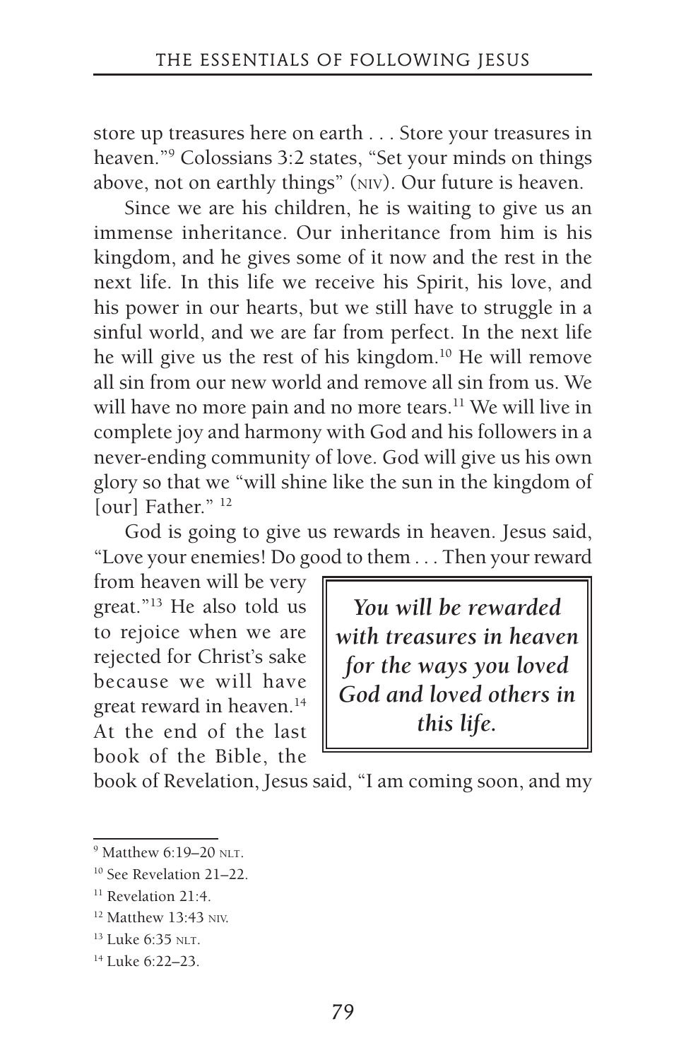store up treasures here on earth . . . Store your treasures in heaven."[9] Colossians 3:2 states, "Set your minds on things above, not on earthly things" (NIV). Our future is heaven.

Since we are his children, he is waiting to give us an immense inheritance. Our inheritance from him is his kingdom, and he gives some of it now and the rest in the next life. In this life we receive his Spirit, his love, and his power in our hearts, but we still have to struggle in a sinful world, and we are far from perfect. In the next life he will give us the rest of his kingdom.[10] He will remove all sin from our new world and remove all sin from us. We will have no more pain and no more tears.[11] We will live in complete joy and harmony with God and his followers in a never-ending community of love. God will give us his own glory so that we "will shine like the sun in the kingdom of [our] Father." [12]

God is going to give us rewards in heaven. Jesus said, "Love your enemies! Do good to them . . . Then your reward from heaven will be very great."[13] He also told us to rejoice when we are rejected for Christ's sake because we will have great reward in heaven.[14] At the end of the last book of the Bible, the book of Revelation, Jesus said, "I am coming soon, and my

> ***You will be rewarded with treasures in heaven for the ways you loved God and loved others in this life.***

---

[9] Matthew 6:19–20 NLT.

[10] See Revelation 21–22.

[11] Revelation 21:4.

[12] Matthew 13:43 NIV.

[13] Luke 6:35 NLT.

[14] Luke 6:22–23.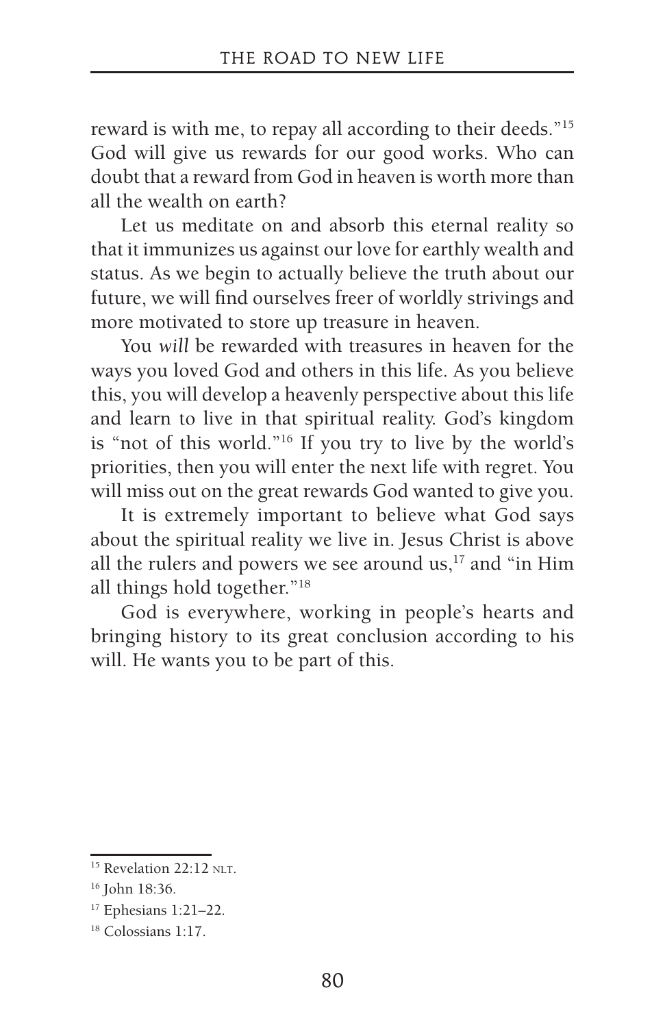reward is with me, to repay all according to their deeds."[15] God will give us rewards for our good works. Who can doubt that a reward from God in heaven is worth more than all the wealth on earth?

Let us meditate on and absorb this eternal reality so that it immunizes us against our love for earthly wealth and status. As we begin to actually believe the truth about our future, we will find ourselves freer of worldly strivings and more motivated to store up treasure in heaven.

You *will* be rewarded with treasures in heaven for the ways you loved God and others in this life. As you believe this, you will develop a heavenly perspective about this life and learn to live in that spiritual reality. God's kingdom is "not of this world."[16] If you try to live by the world's priorities, then you will enter the next life with regret. You will miss out on the great rewards God wanted to give you.

It is extremely important to believe what God says about the spiritual reality we live in. Jesus Christ is above all the rulers and powers we see around us,[17] and "in Him all things hold together."[18]

God is everywhere, working in people's hearts and bringing history to its great conclusion according to his will. He wants you to be part of this.

---

[15] Revelation 22:12 NLT.

[16] John 18:36.

[17] Ephesians 1:21–22.

[18] Colossians 1:17.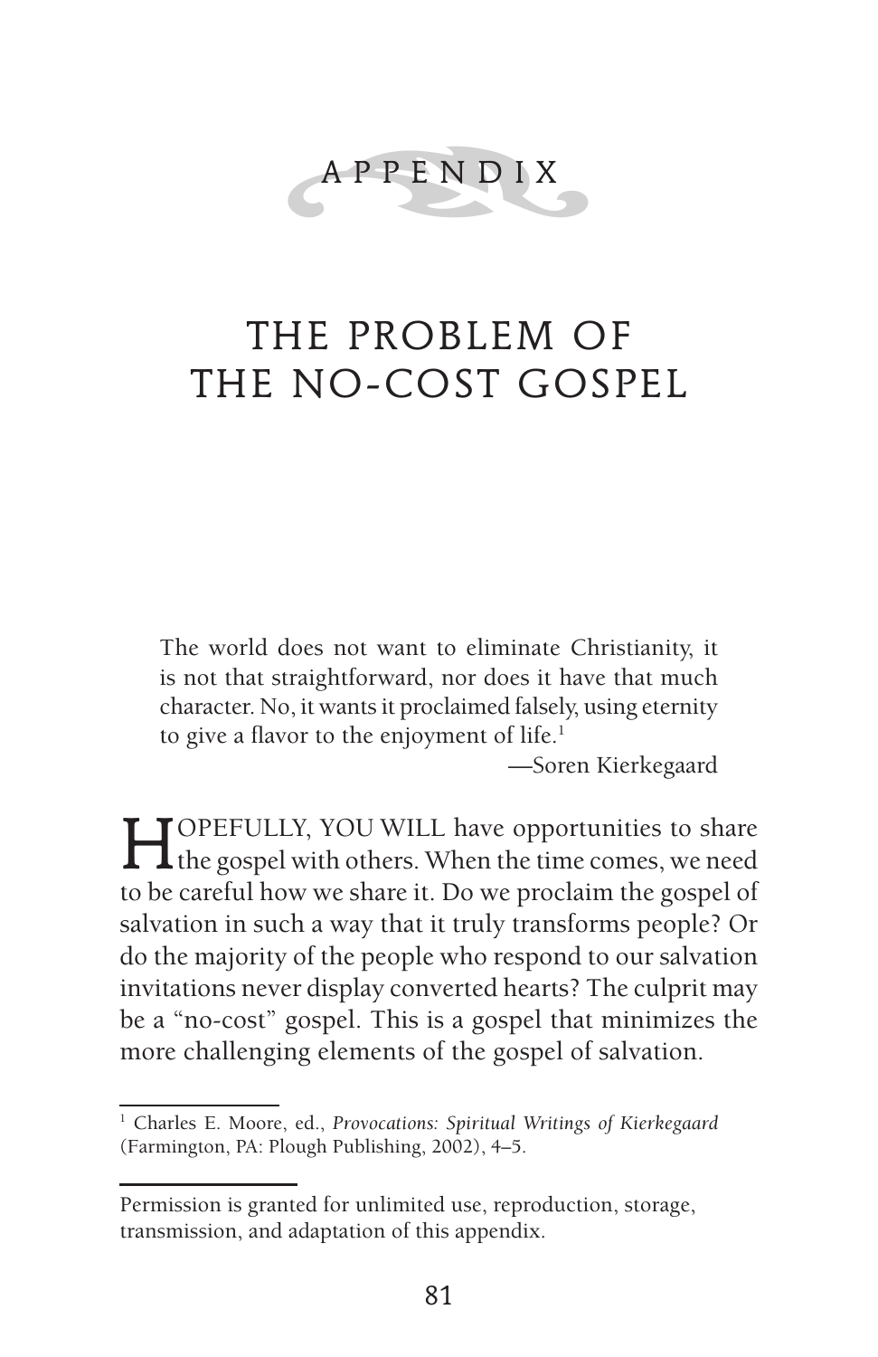# APPENDIX

# THE PROBLEM OF THE NO-COST GOSPEL

> The world does not want to eliminate Christianity, it is not that straightforward, nor does it have that much character. No, it wants it proclaimed falsely, using eternity to give a flavor to the enjoyment of life.[1]
>
> —Soren Kierkegaard

HOPEFULLY, YOU WILL have opportunities to share the gospel with others. When the time comes, we need to be careful how we share it. Do we proclaim the gospel of salvation in such a way that it truly transforms people? Or do the majority of the people who respond to our salvation invitations never display converted hearts? The culprit may be a "no-cost" gospel. This is a gospel that minimizes the more challenging elements of the gospel of salvation.

[1] Charles E. Moore, ed., *Provocations: Spiritual Writings of Kierkegaard* (Farmington, PA: Plough Publishing, 2002), 4–5.

Permission is granted for unlimited use, reproduction, storage, transmission, and adaptation of this appendix.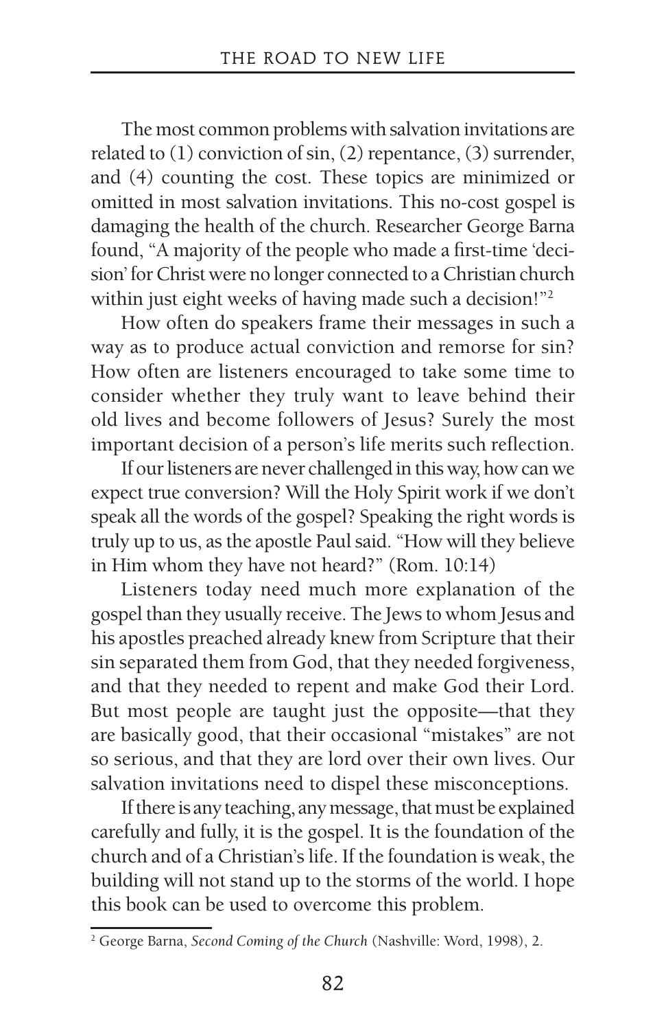The most common problems with salvation invitations are related to (1) conviction of sin, (2) repentance, (3) surrender, and (4) counting the cost. These topics are minimized or omitted in most salvation invitations. This no-cost gospel is damaging the health of the church. Researcher George Barna found, "A majority of the people who made a first-time 'decision' for Christ were no longer connected to a Christian church within just eight weeks of having made such a decision!"[2]

How often do speakers frame their messages in such a way as to produce actual conviction and remorse for sin? How often are listeners encouraged to take some time to consider whether they truly want to leave behind their old lives and become followers of Jesus? Surely the most important decision of a person's life merits such reflection.

If our listeners are never challenged in this way, how can we expect true conversion? Will the Holy Spirit work if we don't speak all the words of the gospel? Speaking the right words is truly up to us, as the apostle Paul said. "How will they believe in Him whom they have not heard?" (Rom. 10:14)

Listeners today need much more explanation of the gospel than they usually receive. The Jews to whom Jesus and his apostles preached already knew from Scripture that their sin separated them from God, that they needed forgiveness, and that they needed to repent and make God their Lord. But most people are taught just the opposite—that they are basically good, that their occasional "mistakes" are not so serious, and that they are lord over their own lives. Our salvation invitations need to dispel these misconceptions.

If there is any teaching, any message, that must be explained carefully and fully, it is the gospel. It is the foundation of the church and of a Christian's life. If the foundation is weak, the building will not stand up to the storms of the world. I hope this book can be used to overcome this problem.

---

[2] George Barna, *Second Coming of the Church* (Nashville: Word, 1998), 2.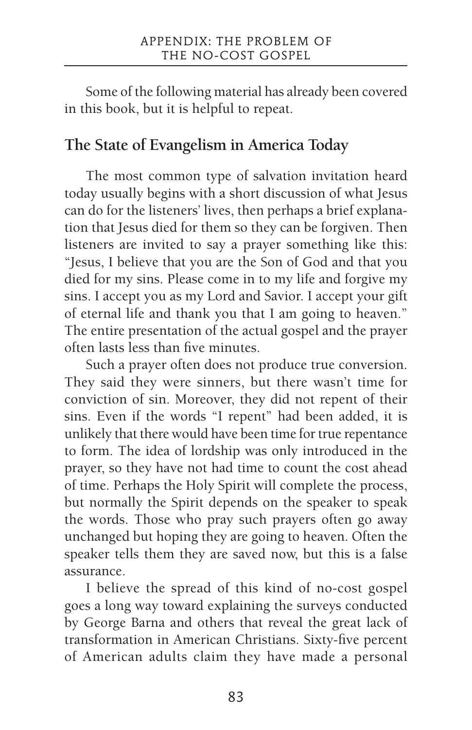Some of the following material has already been covered in this book, but it is helpful to repeat.

## The State of Evangelism in America Today

The most common type of salvation invitation heard today usually begins with a short discussion of what Jesus can do for the listeners' lives, then perhaps a brief explanation that Jesus died for them so they can be forgiven. Then listeners are invited to say a prayer something like this: "Jesus, I believe that you are the Son of God and that you died for my sins. Please come in to my life and forgive my sins. I accept you as my Lord and Savior. I accept your gift of eternal life and thank you that I am going to heaven." The entire presentation of the actual gospel and the prayer often lasts less than five minutes.

Such a prayer often does not produce true conversion. They said they were sinners, but there wasn't time for conviction of sin. Moreover, they did not repent of their sins. Even if the words "I repent" had been added, it is unlikely that there would have been time for true repentance to form. The idea of lordship was only introduced in the prayer, so they have not had time to count the cost ahead of time. Perhaps the Holy Spirit will complete the process, but normally the Spirit depends on the speaker to speak the words. Those who pray such prayers often go away unchanged but hoping they are going to heaven. Often the speaker tells them they are saved now, but this is a false assurance.

I believe the spread of this kind of no-cost gospel goes a long way toward explaining the surveys conducted by George Barna and others that reveal the great lack of transformation in American Christians. Sixty-five percent of American adults claim they have made a personal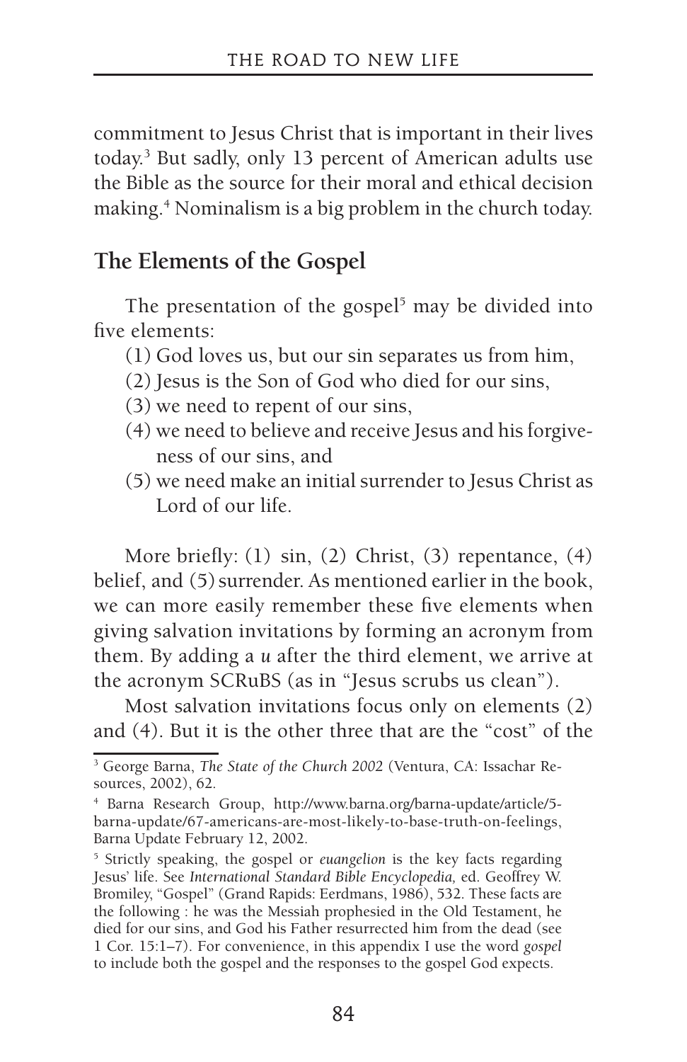commitment to Jesus Christ that is important in their lives today.[3] But sadly, only 13 percent of American adults use the Bible as the source for their moral and ethical decision making.[4] Nominalism is a big problem in the church today.

## The Elements of the Gospel

The presentation of the gospel[5] may be divided into five elements:

(1) God loves us, but our sin separates us from him,
(2) Jesus is the Son of God who died for our sins,
(3) we need to repent of our sins,
(4) we need to believe and receive Jesus and his forgiveness of our sins, and
(5) we need make an initial surrender to Jesus Christ as Lord of our life.

More briefly: (1) sin, (2) Christ, (3) repentance, (4) belief, and (5) surrender. As mentioned earlier in the book, we can more easily remember these five elements when giving salvation invitations by forming an acronym from them. By adding a *u* after the third element, we arrive at the acronym SCRuBS (as in "Jesus scrubs us clean").

Most salvation invitations focus only on elements (2) and (4). But it is the other three that are the "cost" of the

---

[3] George Barna, *The State of the Church 2002* (Ventura, CA: Issachar Resources, 2002), 62.

[4] Barna Research Group, http://www.barna.org/barna-update/article/5-barna-update/67-americans-are-most-likely-to-base-truth-on-feelings, Barna Update February 12, 2002.

[5] Strictly speaking, the gospel or *euangelion* is the key facts regarding Jesus' life. See *International Standard Bible Encyclopedia,* ed. Geoffrey W. Bromiley, "Gospel" (Grand Rapids: Eerdmans, 1986), 532. These facts are the following : he was the Messiah prophesied in the Old Testament, he died for our sins, and God his Father resurrected him from the dead (see 1 Cor. 15:1–7). For convenience, in this appendix I use the word *gospel* to include both the gospel and the responses to the gospel God expects.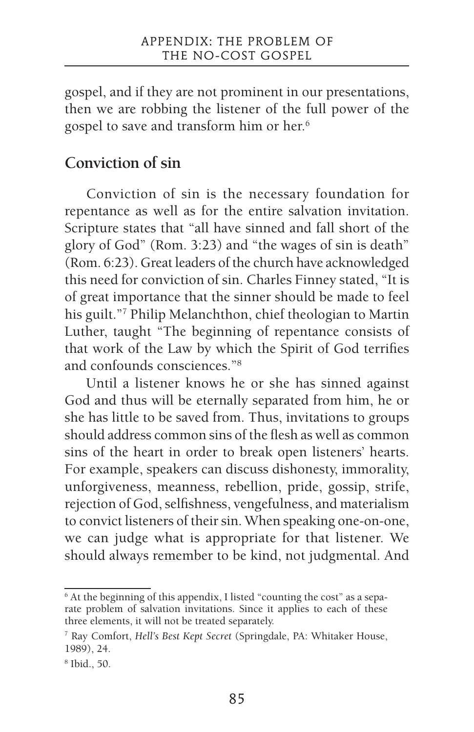gospel, and if they are not prominent in our presentations, then we are robbing the listener of the full power of the gospel to save and transform him or her.[6]

## Conviction of sin

Conviction of sin is the necessary foundation for repentance as well as for the entire salvation invitation. Scripture states that "all have sinned and fall short of the glory of God" (Rom. 3:23) and "the wages of sin is death" (Rom. 6:23). Great leaders of the church have acknowledged this need for conviction of sin. Charles Finney stated, "It is of great importance that the sinner should be made to feel his guilt."[7] Philip Melanchthon, chief theologian to Martin Luther, taught "The beginning of repentance consists of that work of the Law by which the Spirit of God terrifies and confounds consciences."[8]

Until a listener knows he or she has sinned against God and thus will be eternally separated from him, he or she has little to be saved from. Thus, invitations to groups should address common sins of the flesh as well as common sins of the heart in order to break open listeners' hearts. For example, speakers can discuss dishonesty, immorality, unforgiveness, meanness, rebellion, pride, gossip, strife, rejection of God, selfishness, vengefulness, and materialism to convict listeners of their sin. When speaking one-on-one, we can judge what is appropriate for that listener. We should always remember to be kind, not judgmental. And

---

[6] At the beginning of this appendix, I listed "counting the cost" as a separate problem of salvation invitations. Since it applies to each of these three elements, it will not be treated separately.

[7] Ray Comfort, *Hell's Best Kept Secret* (Springdale, PA: Whitaker House, 1989), 24.

[8] Ibid., 50.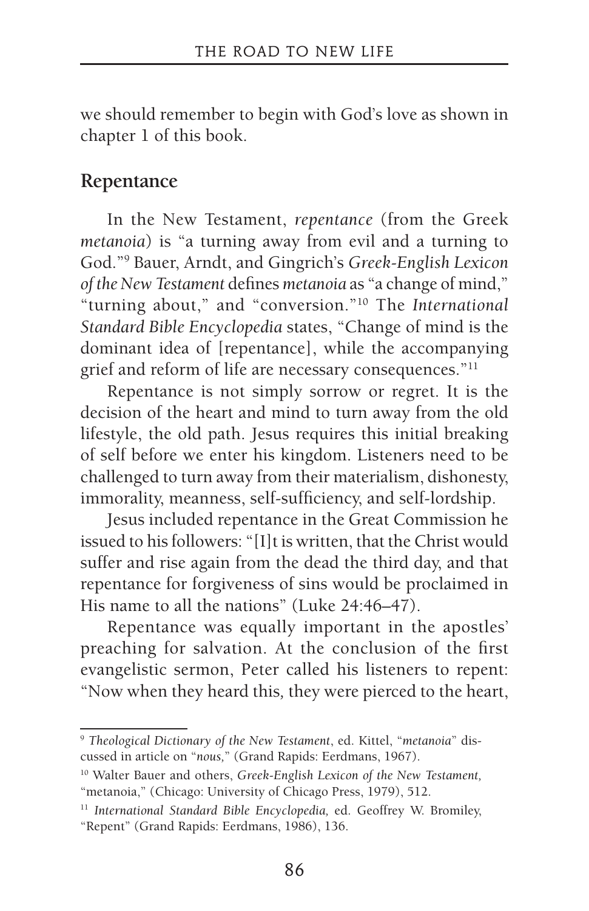we should remember to begin with God's love as shown in chapter 1 of this book.

## Repentance

In the New Testament, *repentance* (from the Greek *metanoia*) is "a turning away from evil and a turning to God."[9] Bauer, Arndt, and Gingrich's *Greek-English Lexicon of the New Testament* defines *metanoia* as "a change of mind," "turning about," and "conversion."[10] The *International Standard Bible Encyclopedia* states, "Change of mind is the dominant idea of [repentance], while the accompanying grief and reform of life are necessary consequences."[11]

Repentance is not simply sorrow or regret. It is the decision of the heart and mind to turn away from the old lifestyle, the old path. Jesus requires this initial breaking of self before we enter his kingdom. Listeners need to be challenged to turn away from their materialism, dishonesty, immorality, meanness, self-sufficiency, and self-lordship.

Jesus included repentance in the Great Commission he issued to his followers: "[I]t is written, that the Christ would suffer and rise again from the dead the third day, and that repentance for forgiveness of sins would be proclaimed in His name to all the nations" (Luke 24:46–47).

Repentance was equally important in the apostles' preaching for salvation. At the conclusion of the first evangelistic sermon, Peter called his listeners to repent: "Now when they heard this, they were pierced to the heart,

---

[9] *Theological Dictionary of the New Testament*, ed. Kittel, "*metanoia*" discussed in article on "*nous,*" (Grand Rapids: Eerdmans, 1967).

[10] Walter Bauer and others, *Greek-English Lexicon of the New Testament,* "metanoia," (Chicago: University of Chicago Press, 1979), 512.

[11] *International Standard Bible Encyclopedia,* ed. Geoffrey W. Bromiley, "Repent" (Grand Rapids: Eerdmans, 1986), 136.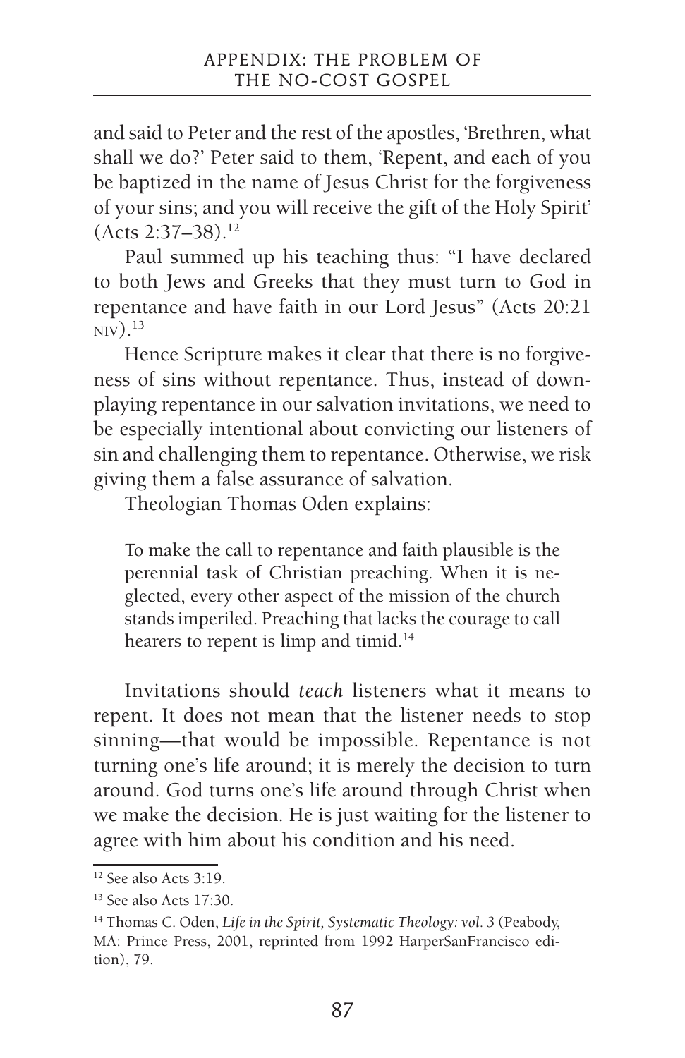and said to Peter and the rest of the apostles, 'Brethren, what shall we do?' Peter said to them, 'Repent, and each of you be baptized in the name of Jesus Christ for the forgiveness of your sins; and you will receive the gift of the Holy Spirit' (Acts 2:37–38).[12]

Paul summed up his teaching thus: "I have declared to both Jews and Greeks that they must turn to God in repentance and have faith in our Lord Jesus" (Acts 20:21 NIV).[13]

Hence Scripture makes it clear that there is no forgiveness of sins without repentance. Thus, instead of downplaying repentance in our salvation invitations, we need to be especially intentional about convicting our listeners of sin and challenging them to repentance. Otherwise, we risk giving them a false assurance of salvation.

Theologian Thomas Oden explains:

> To make the call to repentance and faith plausible is the perennial task of Christian preaching. When it is neglected, every other aspect of the mission of the church stands imperiled. Preaching that lacks the courage to call hearers to repent is limp and timid.[14]

Invitations should *teach* listeners what it means to repent. It does not mean that the listener needs to stop sinning—that would be impossible. Repentance is not turning one's life around; it is merely the decision to turn around. God turns one's life around through Christ when we make the decision. He is just waiting for the listener to agree with him about his condition and his need.

---

[12] See also Acts 3:19.

[13] See also Acts 17:30.

[14] Thomas C. Oden, *Life in the Spirit, Systematic Theology: vol. 3* (Peabody, MA: Prince Press, 2001, reprinted from 1992 HarperSanFrancisco edition), 79.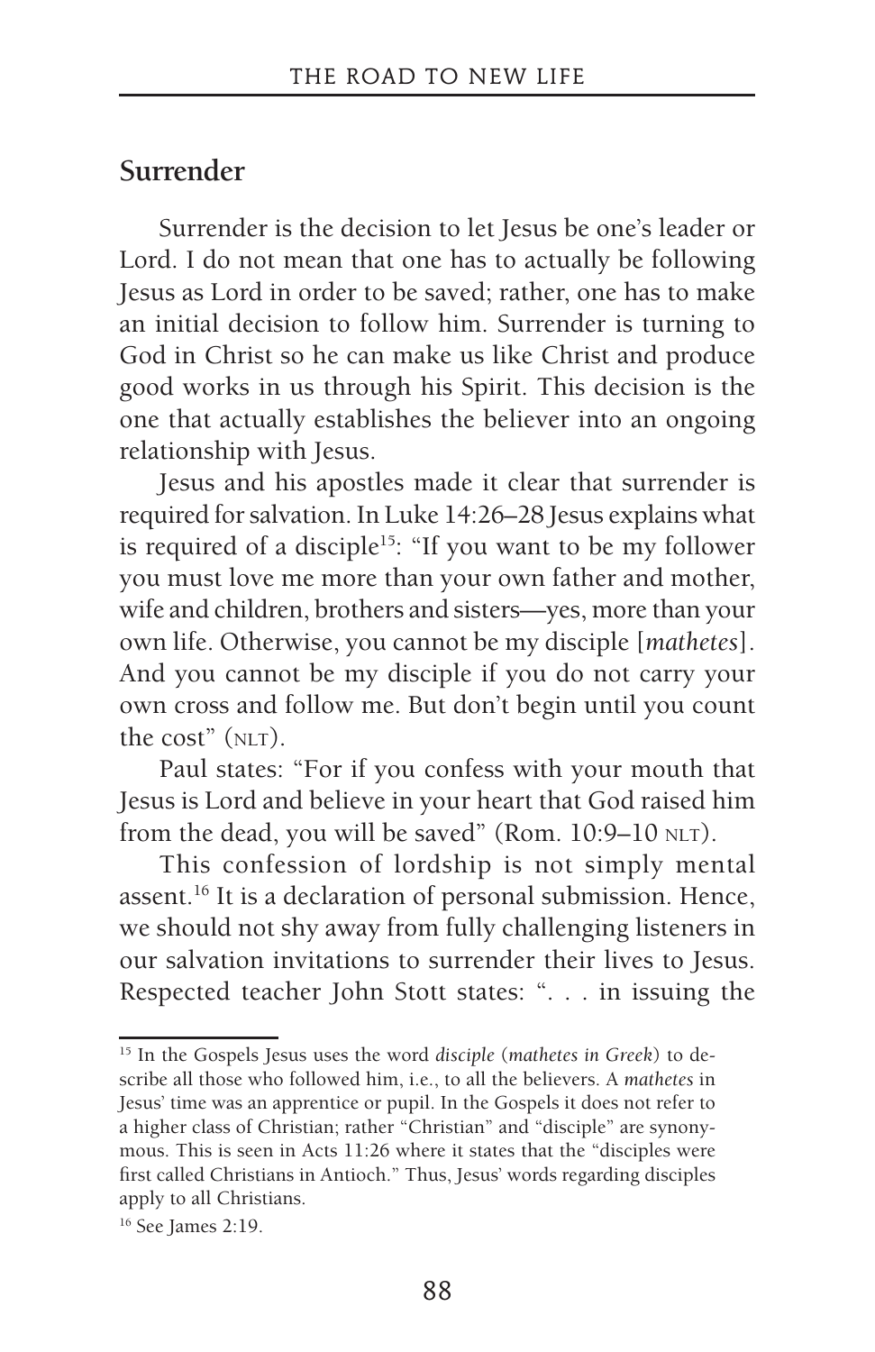## Surrender

Surrender is the decision to let Jesus be one's leader or Lord. I do not mean that one has to actually be following Jesus as Lord in order to be saved; rather, one has to make an initial decision to follow him. Surrender is turning to God in Christ so he can make us like Christ and produce good works in us through his Spirit. This decision is the one that actually establishes the believer into an ongoing relationship with Jesus.

Jesus and his apostles made it clear that surrender is required for salvation. In Luke 14:26–28 Jesus explains what is required of a disciple[15]: "If you want to be my follower you must love me more than your own father and mother, wife and children, brothers and sisters—yes, more than your own life. Otherwise, you cannot be my disciple [*mathetes*]. And you cannot be my disciple if you do not carry your own cross and follow me. But don't begin until you count the cost" (NLT).

Paul states: "For if you confess with your mouth that Jesus is Lord and believe in your heart that God raised him from the dead, you will be saved" (Rom. 10:9–10 NLT).

This confession of lordship is not simply mental assent.[16] It is a declaration of personal submission. Hence, we should not shy away from fully challenging listeners in our salvation invitations to surrender their lives to Jesus. Respected teacher John Stott states: ". . . in issuing the

---

[15] In the Gospels Jesus uses the word *disciple* (*mathetes in Greek*) to describe all those who followed him, i.e., to all the believers. A *mathetes* in Jesus' time was an apprentice or pupil. In the Gospels it does not refer to a higher class of Christian; rather "Christian" and "disciple" are synonymous. This is seen in Acts 11:26 where it states that the "disciples were first called Christians in Antioch." Thus, Jesus' words regarding disciples apply to all Christians.

[16] See James 2:19.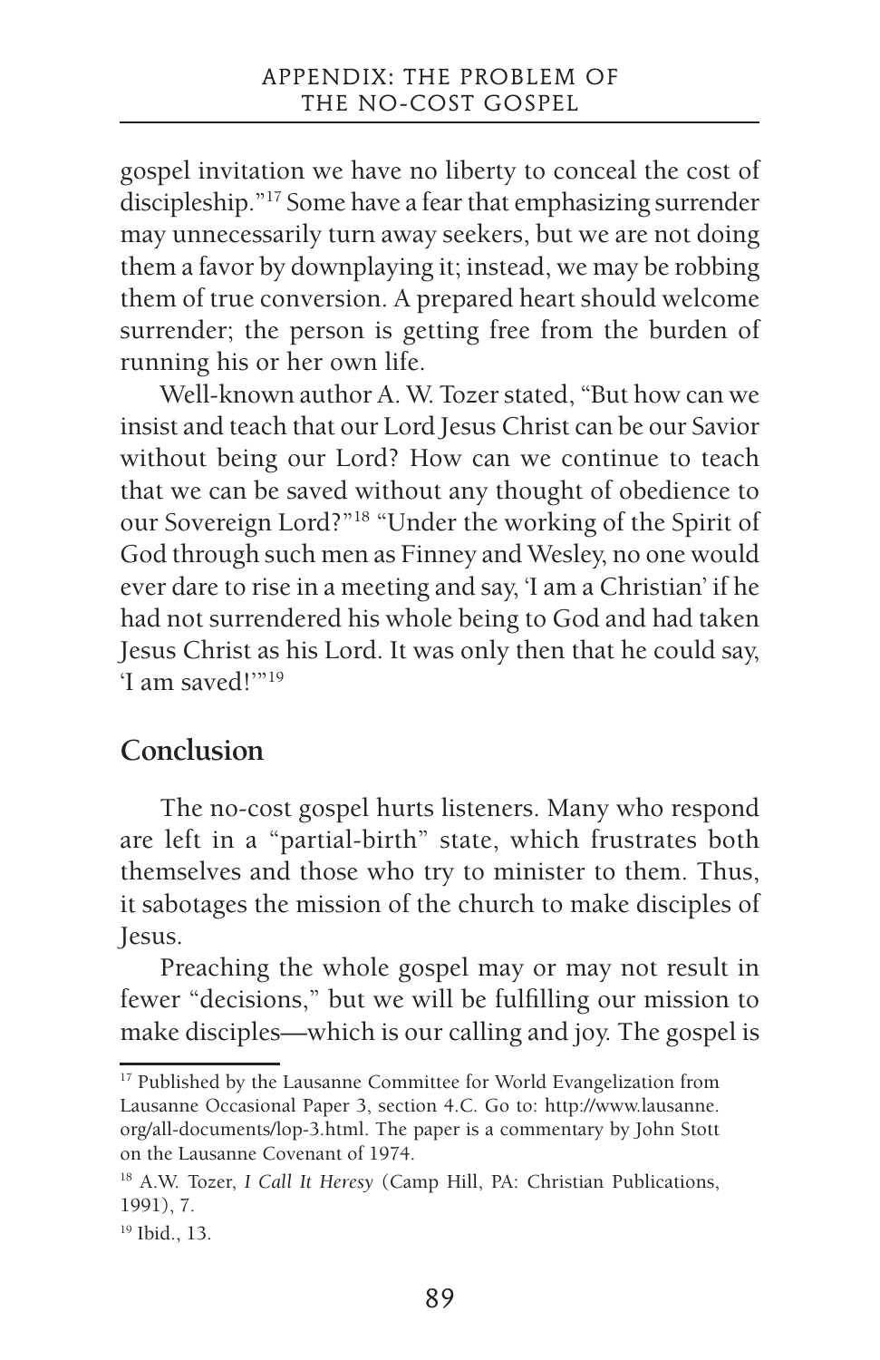gospel invitation we have no liberty to conceal the cost of discipleship."[17] Some have a fear that emphasizing surrender may unnecessarily turn away seekers, but we are not doing them a favor by downplaying it; instead, we may be robbing them of true conversion. A prepared heart should welcome surrender; the person is getting free from the burden of running his or her own life.

Well-known author A. W. Tozer stated, "But how can we insist and teach that our Lord Jesus Christ can be our Savior without being our Lord? How can we continue to teach that we can be saved without any thought of obedience to our Sovereign Lord?"[18] "Under the working of the Spirit of God through such men as Finney and Wesley, no one would ever dare to rise in a meeting and say, 'I am a Christian' if he had not surrendered his whole being to God and had taken Jesus Christ as his Lord. It was only then that he could say, 'I am saved!'"[19]

## Conclusion

The no-cost gospel hurts listeners. Many who respond are left in a "partial-birth" state, which frustrates both themselves and those who try to minister to them. Thus, it sabotages the mission of the church to make disciples of Jesus.

Preaching the whole gospel may or may not result in fewer "decisions," but we will be fulfilling our mission to make disciples—which is our calling and joy. The gospel is

---

[17] Published by the Lausanne Committee for World Evangelization from Lausanne Occasional Paper 3, section 4.C. Go to: http://www.lausanne.org/all-documents/lop-3.html. The paper is a commentary by John Stott on the Lausanne Covenant of 1974.

[18] A.W. Tozer, *I Call It Heresy* (Camp Hill, PA: Christian Publications, 1991), 7.

[19] Ibid., 13.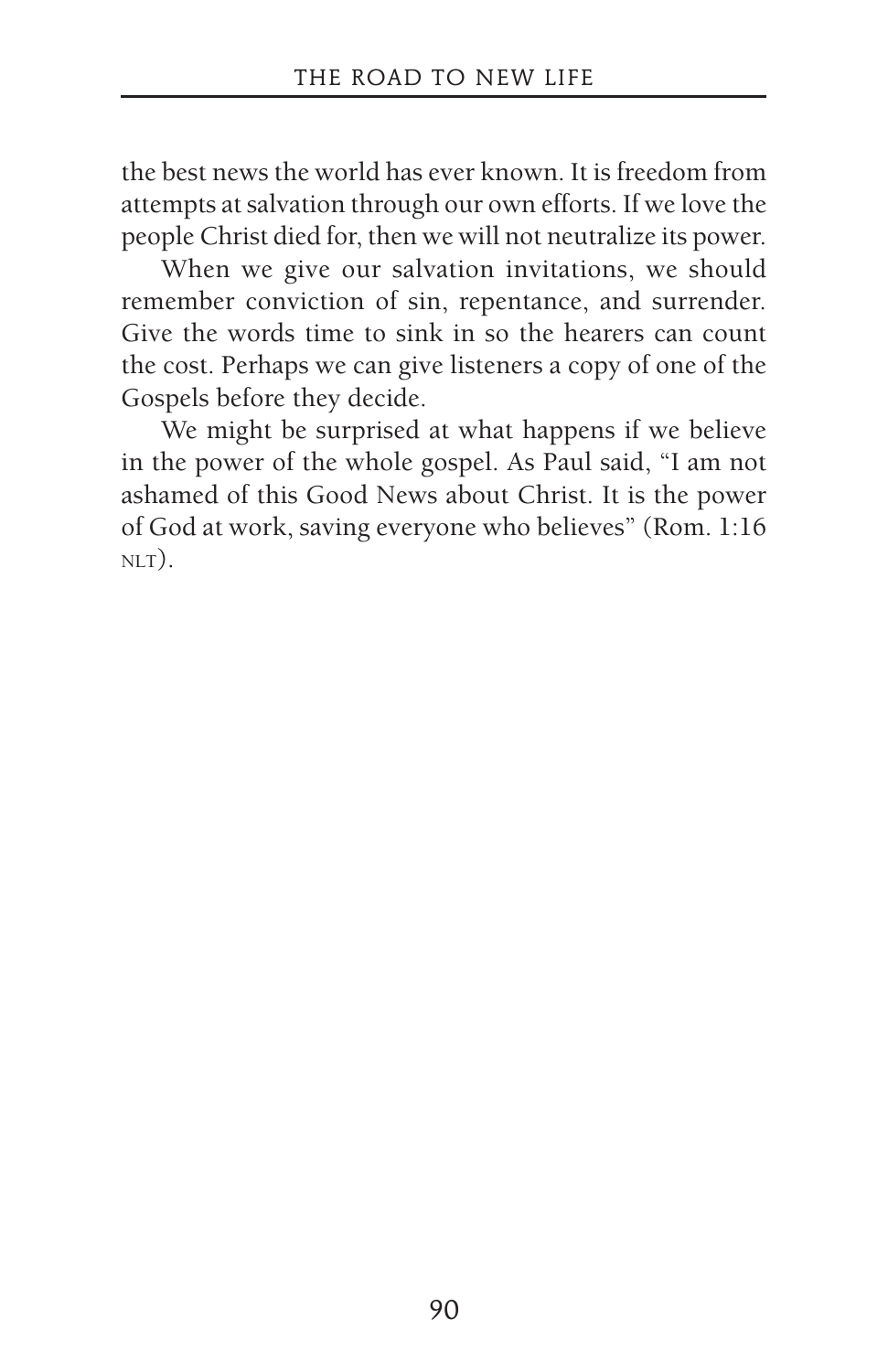the best news the world has ever known. It is freedom from attempts at salvation through our own efforts. If we love the people Christ died for, then we will not neutralize its power.

When we give our salvation invitations, we should remember conviction of sin, repentance, and surrender. Give the words time to sink in so the hearers can count the cost. Perhaps we can give listeners a copy of one of the Gospels before they decide.

We might be surprised at what happens if we believe in the power of the whole gospel. As Paul said, "I am not ashamed of this Good News about Christ. It is the power of God at work, saving everyone who believes" (Rom. 1:16 NLT).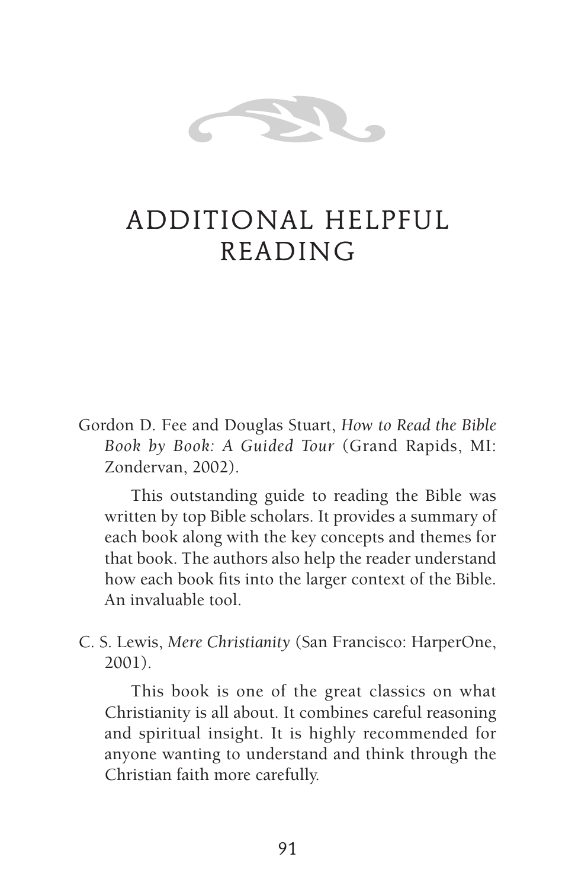# ADDITIONAL HELPFUL READING

Gordon D. Fee and Douglas Stuart, *How to Read the Bible Book by Book: A Guided Tour* (Grand Rapids, MI: Zondervan, 2002).

This outstanding guide to reading the Bible was written by top Bible scholars. It provides a summary of each book along with the key concepts and themes for that book. The authors also help the reader understand how each book fits into the larger context of the Bible. An invaluable tool.

C. S. Lewis, *Mere Christianity* (San Francisco: HarperOne, 2001).

This book is one of the great classics on what Christianity is all about. It combines careful reasoning and spiritual insight. It is highly recommended for anyone wanting to understand and think through the Christian faith more carefully.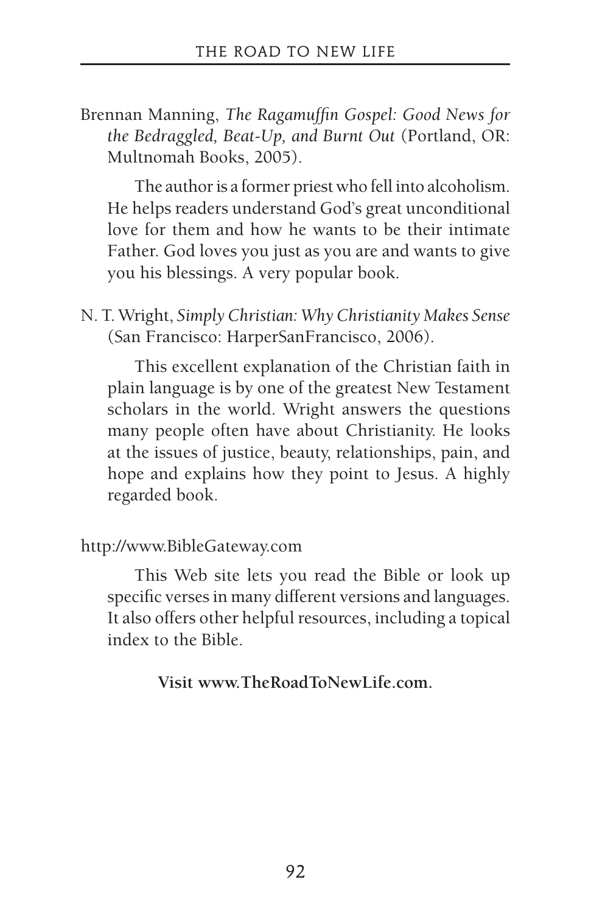Brennan Manning, *The Ragamuffin Gospel: Good News for the Bedraggled, Beat-Up, and Burnt Out* (Portland, OR: Multnomah Books, 2005).

The author is a former priest who fell into alcoholism. He helps readers understand God's great unconditional love for them and how he wants to be their intimate Father. God loves you just as you are and wants to give you his blessings. A very popular book.

N. T. Wright, *Simply Christian: Why Christianity Makes Sense* (San Francisco: HarperSanFrancisco, 2006).

This excellent explanation of the Christian faith in plain language is by one of the greatest New Testament scholars in the world. Wright answers the questions many people often have about Christianity. He looks at the issues of justice, beauty, relationships, pain, and hope and explains how they point to Jesus. A highly regarded book.

http://www.BibleGateway.com

This Web site lets you read the Bible or look up specific verses in many different versions and languages. It also offers other helpful resources, including a topical index to the Bible.

**Visit www.TheRoadToNewLife.com.**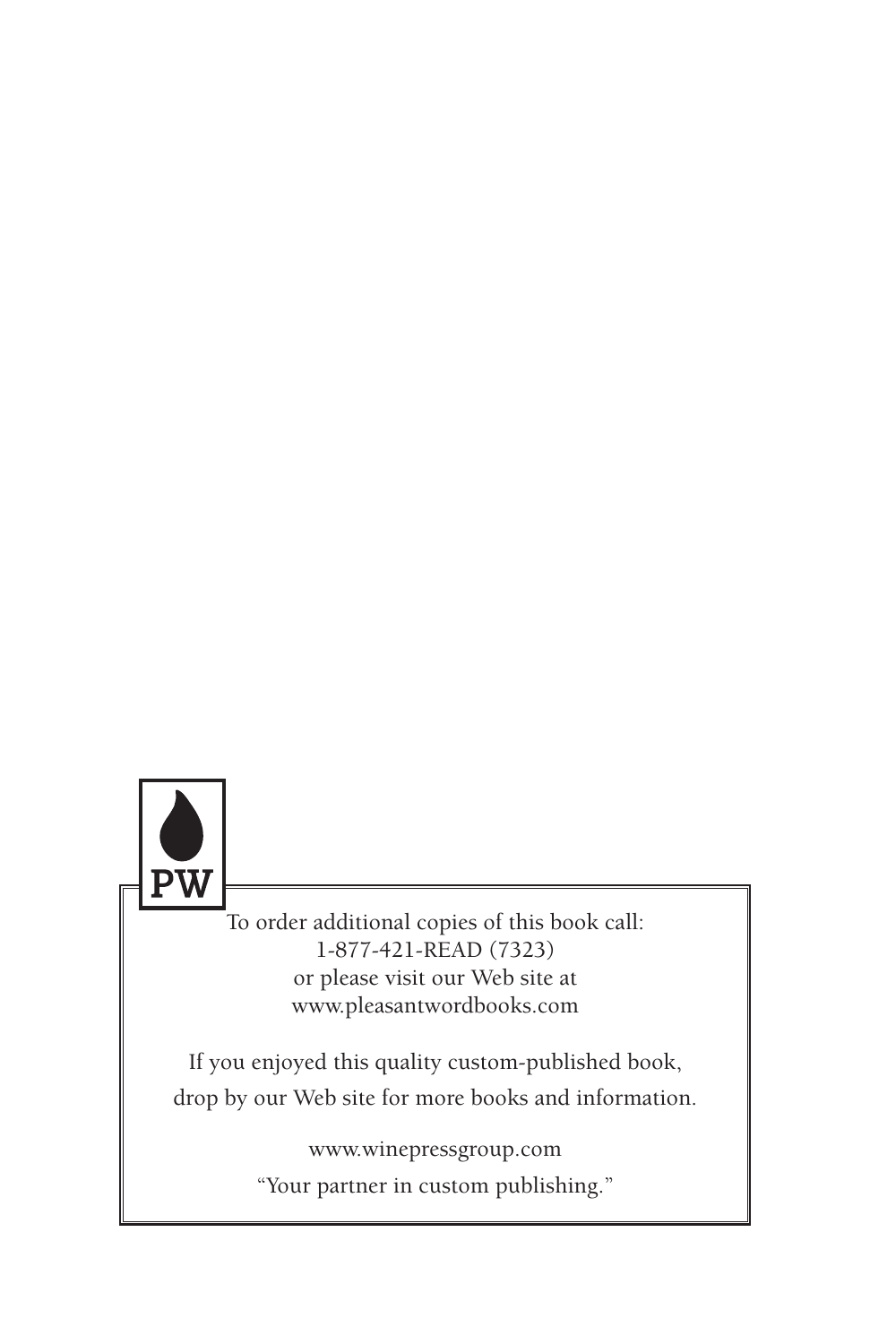PW

To order additional copies of this book call:
1-877-421-READ (7323)
or please visit our Web site at
www.pleasantwordbooks.com

If you enjoyed this quality custom-published book,
drop by our Web site for more books and information.

www.winepressgroup.com
"Your partner in custom publishing."